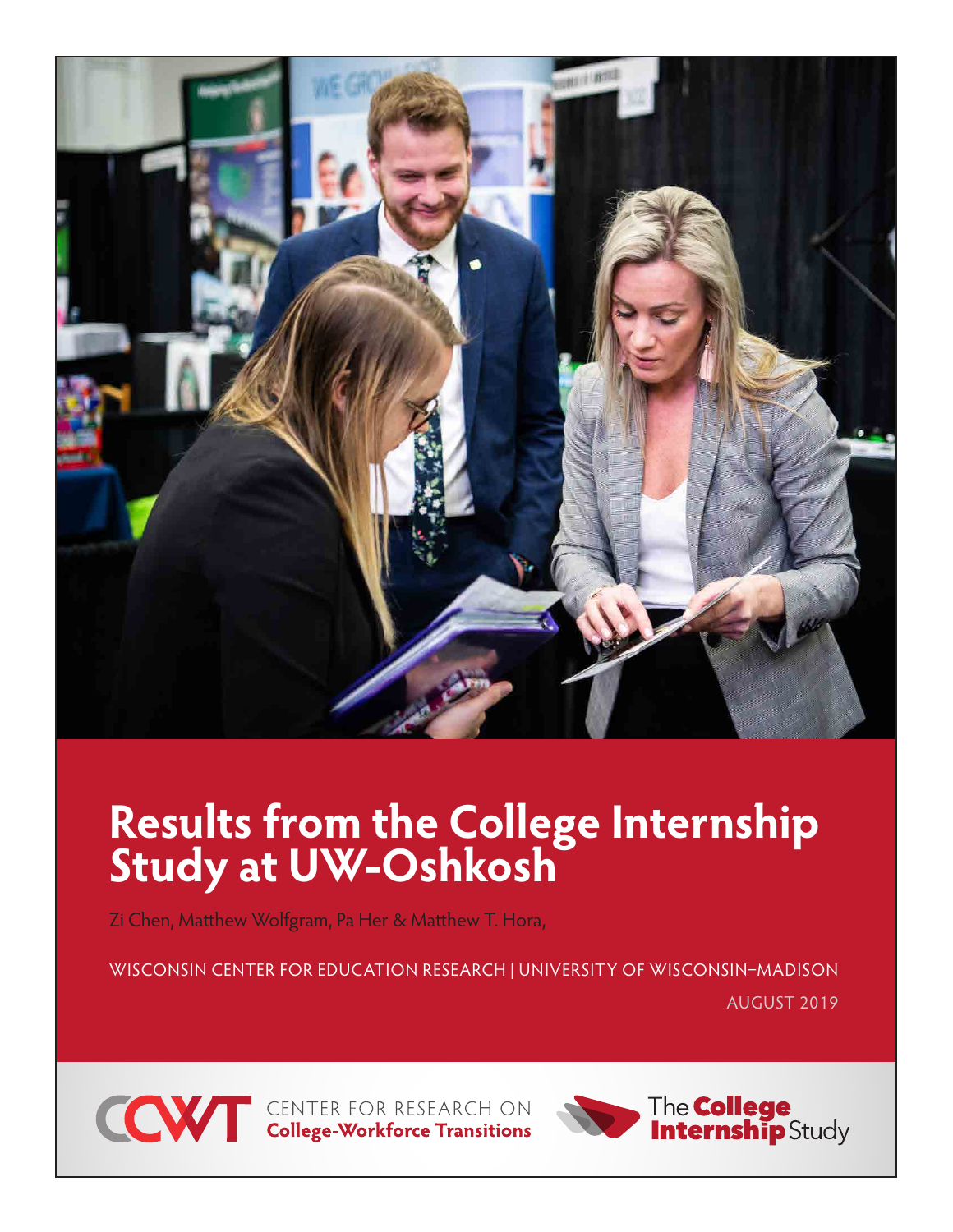# Results from the College Internship Study at UW-Oshkosh

Zi Chen, Matthew Wolfgram, Pa Her & Matthew T. Hora,

WISCONSIN CENTER FOR EDUCATION RESEARCH | UNIVERSITY OF WISCONSIN–MADISON

AUGUST 2019

CCWT CENTER FOR RESEARCH ON **College-Workforce Transitions**

The **College Internship** Study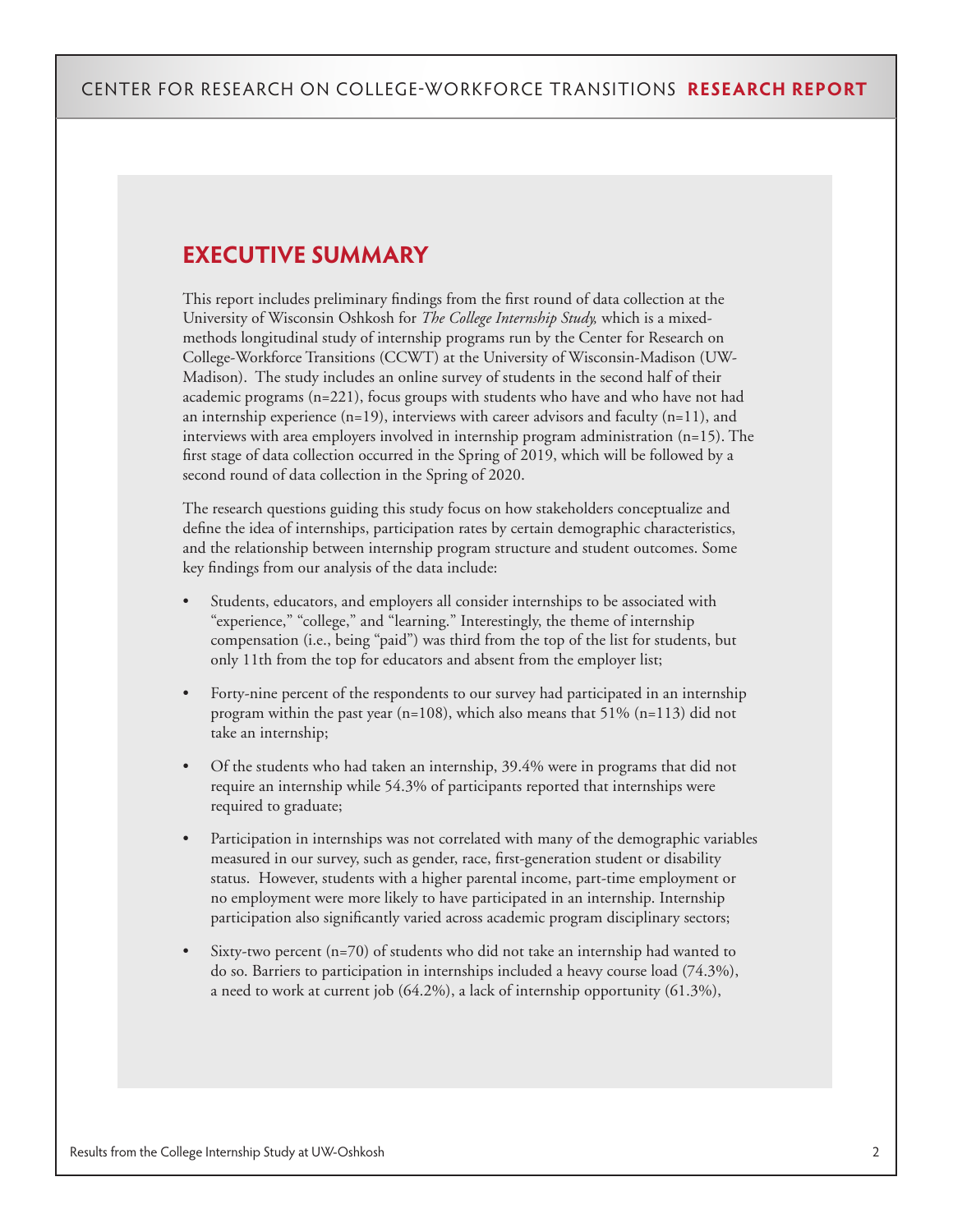## EXECUTIVE SUMMARY

This report includes preliminary findings from the first round of data collection at the University of Wisconsin Oshkosh for *The College Internship Study,* which is a mixed-methods longitudinal study of internship programs run by the Center for Research on College-Workforce Transitions (CCWT) at the University of Wisconsin-Madison (UW-Madison). The study includes an online survey of students in the second half of their academic programs (n=221), focus groups with students who have and who have not had an internship experience (n=19), interviews with career advisors and faculty (n=11), and interviews with area employers involved in internship program administration (n=15). The first stage of data collection occurred in the Spring of 2019, which will be followed by a second round of data collection in the Spring of 2020.

The research questions guiding this study focus on how stakeholders conceptualize and define the idea of internships, participation rates by certain demographic characteristics, and the relationship between internship program structure and student outcomes. Some key findings from our analysis of the data include:

- Students, educators, and employers all consider internships to be associated with "experience," "college," and "learning." Interestingly, the theme of internship compensation (i.e., being "paid") was third from the top of the list for students, but only 11th from the top for educators and absent from the employer list;
- Forty-nine percent of the respondents to our survey had participated in an internship program within the past year (n=108), which also means that 51% (n=113) did not take an internship;
- Of the students who had taken an internship, 39.4% were in programs that did not require an internship while 54.3% of participants reported that internships were required to graduate;
- Participation in internships was not correlated with many of the demographic variables measured in our survey, such as gender, race, first-generation student or disability status. However, students with a higher parental income, part-time employment or no employment were more likely to have participated in an internship. Internship participation also significantly varied across academic program disciplinary sectors;
- Sixty-two percent (n=70) of students who did not take an internship had wanted to do so. Barriers to participation in internships included a heavy course load (74.3%), a need to work at current job (64.2%), a lack of internship opportunity (61.3%),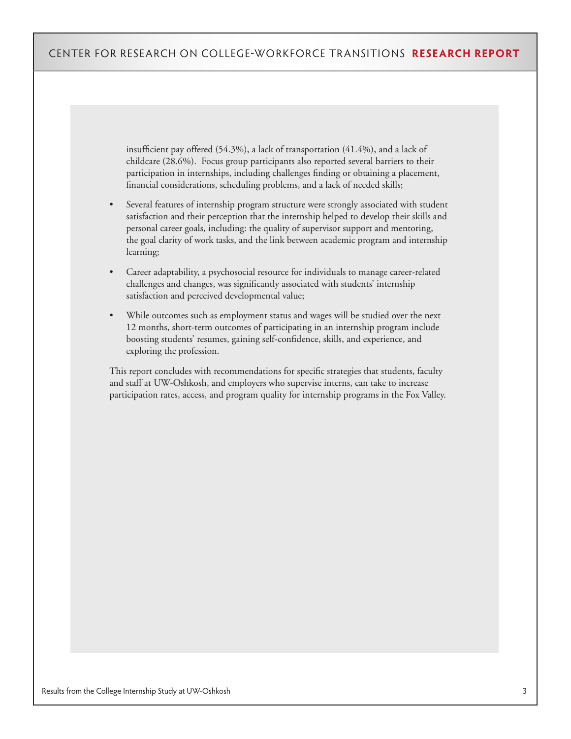insufficient pay offered (54.3%), a lack of transportation (41.4%), and a lack of childcare (28.6%). Focus group participants also reported several barriers to their participation in internships, including challenges finding or obtaining a placement, financial considerations, scheduling problems, and a lack of needed skills;

- Several features of internship program structure were strongly associated with student satisfaction and their perception that the internship helped to develop their skills and personal career goals, including: the quality of supervisor support and mentoring, the goal clarity of work tasks, and the link between academic program and internship learning;
- Career adaptability, a psychosocial resource for individuals to manage career-related challenges and changes, was significantly associated with students' internship satisfaction and perceived developmental value;
- While outcomes such as employment status and wages will be studied over the next 12 months, short-term outcomes of participating in an internship program include boosting students' resumes, gaining self-confidence, skills, and experience, and exploring the profession.

This report concludes with recommendations for specific strategies that students, faculty and staff at UW-Oshkosh, and employers who supervise interns, can take to increase participation rates, access, and program quality for internship programs in the Fox Valley.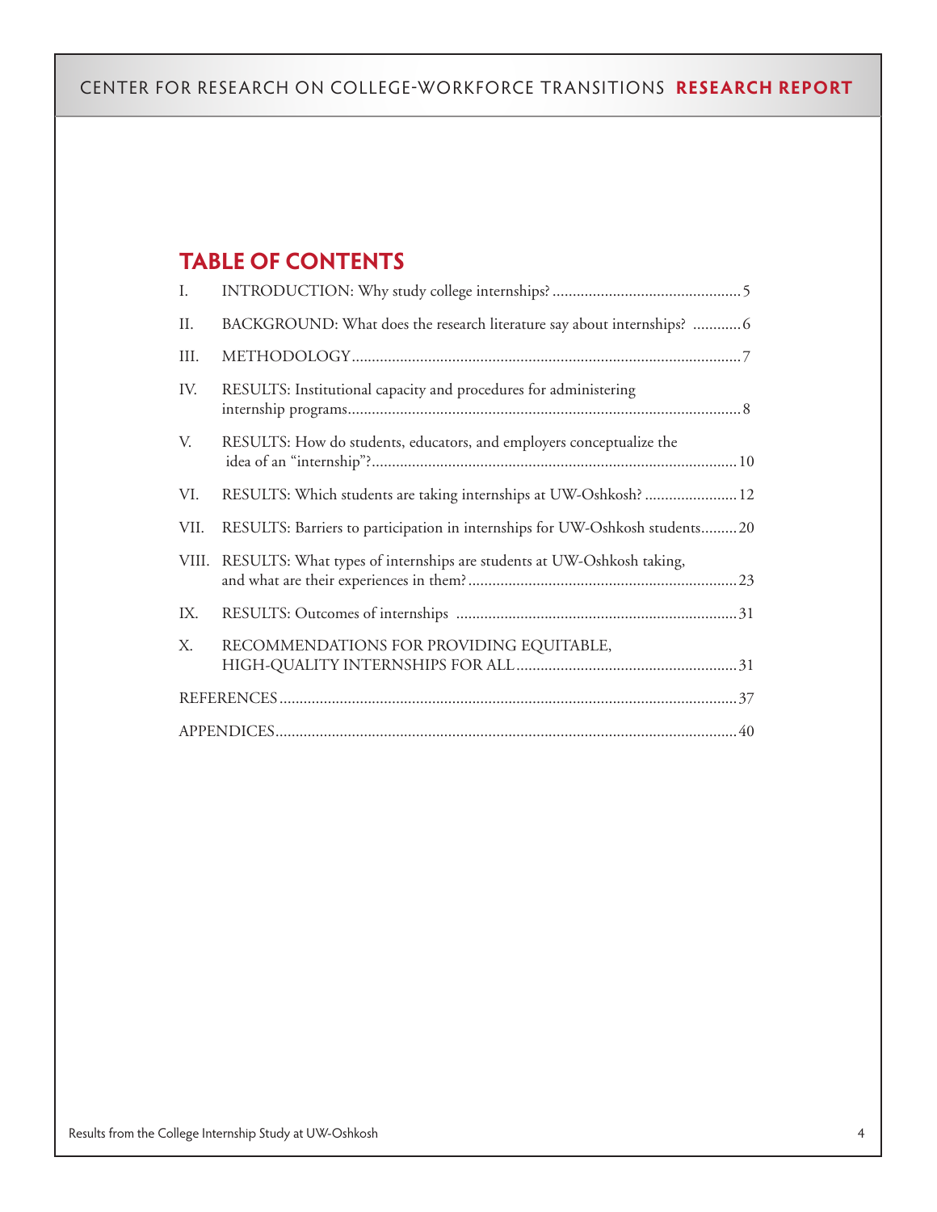## TABLE OF CONTENTS

I. INTRODUCTION: Why study college internships? ............................................... 5

II. BACKGROUND: What does the research literature say about internships? ............ 6

III. METHODOLOGY................................................................................................. 7

IV. RESULTS: Institutional capacity and procedures for administering internship programs.................................................................................................. 8

V. RESULTS: How do students, educators, and employers conceptualize the idea of an "internship"?........................................................................................... 10

VI. RESULTS: Which students are taking internships at UW-Oshkosh? ....................... 12

VII. RESULTS: Barriers to participation in internships for UW-Oshkosh students......... 20

VIII. RESULTS: What types of internships are students at UW-Oshkosh taking, and what are their experiences in them?.................................................................. 23

IX. RESULTS: Outcomes of internships ...................................................................... 31

X. RECOMMENDATIONS FOR PROVIDING EQUITABLE, HIGH-QUALITY INTERNSHIPS FOR ALL....................................................... 31

REFERENCES.................................................................................................................. 37

APPENDICES................................................................................................................... 40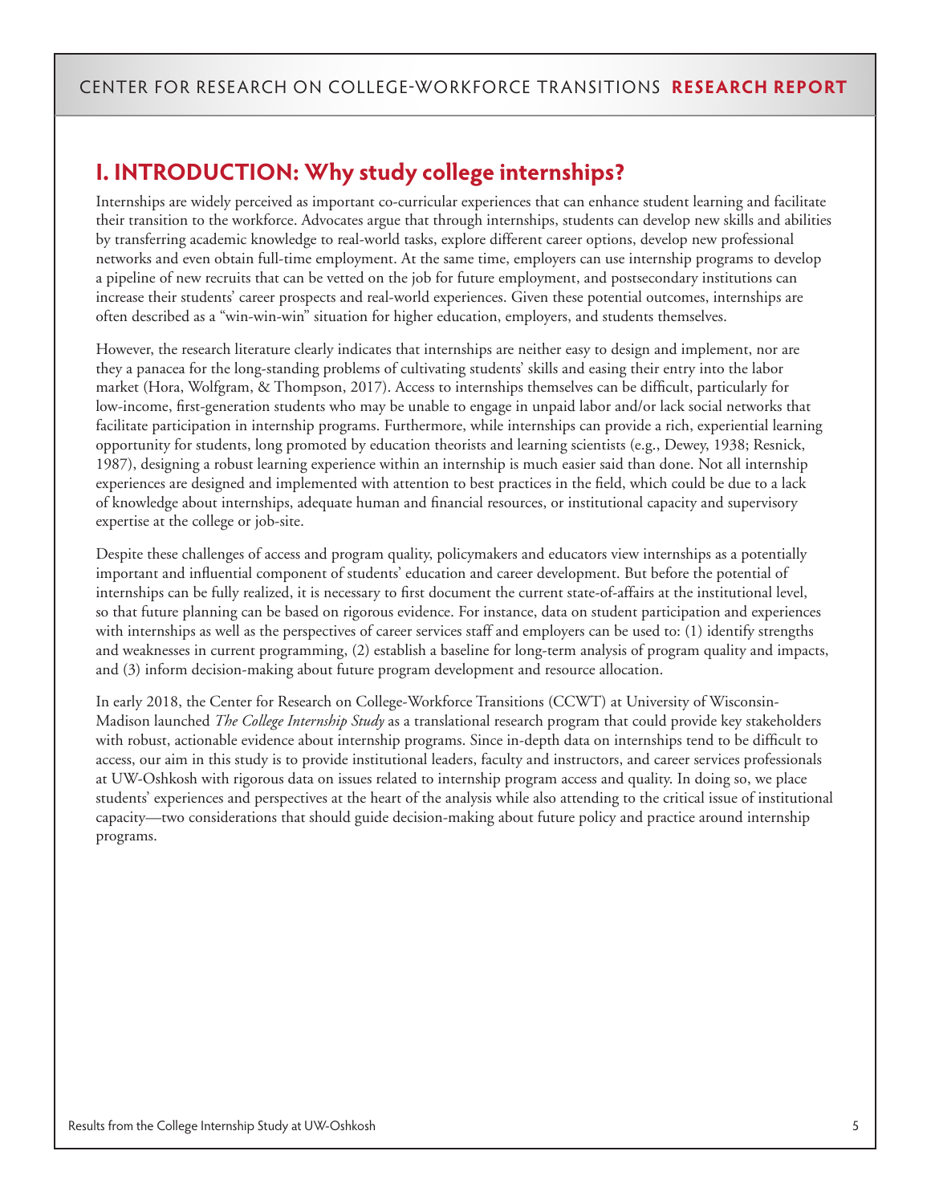## I. INTRODUCTION: Why study college internships?

Internships are widely perceived as important co-curricular experiences that can enhance student learning and facilitate their transition to the workforce. Advocates argue that through internships, students can develop new skills and abilities by transferring academic knowledge to real-world tasks, explore different career options, develop new professional networks and even obtain full-time employment. At the same time, employers can use internship programs to develop a pipeline of new recruits that can be vetted on the job for future employment, and postsecondary institutions can increase their students' career prospects and real-world experiences. Given these potential outcomes, internships are often described as a "win-win-win" situation for higher education, employers, and students themselves.

However, the research literature clearly indicates that internships are neither easy to design and implement, nor are they a panacea for the long-standing problems of cultivating students' skills and easing their entry into the labor market (Hora, Wolfgram, & Thompson, 2017). Access to internships themselves can be difficult, particularly for low-income, first-generation students who may be unable to engage in unpaid labor and/or lack social networks that facilitate participation in internship programs. Furthermore, while internships can provide a rich, experiential learning opportunity for students, long promoted by education theorists and learning scientists (e.g., Dewey, 1938; Resnick, 1987), designing a robust learning experience within an internship is much easier said than done. Not all internship experiences are designed and implemented with attention to best practices in the field, which could be due to a lack of knowledge about internships, adequate human and financial resources, or institutional capacity and supervisory expertise at the college or job-site.

Despite these challenges of access and program quality, policymakers and educators view internships as a potentially important and influential component of students' education and career development. But before the potential of internships can be fully realized, it is necessary to first document the current state-of-affairs at the institutional level, so that future planning can be based on rigorous evidence. For instance, data on student participation and experiences with internships as well as the perspectives of career services staff and employers can be used to: (1) identify strengths and weaknesses in current programming, (2) establish a baseline for long-term analysis of program quality and impacts, and (3) inform decision-making about future program development and resource allocation.

In early 2018, the Center for Research on College-Workforce Transitions (CCWT) at University of Wisconsin-Madison launched *The College Internship Study* as a translational research program that could provide key stakeholders with robust, actionable evidence about internship programs. Since in-depth data on internships tend to be difficult to access, our aim in this study is to provide institutional leaders, faculty and instructors, and career services professionals at UW-Oshkosh with rigorous data on issues related to internship program access and quality. In doing so, we place students' experiences and perspectives at the heart of the analysis while also attending to the critical issue of institutional capacity—two considerations that should guide decision-making about future policy and practice around internship programs.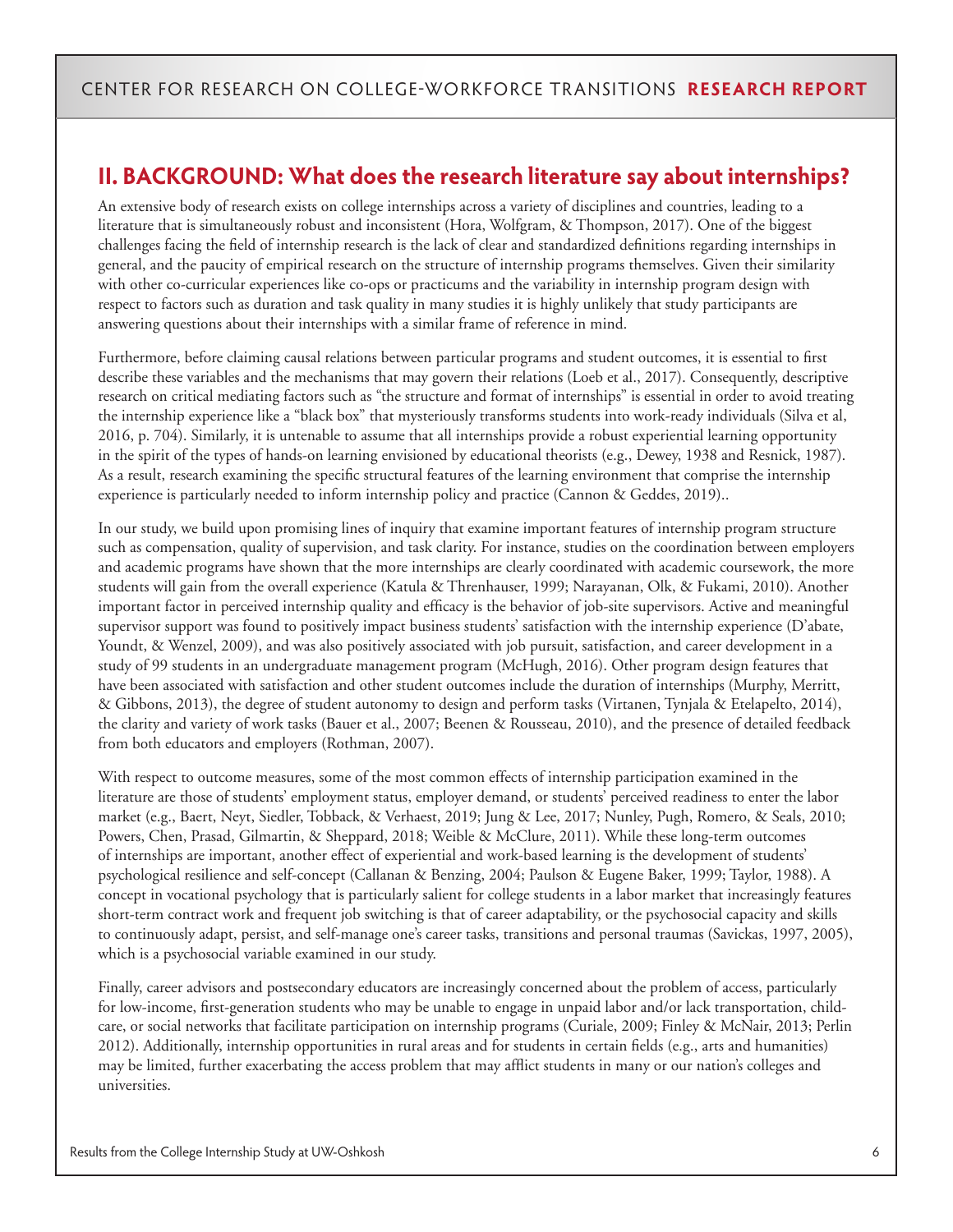## II. BACKGROUND: What does the research literature say about internships?

An extensive body of research exists on college internships across a variety of disciplines and countries, leading to a literature that is simultaneously robust and inconsistent (Hora, Wolfgram, & Thompson, 2017). One of the biggest challenges facing the field of internship research is the lack of clear and standardized definitions regarding internships in general, and the paucity of empirical research on the structure of internship programs themselves. Given their similarity with other co-curricular experiences like co-ops or practicums and the variability in internship program design with respect to factors such as duration and task quality in many studies it is highly unlikely that study participants are answering questions about their internships with a similar frame of reference in mind.

Furthermore, before claiming causal relations between particular programs and student outcomes, it is essential to first describe these variables and the mechanisms that may govern their relations (Loeb et al., 2017). Consequently, descriptive research on critical mediating factors such as "the structure and format of internships" is essential in order to avoid treating the internship experience like a "black box" that mysteriously transforms students into work-ready individuals (Silva et al, 2016, p. 704). Similarly, it is untenable to assume that all internships provide a robust experiential learning opportunity in the spirit of the types of hands-on learning envisioned by educational theorists (e.g., Dewey, 1938 and Resnick, 1987). As a result, research examining the specific structural features of the learning environment that comprise the internship experience is particularly needed to inform internship policy and practice (Cannon & Geddes, 2019)..

In our study, we build upon promising lines of inquiry that examine important features of internship program structure such as compensation, quality of supervision, and task clarity. For instance, studies on the coordination between employers and academic programs have shown that the more internships are clearly coordinated with academic coursework, the more students will gain from the overall experience (Katula & Threnhauser, 1999; Narayanan, Olk, & Fukami, 2010). Another important factor in perceived internship quality and efficacy is the behavior of job-site supervisors. Active and meaningful supervisor support was found to positively impact business students' satisfaction with the internship experience (D'abate, Youndt, & Wenzel, 2009), and was also positively associated with job pursuit, satisfaction, and career development in a study of 99 students in an undergraduate management program (McHugh, 2016). Other program design features that have been associated with satisfaction and other student outcomes include the duration of internships (Murphy, Merritt, & Gibbons, 2013), the degree of student autonomy to design and perform tasks (Virtanen, Tynjala & Etelapelto, 2014), the clarity and variety of work tasks (Bauer et al., 2007; Beenen & Rousseau, 2010), and the presence of detailed feedback from both educators and employers (Rothman, 2007).

With respect to outcome measures, some of the most common effects of internship participation examined in the literature are those of students' employment status, employer demand, or students' perceived readiness to enter the labor market (e.g., Baert, Neyt, Siedler, Tobback, & Verhaest, 2019; Jung & Lee, 2017; Nunley, Pugh, Romero, & Seals, 2010; Powers, Chen, Prasad, Gilmartin, & Sheppard, 2018; Weible & McClure, 2011). While these long-term outcomes of internships are important, another effect of experiential and work-based learning is the development of students' psychological resilience and self-concept (Callanan & Benzing, 2004; Paulson & Eugene Baker, 1999; Taylor, 1988). A concept in vocational psychology that is particularly salient for college students in a labor market that increasingly features short-term contract work and frequent job switching is that of career adaptability, or the psychosocial capacity and skills to continuously adapt, persist, and self-manage one's career tasks, transitions and personal traumas (Savickas, 1997, 2005), which is a psychosocial variable examined in our study.

Finally, career advisors and postsecondary educators are increasingly concerned about the problem of access, particularly for low-income, first-generation students who may be unable to engage in unpaid labor and/or lack transportation, child-care, or social networks that facilitate participation on internship programs (Curiale, 2009; Finley & McNair, 2013; Perlin 2012). Additionally, internship opportunities in rural areas and for students in certain fields (e.g., arts and humanities) may be limited, further exacerbating the access problem that may afflict students in many or our nation's colleges and universities.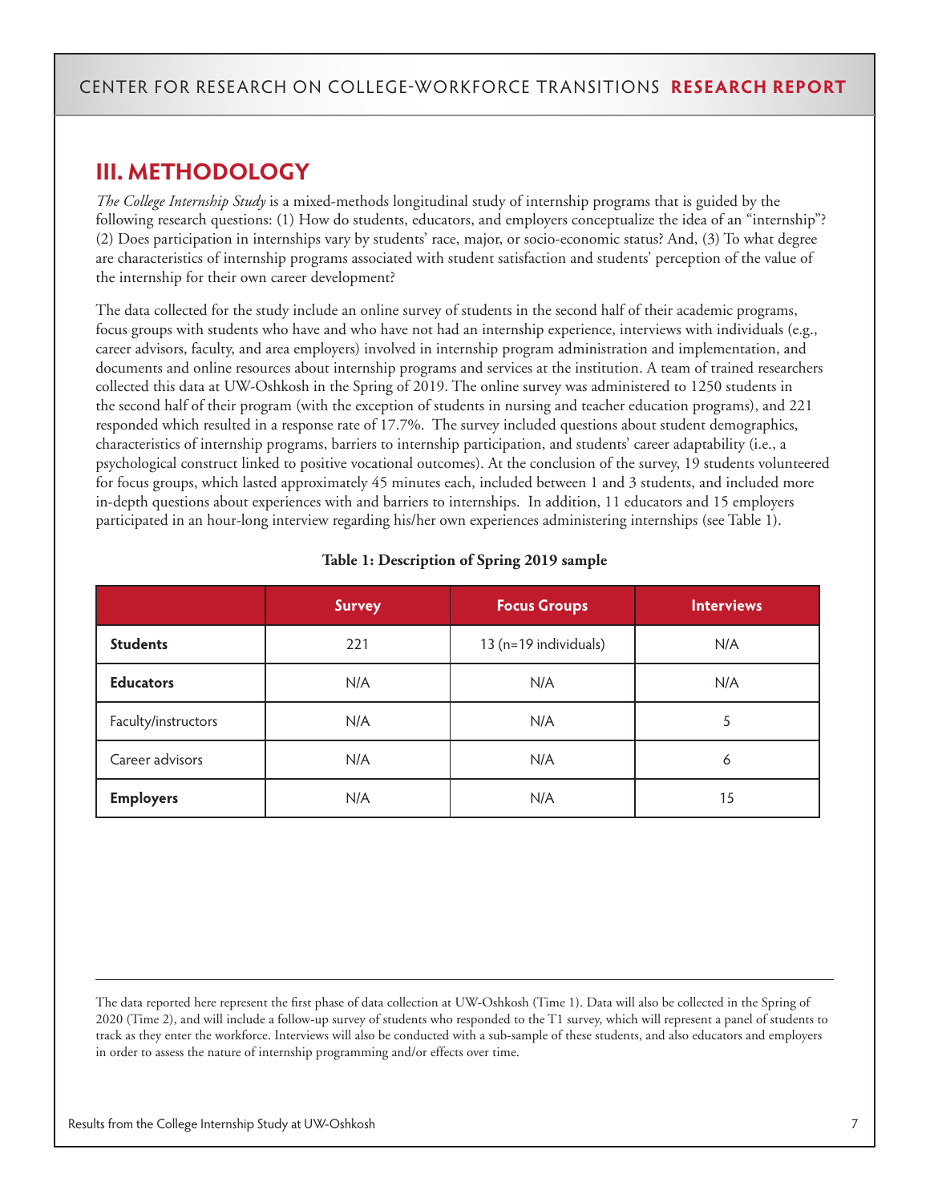## III. METHODOLOGY

*The College Internship Study* is a mixed-methods longitudinal study of internship programs that is guided by the following research questions: (1) How do students, educators, and employers conceptualize the idea of an "internship"? (2) Does participation in internships vary by students' race, major, or socio-economic status? And, (3) To what degree are characteristics of internship programs associated with student satisfaction and students' perception of the value of the internship for their own career development?

The data collected for the study include an online survey of students in the second half of their academic programs, focus groups with students who have and who have not had an internship experience, interviews with individuals (e.g., career advisors, faculty, and area employers) involved in internship program administration and implementation, and documents and online resources about internship programs and services at the institution. A team of trained researchers collected this data at UW-Oshkosh in the Spring of 2019. The online survey was administered to 1250 students in the second half of their program (with the exception of students in nursing and teacher education programs), and 221 responded which resulted in a response rate of 17.7%. The survey included questions about student demographics, characteristics of internship programs, barriers to internship participation, and students' career adaptability (i.e., a psychological construct linked to positive vocational outcomes). At the conclusion of the survey, 19 students volunteered for focus groups, which lasted approximately 45 minutes each, included between 1 and 3 students, and included more in-depth questions about experiences with and barriers to internships. In addition, 11 educators and 15 employers participated in an hour-long interview regarding his/her own experiences administering internships (see Table 1).

**Table 1: Description of Spring 2019 sample**

| | Survey | Focus Groups | Interviews |
|---|---|---|---|
| **Students** | 221 | 13 (n=19 individuals) | N/A |
| **Educators** | N/A | N/A | N/A |
| Faculty/instructors | N/A | N/A | 5 |
| Career advisors | N/A | N/A | 6 |
| **Employers** | N/A | N/A | 15 |

The data reported here represent the first phase of data collection at UW-Oshkosh (Time 1). Data will also be collected in the Spring of 2020 (Time 2), and will include a follow-up survey of students who responded to the T1 survey, which will represent a panel of students to track as they enter the workforce. Interviews will also be conducted with a sub-sample of these students, and also educators and employers in order to assess the nature of internship programming and/or effects over time.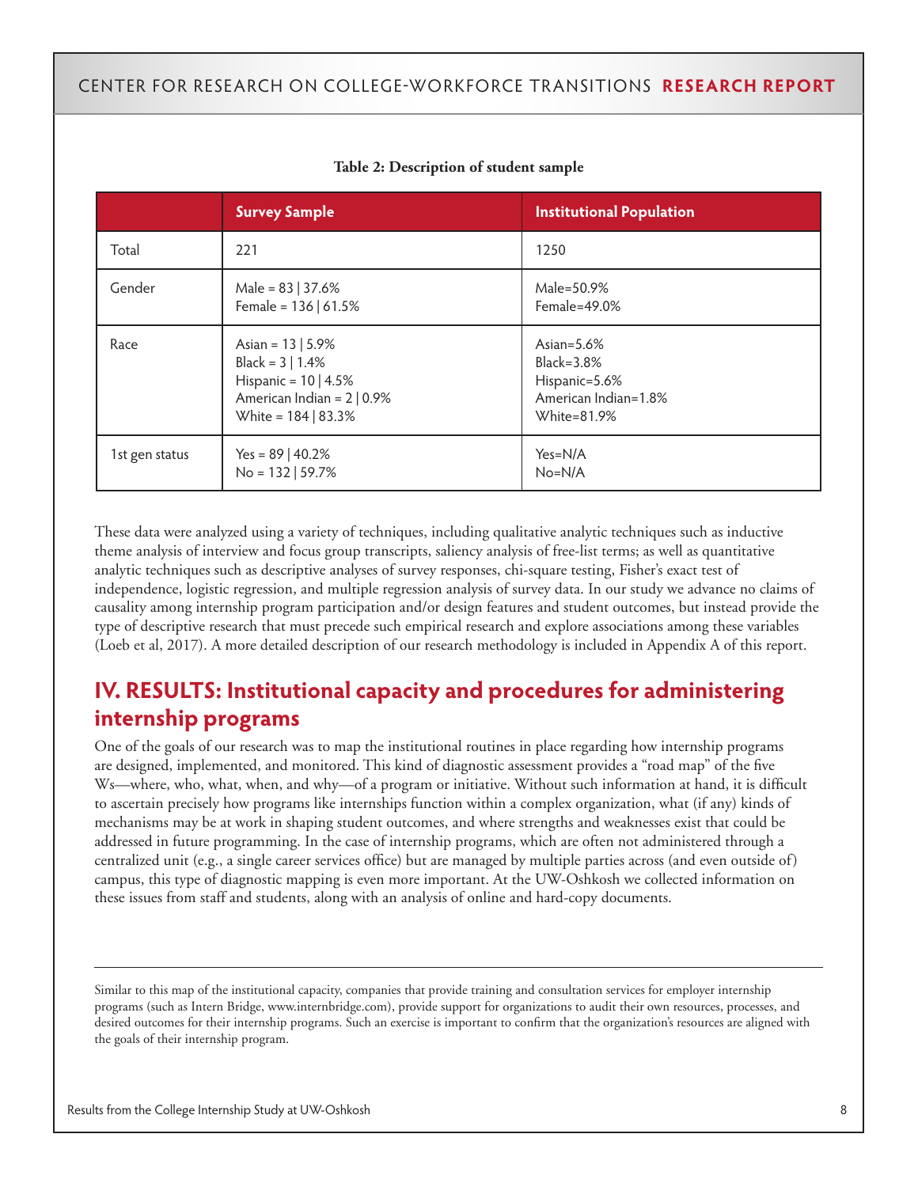**Table 2: Description of student sample**

| | Survey Sample | Institutional Population |
|---|---|---|
| Total | 221 | 1250 |
| Gender | Male = 83 \| 37.6%<br>Female = 136 \| 61.5% | Male=50.9%<br>Female=49.0% |
| Race | Asian = 13 \| 5.9%<br>Black = 3 \| 1.4%<br>Hispanic = 10 \| 4.5%<br>American Indian = 2 \| 0.9%<br>White = 184 \| 83.3% | Asian=5.6%<br>Black=3.8%<br>Hispanic=5.6%<br>American Indian=1.8%<br>White=81.9% |
| 1st gen status | Yes = 89 \| 40.2%<br>No = 132 \| 59.7% | Yes=N/A<br>No=N/A |

These data were analyzed using a variety of techniques, including qualitative analytic techniques such as inductive theme analysis of interview and focus group transcripts, saliency analysis of free-list terms; as well as quantitative analytic techniques such as descriptive analyses of survey responses, chi-square testing, Fisher's exact test of independence, logistic regression, and multiple regression analysis of survey data. In our study we advance no claims of causality among internship program participation and/or design features and student outcomes, but instead provide the type of descriptive research that must precede such empirical research and explore associations among these variables (Loeb et al, 2017). A more detailed description of our research methodology is included in Appendix A of this report.

## IV. RESULTS: Institutional capacity and procedures for administering internship programs

One of the goals of our research was to map the institutional routines in place regarding how internship programs are designed, implemented, and monitored. This kind of diagnostic assessment provides a "road map" of the five Ws—where, who, what, when, and why—of a program or initiative. Without such information at hand, it is difficult to ascertain precisely how programs like internships function within a complex organization, what (if any) kinds of mechanisms may be at work in shaping student outcomes, and where strengths and weaknesses exist that could be addressed in future programming. In the case of internship programs, which are often not administered through a centralized unit (e.g., a single career services office) but are managed by multiple parties across (and even outside of) campus, this type of diagnostic mapping is even more important. At the UW-Oshkosh we collected information on these issues from staff and students, along with an analysis of online and hard-copy documents.

---

Similar to this map of the institutional capacity, companies that provide training and consultation services for employer internship programs (such as Intern Bridge, www.internbridge.com), provide support for organizations to audit their own resources, processes, and desired outcomes for their internship programs. Such an exercise is important to confirm that the organization's resources are aligned with the goals of their internship program.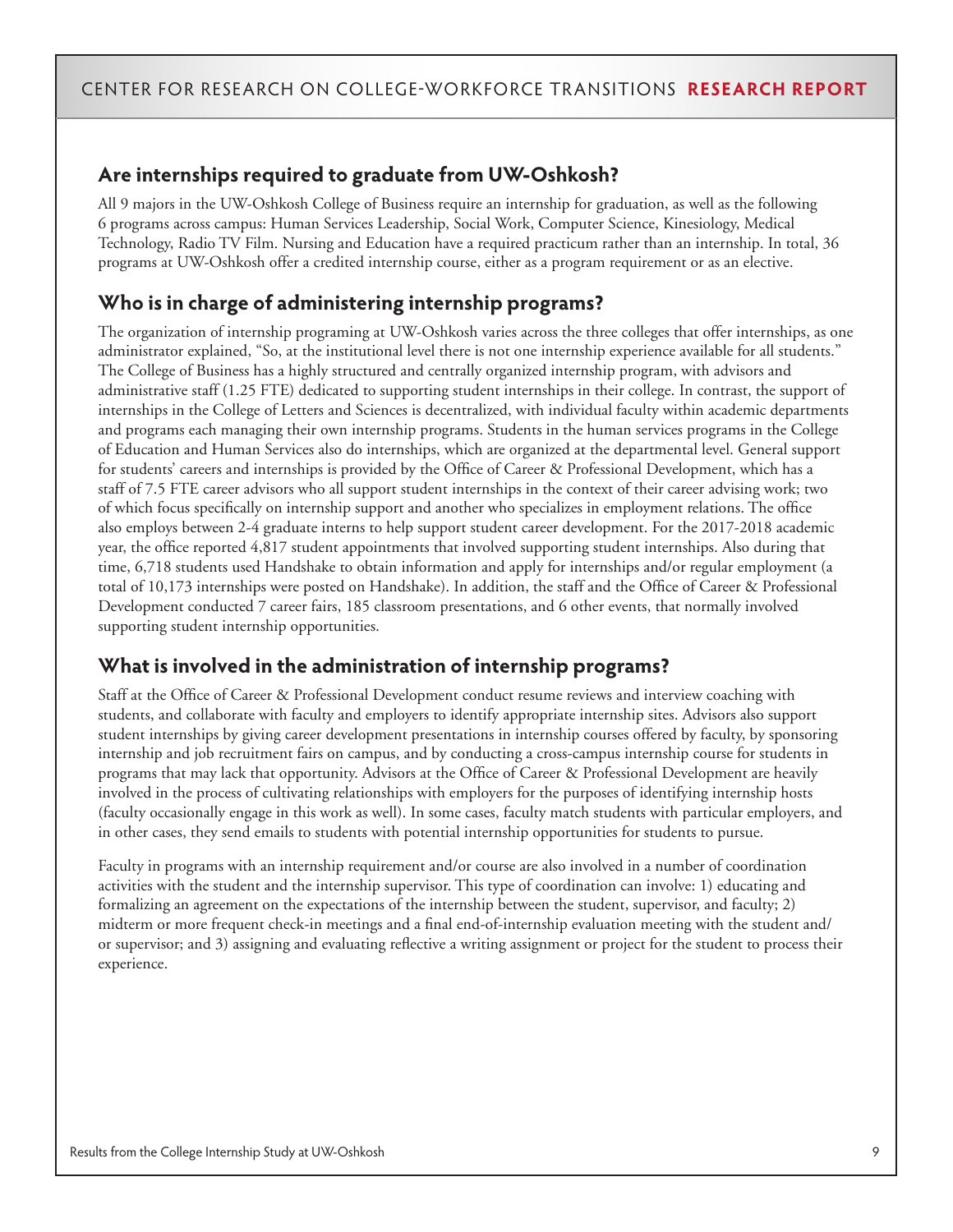## Are internships required to graduate from UW-Oshkosh?

All 9 majors in the UW-Oshkosh College of Business require an internship for graduation, as well as the following 6 programs across campus: Human Services Leadership, Social Work, Computer Science, Kinesiology, Medical Technology, Radio TV Film. Nursing and Education have a required practicum rather than an internship. In total, 36 programs at UW-Oshkosh offer a credited internship course, either as a program requirement or as an elective.

## Who is in charge of administering internship programs?

The organization of internship programing at UW-Oshkosh varies across the three colleges that offer internships, as one administrator explained, "So, at the institutional level there is not one internship experience available for all students." The College of Business has a highly structured and centrally organized internship program, with advisors and administrative staff (1.25 FTE) dedicated to supporting student internships in their college. In contrast, the support of internships in the College of Letters and Sciences is decentralized, with individual faculty within academic departments and programs each managing their own internship programs. Students in the human services programs in the College of Education and Human Services also do internships, which are organized at the departmental level. General support for students' careers and internships is provided by the Office of Career & Professional Development, which has a staff of 7.5 FTE career advisors who all support student internships in the context of their career advising work; two of which focus specifically on internship support and another who specializes in employment relations. The office also employs between 2-4 graduate interns to help support student career development. For the 2017-2018 academic year, the office reported 4,817 student appointments that involved supporting student internships. Also during that time, 6,718 students used Handshake to obtain information and apply for internships and/or regular employment (a total of 10,173 internships were posted on Handshake). In addition, the staff and the Office of Career & Professional Development conducted 7 career fairs, 185 classroom presentations, and 6 other events, that normally involved supporting student internship opportunities.

## What is involved in the administration of internship programs?

Staff at the Office of Career & Professional Development conduct resume reviews and interview coaching with students, and collaborate with faculty and employers to identify appropriate internship sites. Advisors also support student internships by giving career development presentations in internship courses offered by faculty, by sponsoring internship and job recruitment fairs on campus, and by conducting a cross-campus internship course for students in programs that may lack that opportunity. Advisors at the Office of Career & Professional Development are heavily involved in the process of cultivating relationships with employers for the purposes of identifying internship hosts (faculty occasionally engage in this work as well). In some cases, faculty match students with particular employers, and in other cases, they send emails to students with potential internship opportunities for students to pursue.

Faculty in programs with an internship requirement and/or course are also involved in a number of coordination activities with the student and the internship supervisor. This type of coordination can involve: 1) educating and formalizing an agreement on the expectations of the internship between the student, supervisor, and faculty; 2) midterm or more frequent check-in meetings and a final end-of-internship evaluation meeting with the student and/or supervisor; and 3) assigning and evaluating reflective a writing assignment or project for the student to process their experience.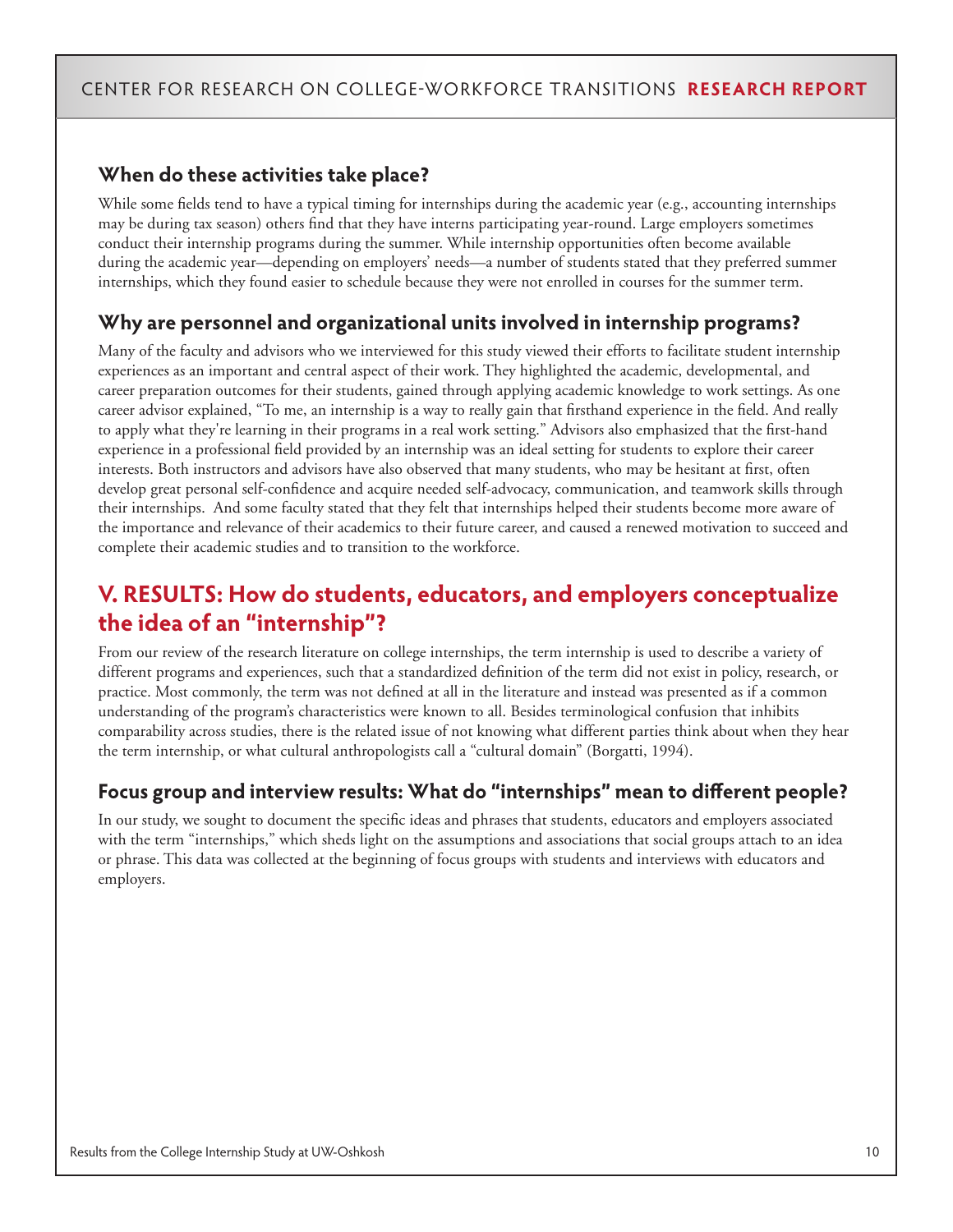### When do these activities take place?

While some fields tend to have a typical timing for internships during the academic year (e.g., accounting internships may be during tax season) others find that they have interns participating year-round. Large employers sometimes conduct their internship programs during the summer. While internship opportunities often become available during the academic year—depending on employers' needs—a number of students stated that they preferred summer internships, which they found easier to schedule because they were not enrolled in courses for the summer term.

### Why are personnel and organizational units involved in internship programs?

Many of the faculty and advisors who we interviewed for this study viewed their efforts to facilitate student internship experiences as an important and central aspect of their work. They highlighted the academic, developmental, and career preparation outcomes for their students, gained through applying academic knowledge to work settings. As one career advisor explained, "To me, an internship is a way to really gain that firsthand experience in the field. And really to apply what they're learning in their programs in a real work setting." Advisors also emphasized that the first-hand experience in a professional field provided by an internship was an ideal setting for students to explore their career interests. Both instructors and advisors have also observed that many students, who may be hesitant at first, often develop great personal self-confidence and acquire needed self-advocacy, communication, and teamwork skills through their internships. And some faculty stated that they felt that internships helped their students become more aware of the importance and relevance of their academics to their future career, and caused a renewed motivation to succeed and complete their academic studies and to transition to the workforce.

## V. RESULTS: How do students, educators, and employers conceptualize the idea of an "internship"?

From our review of the research literature on college internships, the term internship is used to describe a variety of different programs and experiences, such that a standardized definition of the term did not exist in policy, research, or practice. Most commonly, the term was not defined at all in the literature and instead was presented as if a common understanding of the program's characteristics were known to all. Besides terminological confusion that inhibits comparability across studies, there is the related issue of not knowing what different parties think about when they hear the term internship, or what cultural anthropologists call a "cultural domain" (Borgatti, 1994).

### Focus group and interview results: What do "internships" mean to different people?

In our study, we sought to document the specific ideas and phrases that students, educators and employers associated with the term "internships," which sheds light on the assumptions and associations that social groups attach to an idea or phrase. This data was collected at the beginning of focus groups with students and interviews with educators and employers.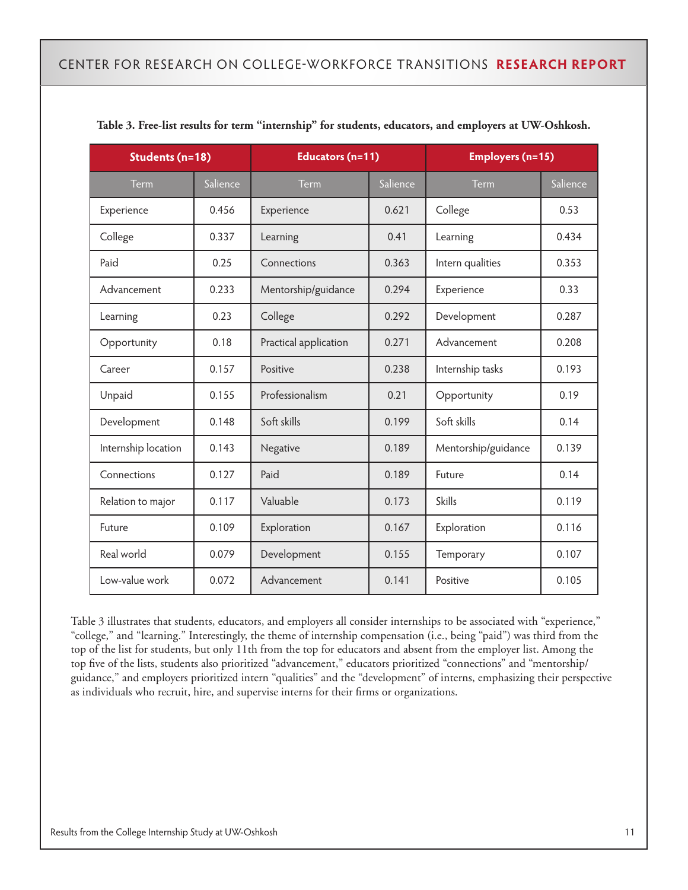**Table 3. Free-list results for term "internship" for students, educators, and employers at UW-Oshkosh.**

| Students (n=18) | | Educators (n=11) | | Employers (n=15) | |
|---|---|---|---|---|---|
| Term | Salience | Term | Salience | Term | Salience |
| Experience | 0.456 | Experience | 0.621 | College | 0.53 |
| College | 0.337 | Learning | 0.41 | Learning | 0.434 |
| Paid | 0.25 | Connections | 0.363 | Intern qualities | 0.353 |
| Advancement | 0.233 | Mentorship/guidance | 0.294 | Experience | 0.33 |
| Learning | 0.23 | College | 0.292 | Development | 0.287 |
| Opportunity | 0.18 | Practical application | 0.271 | Advancement | 0.208 |
| Career | 0.157 | Positive | 0.238 | Internship tasks | 0.193 |
| Unpaid | 0.155 | Professionalism | 0.21 | Opportunity | 0.19 |
| Development | 0.148 | Soft skills | 0.199 | Soft skills | 0.14 |
| Internship location | 0.143 | Negative | 0.189 | Mentorship/guidance | 0.139 |
| Connections | 0.127 | Paid | 0.189 | Future | 0.14 |
| Relation to major | 0.117 | Valuable | 0.173 | Skills | 0.119 |
| Future | 0.109 | Exploration | 0.167 | Exploration | 0.116 |
| Real world | 0.079 | Development | 0.155 | Temporary | 0.107 |
| Low-value work | 0.072 | Advancement | 0.141 | Positive | 0.105 |

Table 3 illustrates that students, educators, and employers all consider internships to be associated with "experience," "college," and "learning." Interestingly, the theme of internship compensation (i.e., being "paid") was third from the top of the list for students, but only 11th from the top for educators and absent from the employer list. Among the top five of the lists, students also prioritized "advancement," educators prioritized "connections" and "mentorship/guidance," and employers prioritized intern "qualities" and the "development" of interns, emphasizing their perspective as individuals who recruit, hire, and supervise interns for their firms or organizations.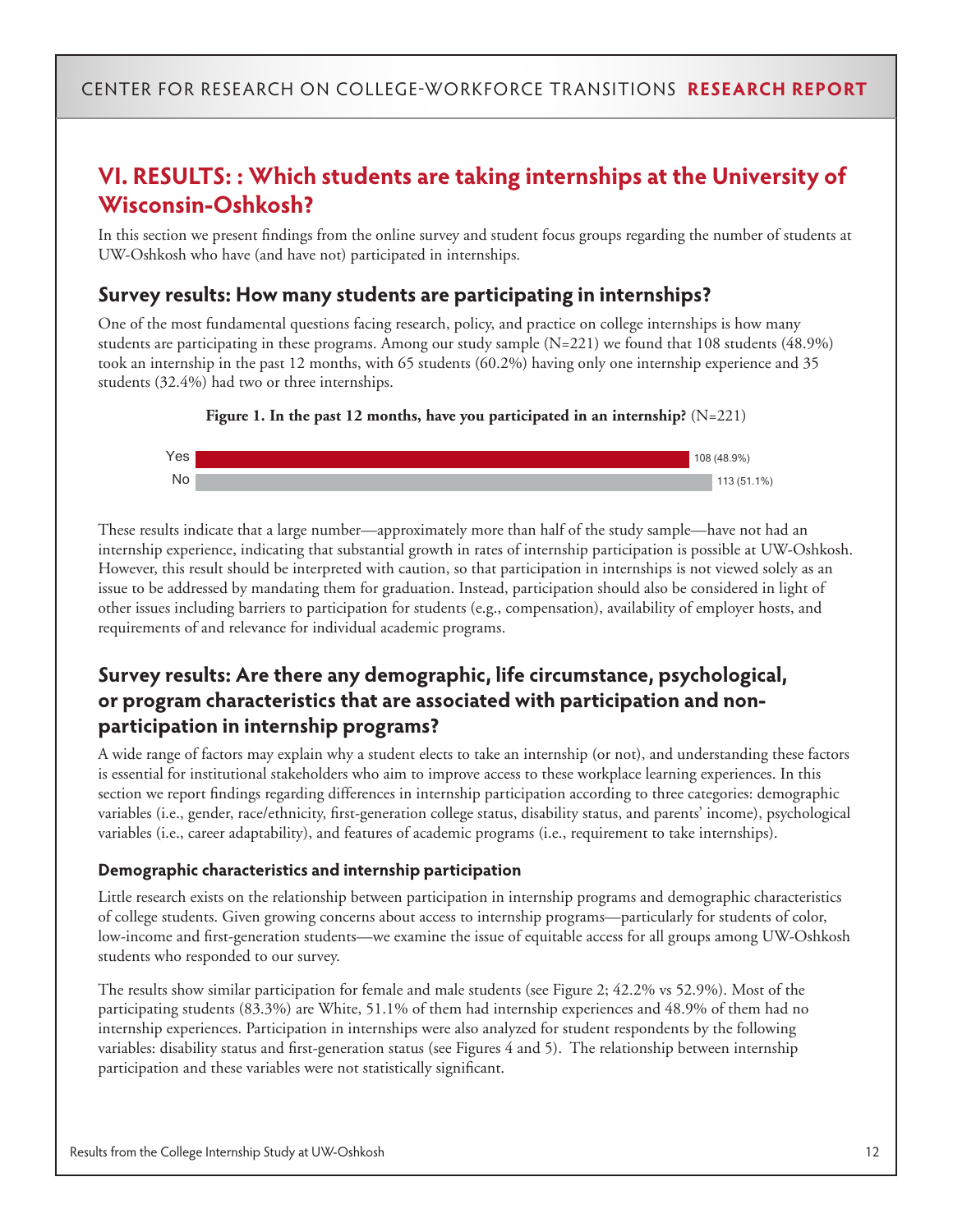## VI. RESULTS: : Which students are taking internships at the University of Wisconsin-Oshkosh?

In this section we present findings from the online survey and student focus groups regarding the number of students at UW-Oshkosh who have (and have not) participated in internships.

### Survey results: How many students are participating in internships?

One of the most fundamental questions facing research, policy, and practice on college internships is how many students are participating in these programs. Among our study sample (N=221) we found that 108 students (48.9%) took an internship in the past 12 months, with 65 students (60.2%) having only one internship experience and 35 students (32.4%) had two or three internships.

**Figure 1. In the past 12 months, have you participated in an internship?** (N=221)

| Response | Count (%) |
| --- | --- |
| Yes | 108 (48.9%) |
| No | 113 (51.1%) |

These results indicate that a large number—approximately more than half of the study sample—have not had an internship experience, indicating that substantial growth in rates of internship participation is possible at UW-Oshkosh. However, this result should be interpreted with caution, so that participation in internships is not viewed solely as an issue to be addressed by mandating them for graduation. Instead, participation should also be considered in light of other issues including barriers to participation for students (e.g., compensation), availability of employer hosts, and requirements of and relevance for individual academic programs.

### Survey results: Are there any demographic, life circumstance, psychological, or program characteristics that are associated with participation and non-participation in internship programs?

A wide range of factors may explain why a student elects to take an internship (or not), and understanding these factors is essential for institutional stakeholders who aim to improve access to these workplace learning experiences. In this section we report findings regarding differences in internship participation according to three categories: demographic variables (i.e., gender, race/ethnicity, first-generation college status, disability status, and parents' income), psychological variables (i.e., career adaptability), and features of academic programs (i.e., requirement to take internships).

#### Demographic characteristics and internship participation

Little research exists on the relationship between participation in internship programs and demographic characteristics of college students. Given growing concerns about access to internship programs—particularly for students of color, low-income and first-generation students—we examine the issue of equitable access for all groups among UW-Oshkosh students who responded to our survey.

The results show similar participation for female and male students (see Figure 2; 42.2% vs 52.9%). Most of the participating students (83.3%) are White, 51.1% of them had internship experiences and 48.9% of them had no internship experiences. Participation in internships were also analyzed for student respondents by the following variables: disability status and first-generation status (see Figures 4 and 5). The relationship between internship participation and these variables were not statistically significant.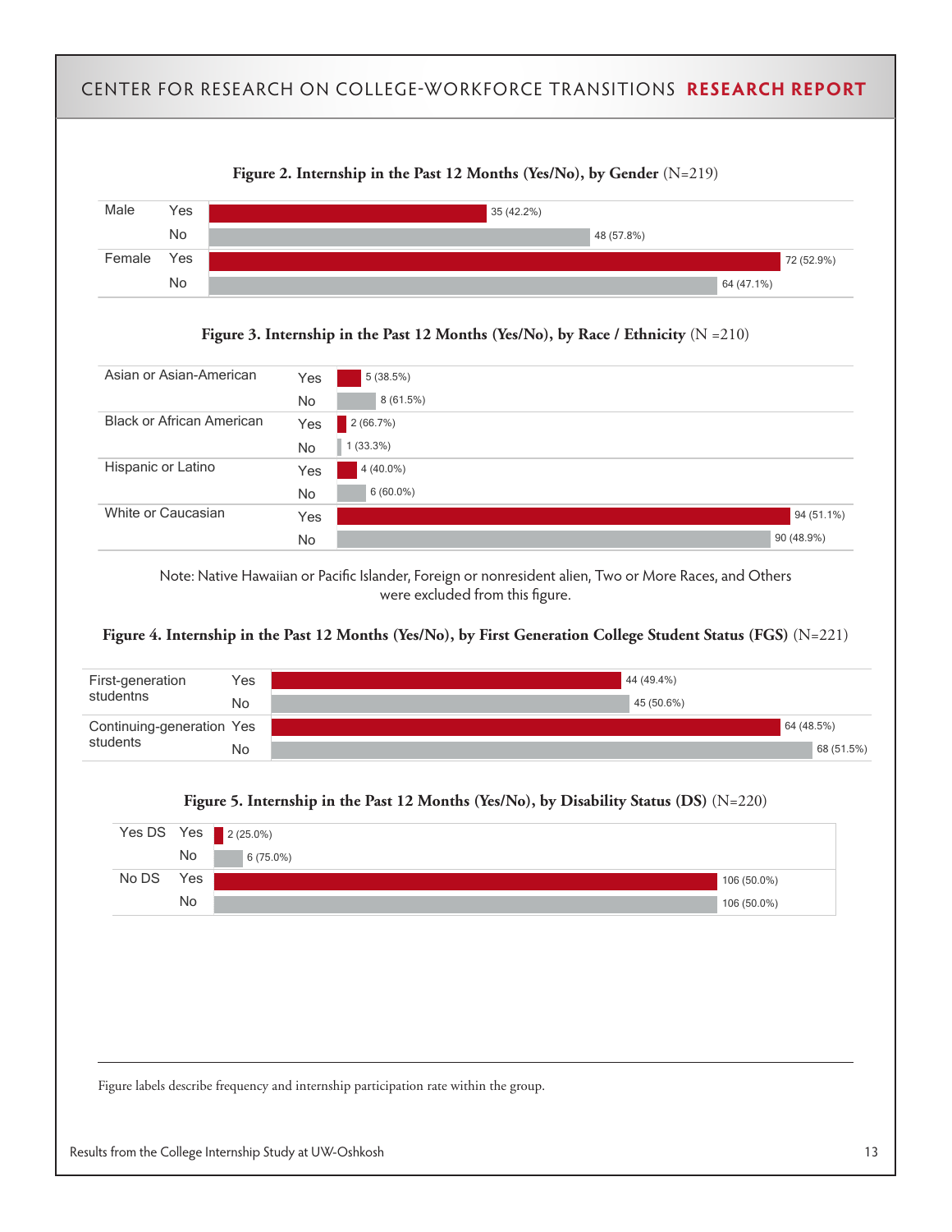**Figure 2. Internship in the Past 12 Months (Yes/No), by Gender** (N=219)

| Gender | Internship | Frequency (%) |
|---|---|---|
| Male | Yes | 35 (42.2%) |
| | No | 48 (57.8%) |
| Female | Yes | 72 (52.9%) |
| | No | 64 (47.1%) |

**Figure 3. Internship in the Past 12 Months (Yes/No), by Race / Ethnicity** (N =210)

| Race / Ethnicity | Internship | Frequency (%) |
|---|---|---|
| Asian or Asian-American | Yes | 5 (38.5%) |
| | No | 8 (61.5%) |
| Black or African American | Yes | 2 (66.7%) |
| | No | 1 (33.3%) |
| Hispanic or Latino | Yes | 4 (40.0%) |
| | No | 6 (60.0%) |
| White or Caucasian | Yes | 94 (51.1%) |
| | No | 90 (48.9%) |

Note: Native Hawaiian or Pacific Islander, Foreign or nonresident alien, Two or More Races, and Others were excluded from this figure.

**Figure 4. Internship in the Past 12 Months (Yes/No), by First Generation College Student Status (FGS)** (N=221)

| FGS | Internship | Frequency (%) |
|---|---|---|
| First-generation studentns | Yes | 44 (49.4%) |
| | No | 45 (50.6%) |
| Continuing-generation students | Yes | 64 (48.5%) |
| | No | 68 (51.5%) |

**Figure 5. Internship in the Past 12 Months (Yes/No), by Disability Status (DS)** (N=220)

| DS | Internship | Frequency (%) |
|---|---|---|
| Yes DS | Yes | 2 (25.0%) |
| | No | 6 (75.0%) |
| No DS | Yes | 106 (50.0%) |
| | No | 106 (50.0%) |

Figure labels describe frequency and internship participation rate within the group.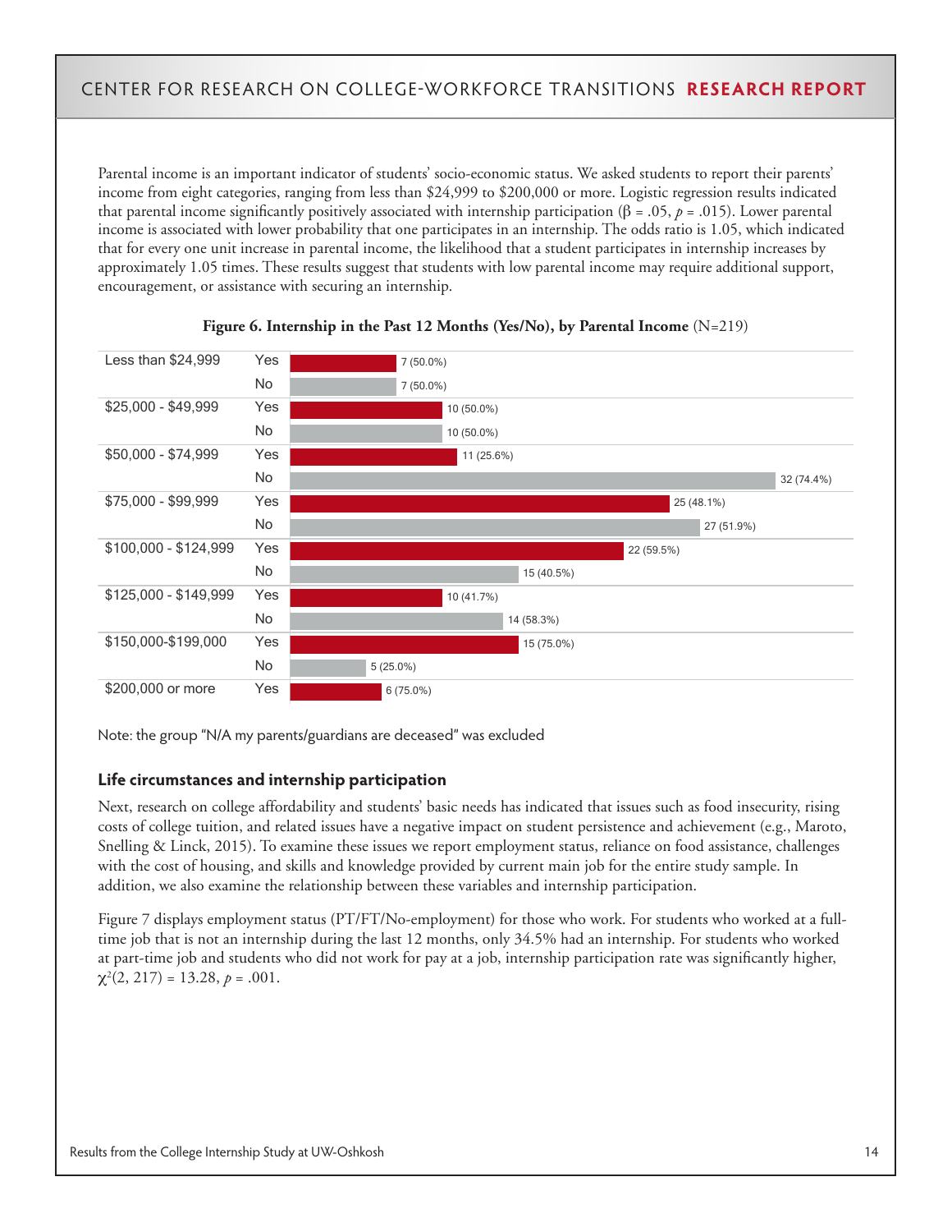Parental income is an important indicator of students' socio-economic status. We asked students to report their parents' income from eight categories, ranging from less than $24,999 to $200,000 or more. Logistic regression results indicated that parental income significantly positively associated with internship participation ($\beta$ = .05, $p$ = .015). Lower parental income is associated with lower probability that one participates in an internship. The odds ratio is 1.05, which indicated that for every one unit increase in parental income, the likelihood that a student participates in internship increases by approximately 1.05 times. These results suggest that students with low parental income may require additional support, encouragement, or assistance with securing an internship.

**Figure 6. Internship in the Past 12 Months (Yes/No), by Parental Income** (N=219)

| Parental Income | Internship | N (%) |
|---|---|---|
| Less than $24,999 | Yes | 7 (50.0%) |
| | No | 7 (50.0%) |
| $25,000 - $49,999 | Yes | 10 (50.0%) |
| | No | 10 (50.0%) |
| $50,000 - $74,999 | Yes | 11 (25.6%) |
| | No | 32 (74.4%) |
| $75,000 - $99,999 | Yes | 25 (48.1%) |
| | No | 27 (51.9%) |
| $100,000 - $124,999 | Yes | 22 (59.5%) |
| | No | 15 (40.5%) |
| $125,000 - $149,999 | Yes | 10 (41.7%) |
| | No | 14 (58.3%) |
| $150,000-$199,000 | Yes | 15 (75.0%) |
| | No | 5 (25.0%) |
| $200,000 or more | Yes | 6 (75.0%) |

Note: the group "N/A my parents/guardians are deceased" was excluded

### Life circumstances and internship participation

Next, research on college affordability and students' basic needs has indicated that issues such as food insecurity, rising costs of college tuition, and related issues have a negative impact on student persistence and achievement (e.g., Maroto, Snelling & Linck, 2015). To examine these issues we report employment status, reliance on food assistance, challenges with the cost of housing, and skills and knowledge provided by current main job for the entire study sample. In addition, we also examine the relationship between these variables and internship participation.

Figure 7 displays employment status (PT/FT/No-employment) for those who work. For students who worked at a full-time job that is not an internship during the last 12 months, only 34.5% had an internship. For students who worked at part-time job and students who did not work for pay at a job, internship participation rate was significantly higher, $\chi^2(2, 217) = 13.28$, $p$ = .001.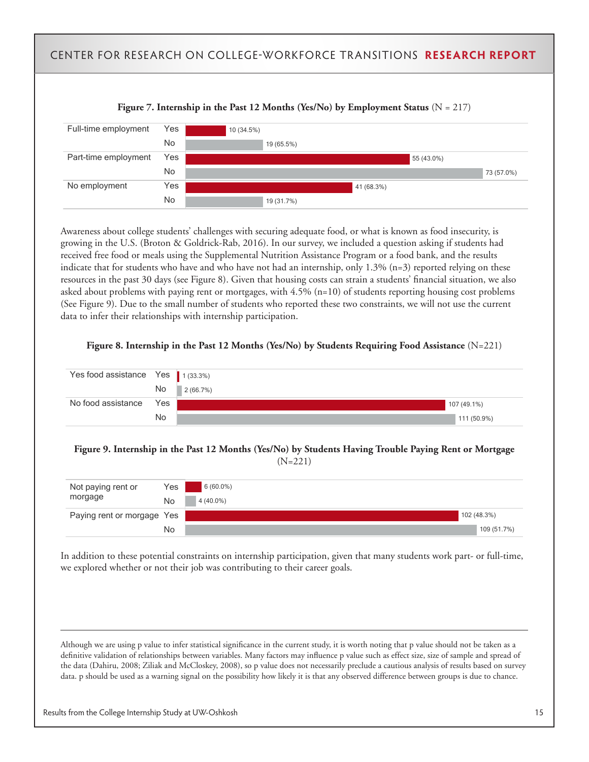**Figure 7. Internship in the Past 12 Months (Yes/No) by Employment Status** (N = 217)

| Employment Status | Internship | Count (%) |
| --- | --- | --- |
| Full-time employment | Yes | 10 (34.5%) |
| | No | 19 (65.5%) |
| Part-time employment | Yes | 55 (43.0%) |
| | No | 73 (57.0%) |
| No employment | Yes | 41 (68.3%) |
| | No | 19 (31.7%) |

Awareness about college students' challenges with securing adequate food, or what is known as food insecurity, is growing in the U.S. (Broton & Goldrick-Rab, 2016). In our survey, we included a question asking if students had received free food or meals using the Supplemental Nutrition Assistance Program or a food bank, and the results indicate that for students who have and who have not had an internship, only 1.3% (n=3) reported relying on these resources in the past 30 days (see Figure 8). Given that housing costs can strain a students' financial situation, we also asked about problems with paying rent or mortgages, with 4.5% (n=10) of students reporting housing cost problems (See Figure 9). Due to the small number of students who reported these two constraints, we will not use the current data to infer their relationships with internship participation.

**Figure 8. Internship in the Past 12 Months (Yes/No) by Students Requiring Food Assistance** (N=221)

| Food Assistance | Internship | Count (%) |
| --- | --- | --- |
| Yes food assistance | Yes | 1 (33.3%) |
| | No | 2 (66.7%) |
| No food assistance | Yes | 107 (49.1%) |
| | No | 111 (50.9%) |

**Figure 9. Internship in the Past 12 Months (Yes/No) by Students Having Trouble Paying Rent or Mortgage** (N=221)

| Rent or Mortgage | Internship | Count (%) |
| --- | --- | --- |
| Not paying rent or morgage | Yes | 6 (60.0%) |
| | No | 4 (40.0%) |
| Paying rent or morgage | Yes | 102 (48.3%) |
| | No | 109 (51.7%) |

In addition to these potential constraints on internship participation, given that many students work part- or full-time, we explored whether or not their job was contributing to their career goals.

---

Although we are using p value to infer statistical significance in the current study, it is worth noting that p value should not be taken as a definitive validation of relationships between variables. Many factors may influence p value such as effect size, size of sample and spread of the data (Dahiru, 2008; Ziliak and McCloskey, 2008), so p value does not necessarily preclude a cautious analysis of results based on survey data. p should be used as a warning signal on the possibility how likely it is that any observed difference between groups is due to chance.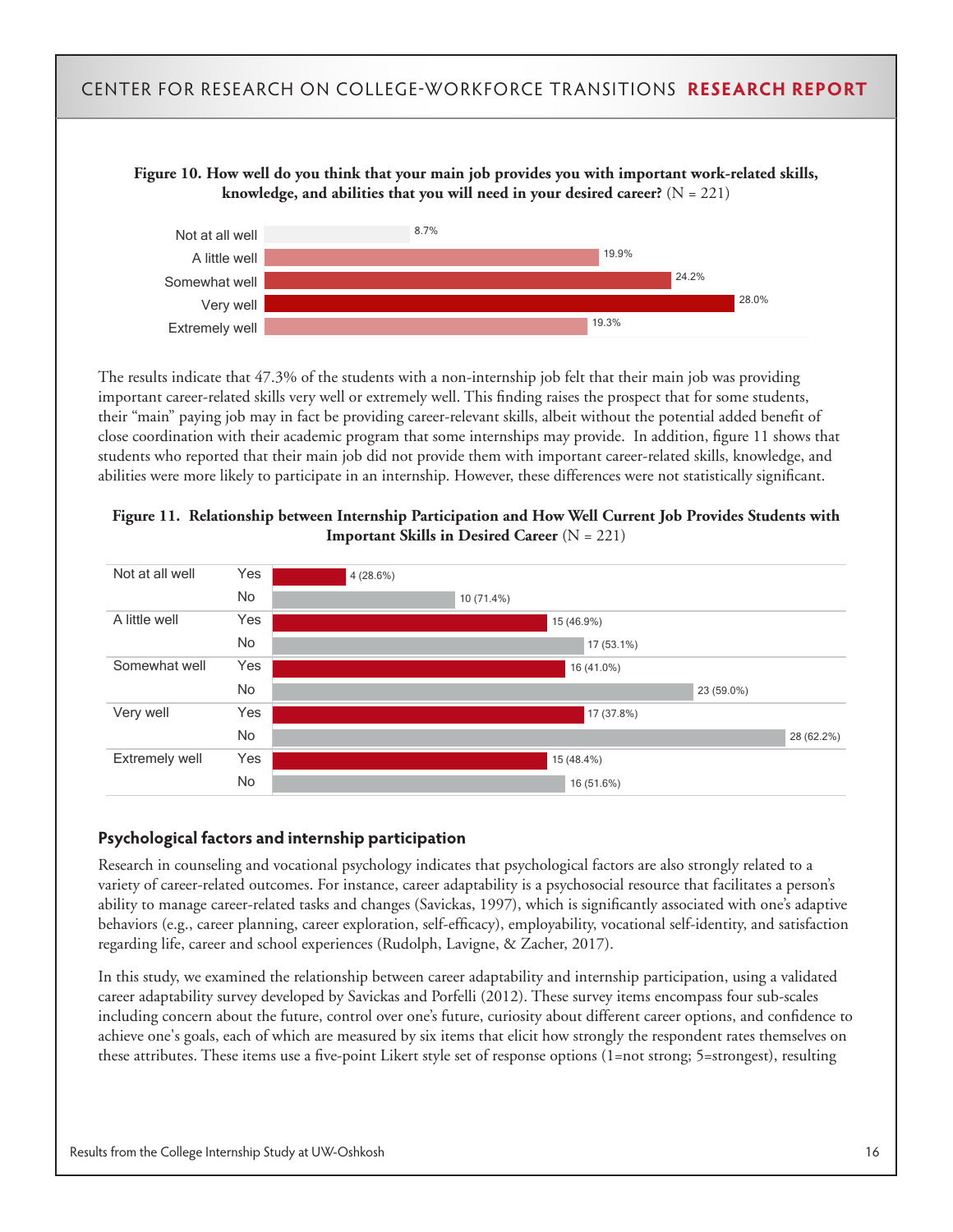**Figure 10. How well do you think that your main job provides you with important work-related skills, knowledge, and abilities that you will need in your desired career?** (N = 221)

| Response | Percent |
|---|---|
| Not at all well | 8.7% |
| A little well | 19.9% |
| Somewhat well | 24.2% |
| Very well | 28.0% |
| Extremely well | 19.3% |

The results indicate that 47.3% of the students with a non-internship job felt that their main job was providing important career-related skills very well or extremely well. This finding raises the prospect that for some students, their "main" paying job may in fact be providing career-relevant skills, albeit without the potential added benefit of close coordination with their academic program that some internships may provide. In addition, figure 11 shows that students who reported that their main job did not provide them with important career-related skills, knowledge, and abilities were more likely to participate in an internship. However, these differences were not statistically significant.

**Figure 11. Relationship between Internship Participation and How Well Current Job Provides Students with Important Skills in Desired Career** (N = 221)

| How well | Internship | Count (%) |
|---|---|---|
| Not at all well | Yes | 4 (28.6%) |
| | No | 10 (71.4%) |
| A little well | Yes | 15 (46.9%) |
| | No | 17 (53.1%) |
| Somewhat well | Yes | 16 (41.0%) |
| | No | 23 (59.0%) |
| Very well | Yes | 17 (37.8%) |
| | No | 28 (62.2%) |
| Extremely well | Yes | 15 (48.4%) |
| | No | 16 (51.6%) |

## Psychological factors and internship participation

Research in counseling and vocational psychology indicates that psychological factors are also strongly related to a variety of career-related outcomes. For instance, career adaptability is a psychosocial resource that facilitates a person's ability to manage career-related tasks and changes (Savickas, 1997), which is significantly associated with one's adaptive behaviors (e.g., career planning, career exploration, self-efficacy), employability, vocational self-identity, and satisfaction regarding life, career and school experiences (Rudolph, Lavigne, & Zacher, 2017).

In this study, we examined the relationship between career adaptability and internship participation, using a validated career adaptability survey developed by Savickas and Porfelli (2012). These survey items encompass four sub-scales including concern about the future, control over one's future, curiosity about different career options, and confidence to achieve one's goals, each of which are measured by six items that elicit how strongly the respondent rates themselves on these attributes. These items use a five-point Likert style set of response options (1=not strong; 5=strongest), resulting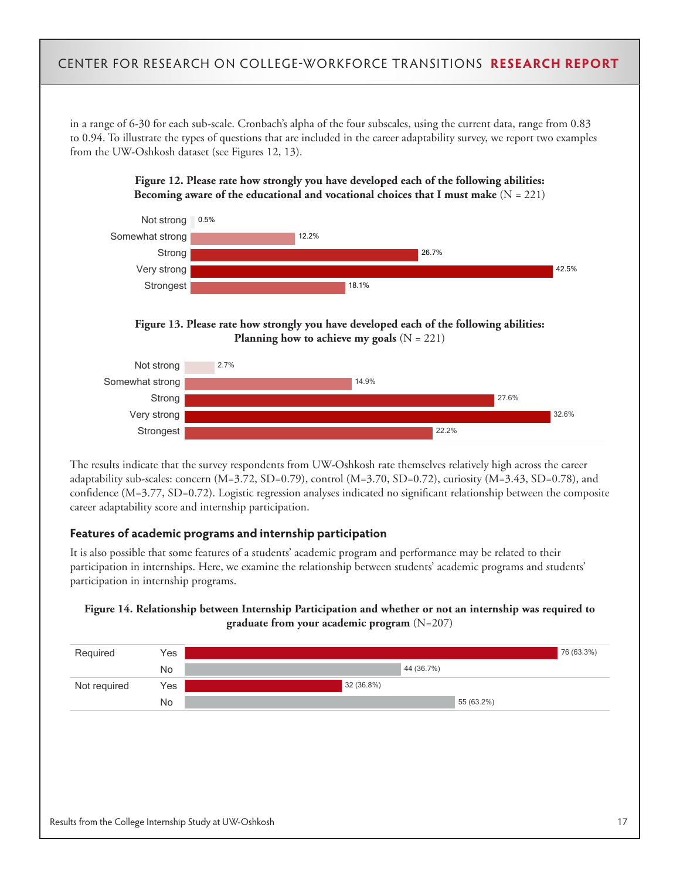in a range of 6-30 for each sub-scale. Cronbach's alpha of the four subscales, using the current data, range from 0.83 to 0.94. To illustrate the types of questions that are included in the career adaptability survey, we report two examples from the UW-Oshkosh dataset (see Figures 12, 13).

**Figure 12. Please rate how strongly you have developed each of the following abilities: Becoming aware of the educational and vocational choices that I must make** (N = 221)

| Response | Percent |
|---|---|
| Not strong | 0.5% |
| Somewhat strong | 12.2% |
| Strong | 26.7% |
| Very strong | 42.5% |
| Strongest | 18.1% |

**Figure 13. Please rate how strongly you have developed each of the following abilities: Planning how to achieve my goals** (N = 221)

| Response | Percent |
|---|---|
| Not strong | 2.7% |
| Somewhat strong | 14.9% |
| Strong | 27.6% |
| Very strong | 32.6% |
| Strongest | 22.2% |

The results indicate that the survey respondents from UW-Oshkosh rate themselves relatively high across the career adaptability sub-scales: concern (M=3.72, SD=0.79), control (M=3.70, SD=0.72), curiosity (M=3.43, SD=0.78), and confidence (M=3.77, SD=0.72). Logistic regression analyses indicated no significant relationship between the composite career adaptability score and internship participation.

### Features of academic programs and internship participation

It is also possible that some features of a students' academic program and performance may be related to their participation in internships. Here, we examine the relationship between students' academic programs and students' participation in internship programs.

**Figure 14. Relationship between Internship Participation and whether or not an internship was required to graduate from your academic program** (N=207)

| | | Count (%) |
|---|---|---|
| Required | Yes | 76 (63.3%) |
| | No | 44 (36.7%) |
| Not required | Yes | 32 (36.8%) |
| | No | 55 (63.2%) |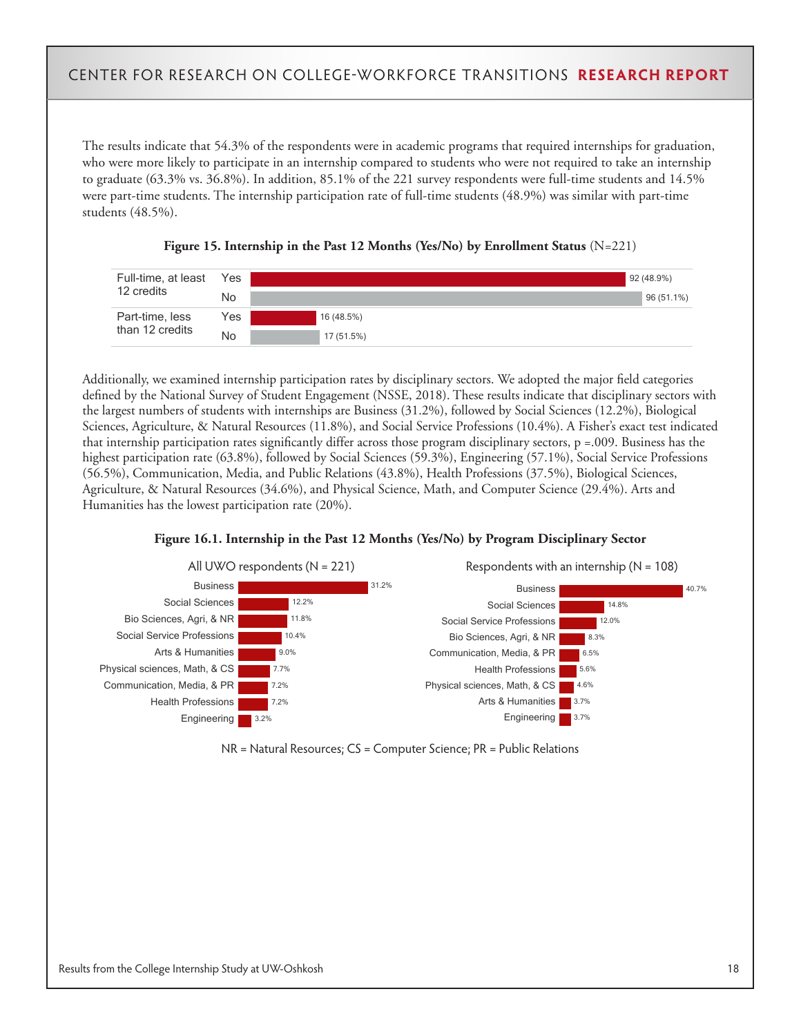The results indicate that 54.3% of the respondents were in academic programs that required internships for graduation, who were more likely to participate in an internship compared to students who were not required to take an internship to graduate (63.3% vs. 36.8%). In addition, 85.1% of the 221 survey respondents were full-time students and 14.5% were part-time students. The internship participation rate of full-time students (48.9%) was similar with part-time students (48.5%).

**Figure 15. Internship in the Past 12 Months (Yes/No) by Enrollment Status** (N=221)

| Enrollment Status | Internship | Count (%) |
|---|---|---|
| Full-time, at least 12 credits | Yes | 92 (48.9%) |
| | No | 96 (51.1%) |
| Part-time, less than 12 credits | Yes | 16 (48.5%) |
| | No | 17 (51.5%) |

Additionally, we examined internship participation rates by disciplinary sectors. We adopted the major field categories defined by the National Survey of Student Engagement (NSSE, 2018). These results indicate that disciplinary sectors with the largest numbers of students with internships are Business (31.2%), followed by Social Sciences (12.2%), Biological Sciences, Agriculture, & Natural Resources (11.8%), and Social Service Professions (10.4%). A Fisher's exact test indicated that internship participation rates significantly differ across those program disciplinary sectors, p =.009. Business has the highest participation rate (63.8%), followed by Social Sciences (59.3%), Engineering (57.1%), Social Service Professions (56.5%), Communication, Media, and Public Relations (43.8%), Health Professions (37.5%), Biological Sciences, Agriculture, & Natural Resources (34.6%), and Physical Science, Math, and Computer Science (29.4%). Arts and Humanities has the lowest participation rate (20%).

**Figure 16.1. Internship in the Past 12 Months (Yes/No) by Program Disciplinary Sector**

All UWO respondents (N = 221)

| Sector | % |
|---|---|
| Business | 31.2% |
| Social Sciences | 12.2% |
| Bio Sciences, Agri, & NR | 11.8% |
| Social Service Professions | 10.4% |
| Arts & Humanities | 9.0% |
| Physical sciences, Math, & CS | 7.7% |
| Communication, Media, & PR | 7.2% |
| Health Professions | 7.2% |
| Engineering | 3.2% |

Respondents with an internship (N = 108)

| Sector | % |
|---|---|
| Business | 40.7% |
| Social Sciences | 14.8% |
| Social Service Professions | 12.0% |
| Bio Sciences, Agri, & NR | 8.3% |
| Communication, Media, & PR | 6.5% |
| Health Professions | 5.6% |
| Physical sciences, Math, & CS | 4.6% |
| Arts & Humanities | 3.7% |
| Engineering | 3.7% |

NR = Natural Resources; CS = Computer Science; PR = Public Relations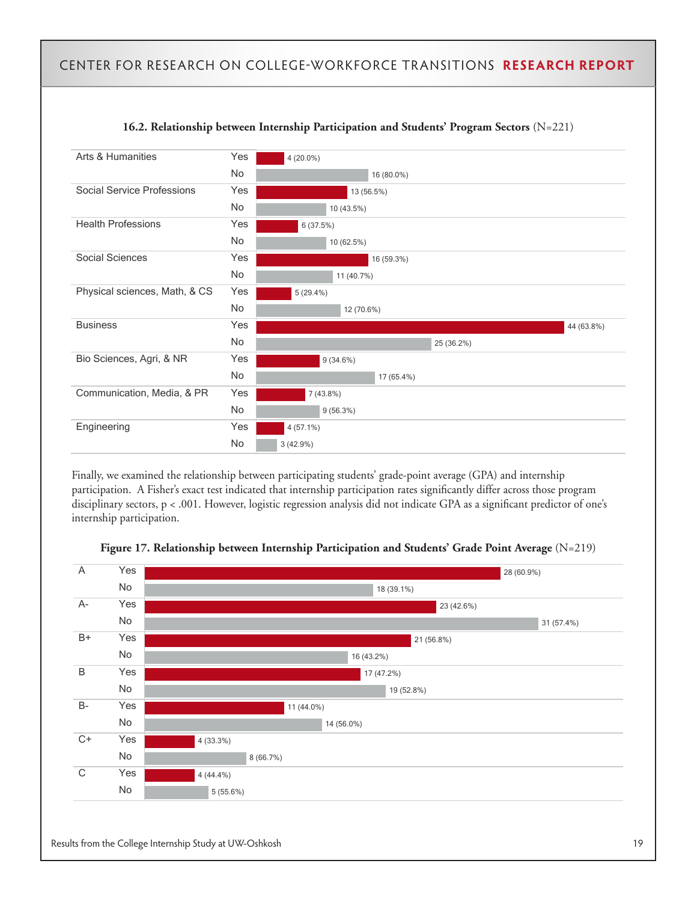**16.2. Relationship between Internship Participation and Students' Program Sectors** (N=221)

| Program Sector | Internship | Count (%) |
|---|---|---|
| Arts & Humanities | Yes | 4 (20.0%) |
| | No | 16 (80.0%) |
| Social Service Professions | Yes | 13 (56.5%) |
| | No | 10 (43.5%) |
| Health Professions | Yes | 6 (37.5%) |
| | No | 10 (62.5%) |
| Social Sciences | Yes | 16 (59.3%) |
| | No | 11 (40.7%) |
| Physical sciences, Math, & CS | Yes | 5 (29.4%) |
| | No | 12 (70.6%) |
| Business | Yes | 44 (63.8%) |
| | No | 25 (36.2%) |
| Bio Sciences, Agri, & NR | Yes | 9 (34.6%) |
| | No | 17 (65.4%) |
| Communication, Media, & PR | Yes | 7 (43.8%) |
| | No | 9 (56.3%) |
| Engineering | Yes | 4 (57.1%) |
| | No | 3 (42.9%) |

Finally, we examined the relationship between participating students' grade-point average (GPA) and internship participation. A Fisher's exact test indicated that internship participation rates significantly differ across those program disciplinary sectors, $p < .001$. However, logistic regression analysis did not indicate GPA as a significant predictor of one's internship participation.

**Figure 17. Relationship between Internship Participation and Students' Grade Point Average** (N=219)

| GPA | Internship | Count (%) |
|---|---|---|
| A | Yes | 28 (60.9%) |
| | No | 18 (39.1%) |
| A- | Yes | 23 (42.6%) |
| | No | 31 (57.4%) |
| B+ | Yes | 21 (56.8%) |
| | No | 16 (43.2%) |
| B | Yes | 17 (47.2%) |
| | No | 19 (52.8%) |
| B- | Yes | 11 (44.0%) |
| | No | 14 (56.0%) |
| C+ | Yes | 4 (33.3%) |
| | No | 8 (66.7%) |
| C | Yes | 4 (44.4%) |
| | No | 5 (55.6%) |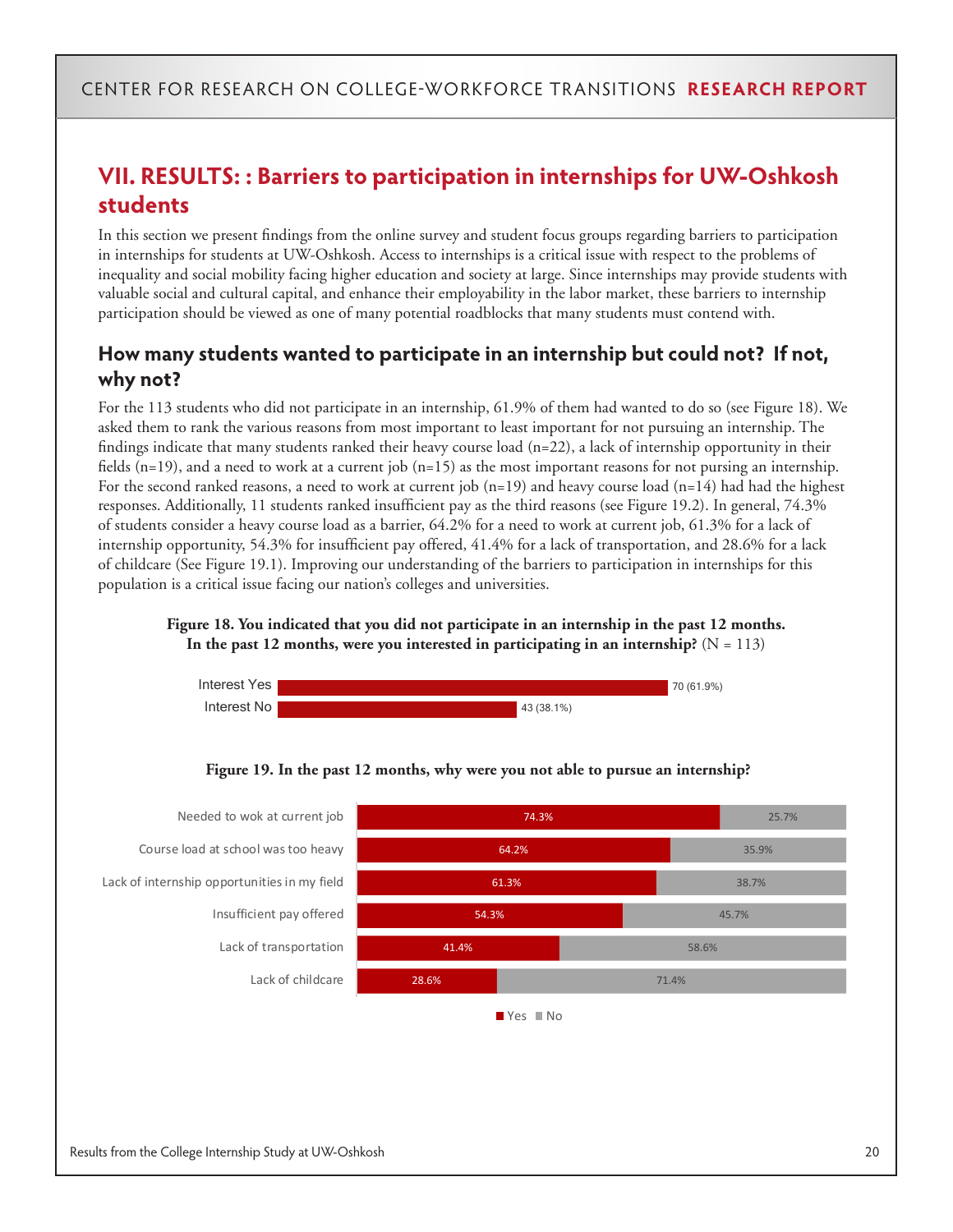## VII. RESULTS: : Barriers to participation in internships for UW-Oshkosh students

In this section we present findings from the online survey and student focus groups regarding barriers to participation in internships for students at UW-Oshkosh. Access to internships is a critical issue with respect to the problems of inequality and social mobility facing higher education and society at large. Since internships may provide students with valuable social and cultural capital, and enhance their employability in the labor market, these barriers to internship participation should be viewed as one of many potential roadblocks that many students must contend with.

### How many students wanted to participate in an internship but could not? If not, why not?

For the 113 students who did not participate in an internship, 61.9% of them had wanted to do so (see Figure 18). We asked them to rank the various reasons from most important to least important for not pursuing an internship. The findings indicate that many students ranked their heavy course load (n=22), a lack of internship opportunity in their fields (n=19), and a need to work at a current job (n=15) as the most important reasons for not pursing an internship. For the second ranked reasons, a need to work at current job (n=19) and heavy course load (n=14) had had the highest responses. Additionally, 11 students ranked insufficient pay as the third reasons (see Figure 19.2). In general, 74.3% of students consider a heavy course load as a barrier, 64.2% for a need to work at current job, 61.3% for a lack of internship opportunity, 54.3% for insufficient pay offered, 41.4% for a lack of transportation, and 28.6% for a lack of childcare (See Figure 19.1). Improving our understanding of the barriers to participation in internships for this population is a critical issue facing our nation's colleges and universities.

**Figure 18. You indicated that you did not participate in an internship in the past 12 months. In the past 12 months, were you interested in participating in an internship?** (N = 113)

| | |
|---|---|
| Interest Yes | 70 (61.9%) |
| Interest No | 43 (38.1%) |

**Figure 19. In the past 12 months, why were you not able to pursue an internship?**

| | Yes | No |
|---|---|---|
| Needed to wok at current job | 74.3% | 25.7% |
| Course load at school was too heavy | 64.2% | 35.9% |
| Lack of internship opportunities in my field | 61.3% | 38.7% |
| Insufficient pay offered | 54.3% | 45.7% |
| Lack of transportation | 41.4% | 58.6% |
| Lack of childcare | 28.6% | 71.4% |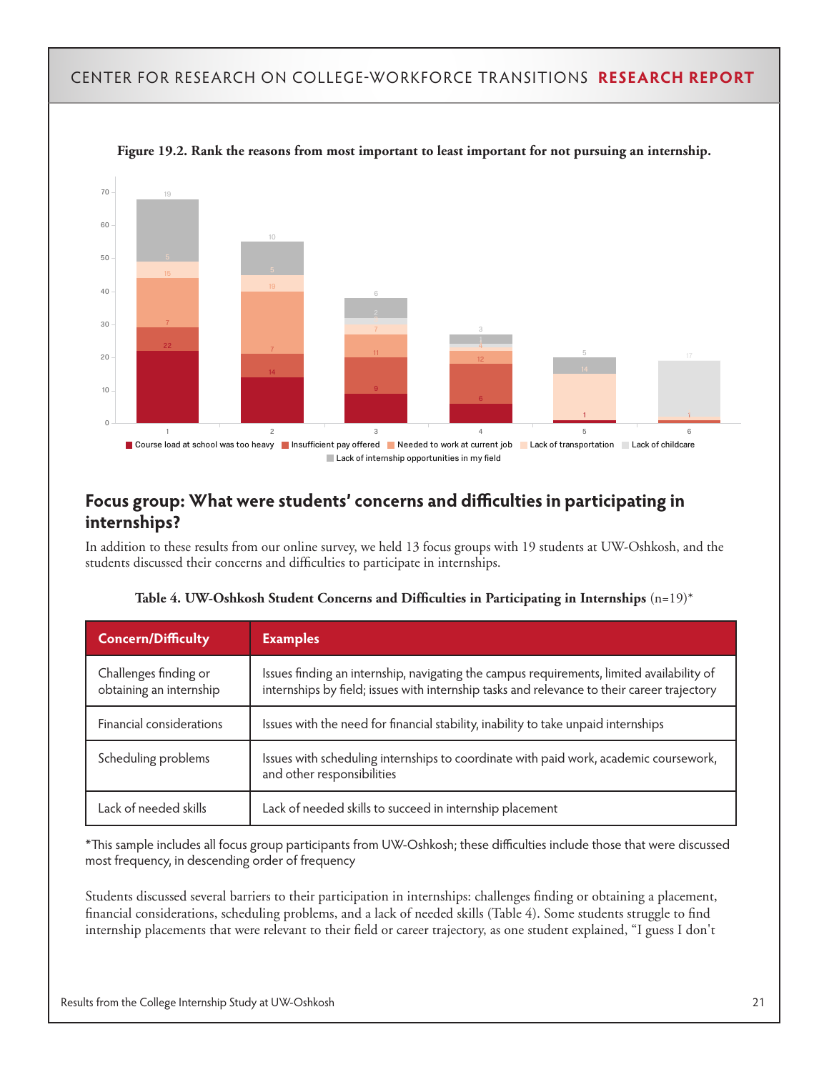**Figure 19.2. Rank the reasons from most important to least important for not pursuing an internship.**

## Focus group: What were students' concerns and difficulties in participating in internships?

In addition to these results from our online survey, we held 13 focus groups with 19 students at UW-Oshkosh, and the students discussed their concerns and difficulties to participate in internships.

**Table 4. UW-Oshkosh Student Concerns and Difficulties in Participating in Internships** (n=19)*

| Concern/Difficulty | Examples |
|---|---|
| Challenges finding or obtaining an internship | Issues finding an internship, navigating the campus requirements, limited availability of internships by field; issues with internship tasks and relevance to their career trajectory |
| Financial considerations | Issues with the need for financial stability, inability to take unpaid internships |
| Scheduling problems | Issues with scheduling internships to coordinate with paid work, academic coursework, and other responsibilities |
| Lack of needed skills | Lack of needed skills to succeed in internship placement |

*This sample includes all focus group participants from UW-Oshkosh; these difficulties include those that were discussed most frequency, in descending order of frequency

Students discussed several barriers to their participation in internships: challenges finding or obtaining a placement, financial considerations, scheduling problems, and a lack of needed skills (Table 4). Some students struggle to find internship placements that were relevant to their field or career trajectory, as one student explained, "I guess I don't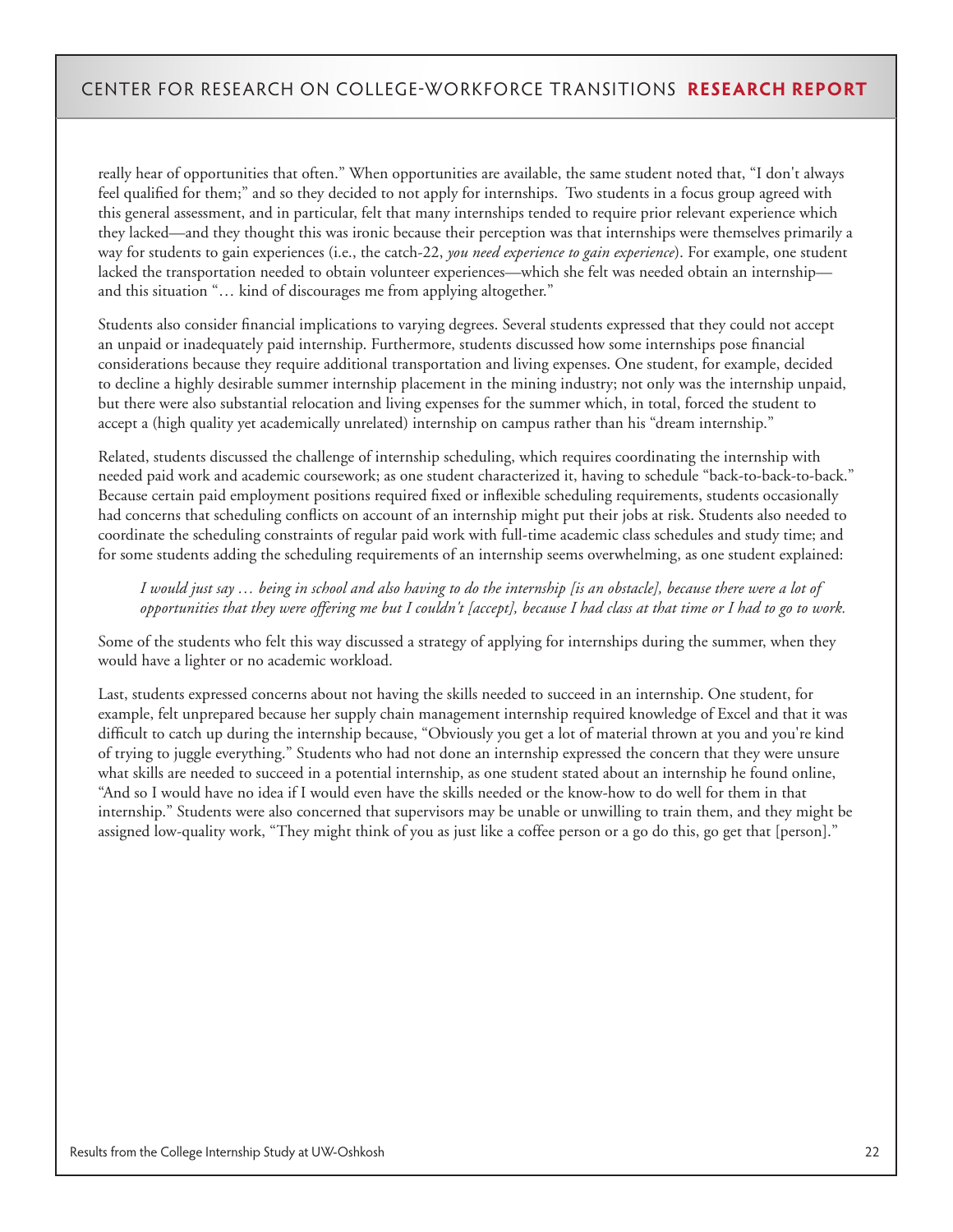really hear of opportunities that often." When opportunities are available, the same student noted that, "I don't always feel qualified for them;" and so they decided to not apply for internships. Two students in a focus group agreed with this general assessment, and in particular, felt that many internships tended to require prior relevant experience which they lacked—and they thought this was ironic because their perception was that internships were themselves primarily a way for students to gain experiences (i.e., the catch-22, *you need experience to gain experience*). For example, one student lacked the transportation needed to obtain volunteer experiences—which she felt was needed obtain an internship—and this situation "… kind of discourages me from applying altogether."

Students also consider financial implications to varying degrees. Several students expressed that they could not accept an unpaid or inadequately paid internship. Furthermore, students discussed how some internships pose financial considerations because they require additional transportation and living expenses. One student, for example, decided to decline a highly desirable summer internship placement in the mining industry; not only was the internship unpaid, but there were also substantial relocation and living expenses for the summer which, in total, forced the student to accept a (high quality yet academically unrelated) internship on campus rather than his "dream internship."

Related, students discussed the challenge of internship scheduling, which requires coordinating the internship with needed paid work and academic coursework; as one student characterized it, having to schedule "back-to-back-to-back." Because certain paid employment positions required fixed or inflexible scheduling requirements, students occasionally had concerns that scheduling conflicts on account of an internship might put their jobs at risk. Students also needed to coordinate the scheduling constraints of regular paid work with full-time academic class schedules and study time; and for some students adding the scheduling requirements of an internship seems overwhelming, as one student explained:

> *I would just say … being in school and also having to do the internship [is an obstacle], because there were a lot of opportunities that they were offering me but I couldn't [accept], because I had class at that time or I had to go to work.*

Some of the students who felt this way discussed a strategy of applying for internships during the summer, when they would have a lighter or no academic workload.

Last, students expressed concerns about not having the skills needed to succeed in an internship. One student, for example, felt unprepared because her supply chain management internship required knowledge of Excel and that it was difficult to catch up during the internship because, "Obviously you get a lot of material thrown at you and you're kind of trying to juggle everything." Students who had not done an internship expressed the concern that they were unsure what skills are needed to succeed in a potential internship, as one student stated about an internship he found online, "And so I would have no idea if I would even have the skills needed or the know-how to do well for them in that internship." Students were also concerned that supervisors may be unable or unwilling to train them, and they might be assigned low-quality work, "They might think of you as just like a coffee person or a go do this, go get that [person]."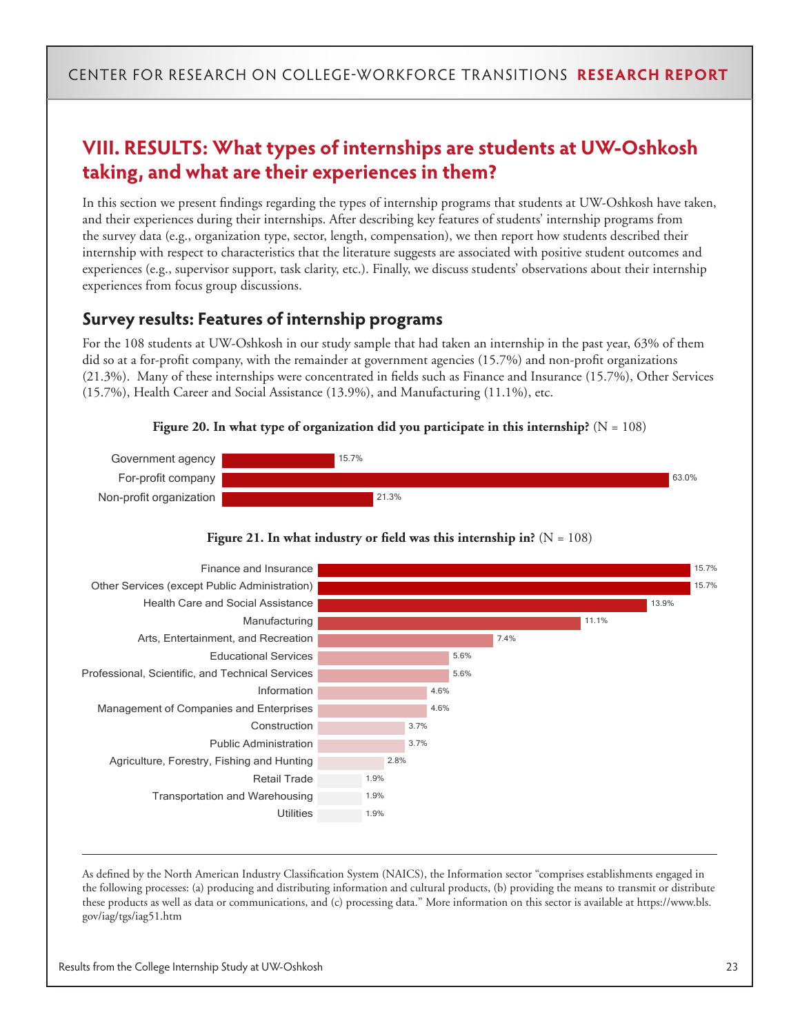## VIII. RESULTS: What types of internships are students at UW-Oshkosh taking, and what are their experiences in them?

In this section we present findings regarding the types of internship programs that students at UW-Oshkosh have taken, and their experiences during their internships. After describing key features of students' internship programs from the survey data (e.g., organization type, sector, length, compensation), we then report how students described their internship with respect to characteristics that the literature suggests are associated with positive student outcomes and experiences (e.g., supervisor support, task clarity, etc.). Finally, we discuss students' observations about their internship experiences from focus group discussions.

### Survey results: Features of internship programs

For the 108 students at UW-Oshkosh in our study sample that had taken an internship in the past year, 63% of them did so at a for-profit company, with the remainder at government agencies (15.7%) and non-profit organizations (21.3%). Many of these internships were concentrated in fields such as Finance and Insurance (15.7%), Other Services (15.7%), Health Career and Social Assistance (13.9%), and Manufacturing (11.1%), etc.

**Figure 20. In what type of organization did you participate in this internship?** (N = 108)

| Organization type | Percent |
|---|---|
| Government agency | 15.7% |
| For-profit company | 63.0% |
| Non-profit organization | 21.3% |

**Figure 21. In what industry or field was this internship in?** (N = 108)

| Industry or field | Percent |
|---|---|
| Finance and Insurance | 15.7% |
| Other Services (except Public Administration) | 15.7% |
| Health Care and Social Assistance | 13.9% |
| Manufacturing | 11.1% |
| Arts, Entertainment, and Recreation | 7.4% |
| Educational Services | 5.6% |
| Professional, Scientific, and Technical Services | 5.6% |
| Information | 4.6% |
| Management of Companies and Enterprises | 4.6% |
| Construction | 3.7% |
| Public Administration | 3.7% |
| Agriculture, Forestry, Fishing and Hunting | 2.8% |
| Retail Trade | 1.9% |
| Transportation and Warehousing | 1.9% |
| Utilities | 1.9% |

---

As defined by the North American Industry Classification System (NAICS), the Information sector "comprises establishments engaged in the following processes: (a) producing and distributing information and cultural products, (b) providing the means to transmit or distribute these products as well as data or communications, and (c) processing data." More information on this sector is available at https://www.bls.gov/iag/tgs/iag51.htm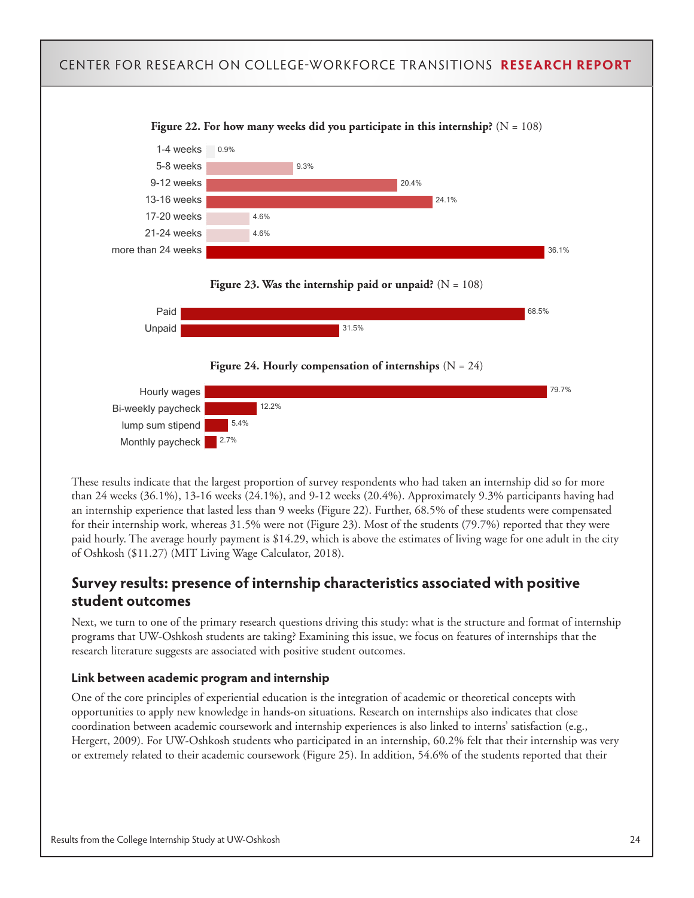**Figure 22. For how many weeks did you participate in this internship?** (N = 108)

| Weeks | Percent |
|---|---|
| 1-4 weeks | 0.9% |
| 5-8 weeks | 9.3% |
| 9-12 weeks | 20.4% |
| 13-16 weeks | 24.1% |
| 17-20 weeks | 4.6% |
| 21-24 weeks | 4.6% |
| more than 24 weeks | 36.1% |

**Figure 23. Was the internship paid or unpaid?** (N = 108)

| | Percent |
|---|---|
| Paid | 68.5% |
| Unpaid | 31.5% |

**Figure 24. Hourly compensation of internships** (N = 24)

| | Percent |
|---|---|
| Hourly wages | 79.7% |
| Bi-weekly paycheck | 12.2% |
| lump sum stipend | 5.4% |
| Monthly paycheck | 2.7% |

These results indicate that the largest proportion of survey respondents who had taken an internship did so for more than 24 weeks (36.1%), 13-16 weeks (24.1%), and 9-12 weeks (20.4%). Approximately 9.3% participants having had an internship experience that lasted less than 9 weeks (Figure 22). Further, 68.5% of these students were compensated for their internship work, whereas 31.5% were not (Figure 23). Most of the students (79.7%) reported that they were paid hourly. The average hourly payment is $14.29, which is above the estimates of living wage for one adult in the city of Oshkosh ($11.27) (MIT Living Wage Calculator, 2018).

## Survey results: presence of internship characteristics associated with positive student outcomes

Next, we turn to one of the primary research questions driving this study: what is the structure and format of internship programs that UW-Oshkosh students are taking? Examining this issue, we focus on features of internships that the research literature suggests are associated with positive student outcomes.

### Link between academic program and internship

One of the core principles of experiential education is the integration of academic or theoretical concepts with opportunities to apply new knowledge in hands-on situations. Research on internships also indicates that close coordination between academic coursework and internship experiences is also linked to interns' satisfaction (e.g., Hergert, 2009). For UW-Oshkosh students who participated in an internship, 60.2% felt that their internship was very or extremely related to their academic coursework (Figure 25). In addition, 54.6% of the students reported that their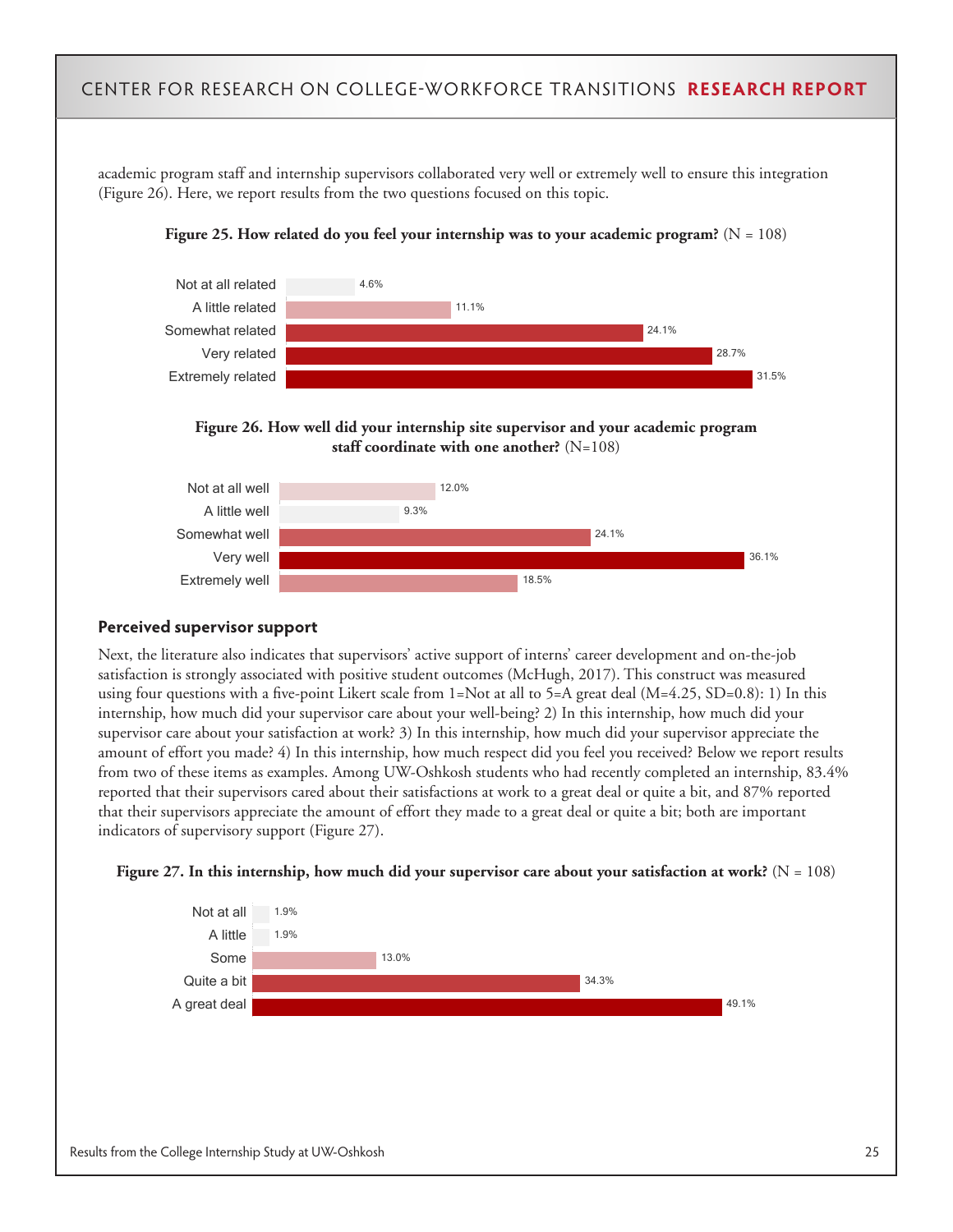academic program staff and internship supervisors collaborated very well or extremely well to ensure this integration (Figure 26). Here, we report results from the two questions focused on this topic.

**Figure 25. How related do you feel your internship was to your academic program?** (N = 108)

| Response | Percent |
|---|---|
| Not at all related | 4.6% |
| A little related | 11.1% |
| Somewhat related | 24.1% |
| Very related | 28.7% |
| Extremely related | 31.5% |

**Figure 26. How well did your internship site supervisor and your academic program staff coordinate with one another?** (N=108)

| Response | Percent |
|---|---|
| Not at all well | 12.0% |
| A little well | 9.3% |
| Somewhat well | 24.1% |
| Very well | 36.1% |
| Extremely well | 18.5% |

### Perceived supervisor support

Next, the literature also indicates that supervisors' active support of interns' career development and on-the-job satisfaction is strongly associated with positive student outcomes (McHugh, 2017). This construct was measured using four questions with a five-point Likert scale from 1=Not at all to 5=A great deal (M=4.25, SD=0.8): 1) In this internship, how much did your supervisor care about your well-being? 2) In this internship, how much did your supervisor care about your satisfaction at work? 3) In this internship, how much did your supervisor appreciate the amount of effort you made? 4) In this internship, how much respect did you feel you received? Below we report results from two of these items as examples. Among UW-Oshkosh students who had recently completed an internship, 83.4% reported that their supervisors cared about their satisfactions at work to a great deal or quite a bit, and 87% reported that their supervisors appreciate the amount of effort they made to a great deal or quite a bit; both are important indicators of supervisory support (Figure 27).

**Figure 27. In this internship, how much did your supervisor care about your satisfaction at work?** (N = 108)

| Response | Percent |
|---|---|
| Not at all | 1.9% |
| A little | 1.9% |
| Some | 13.0% |
| Quite a bit | 34.3% |
| A great deal | 49.1% |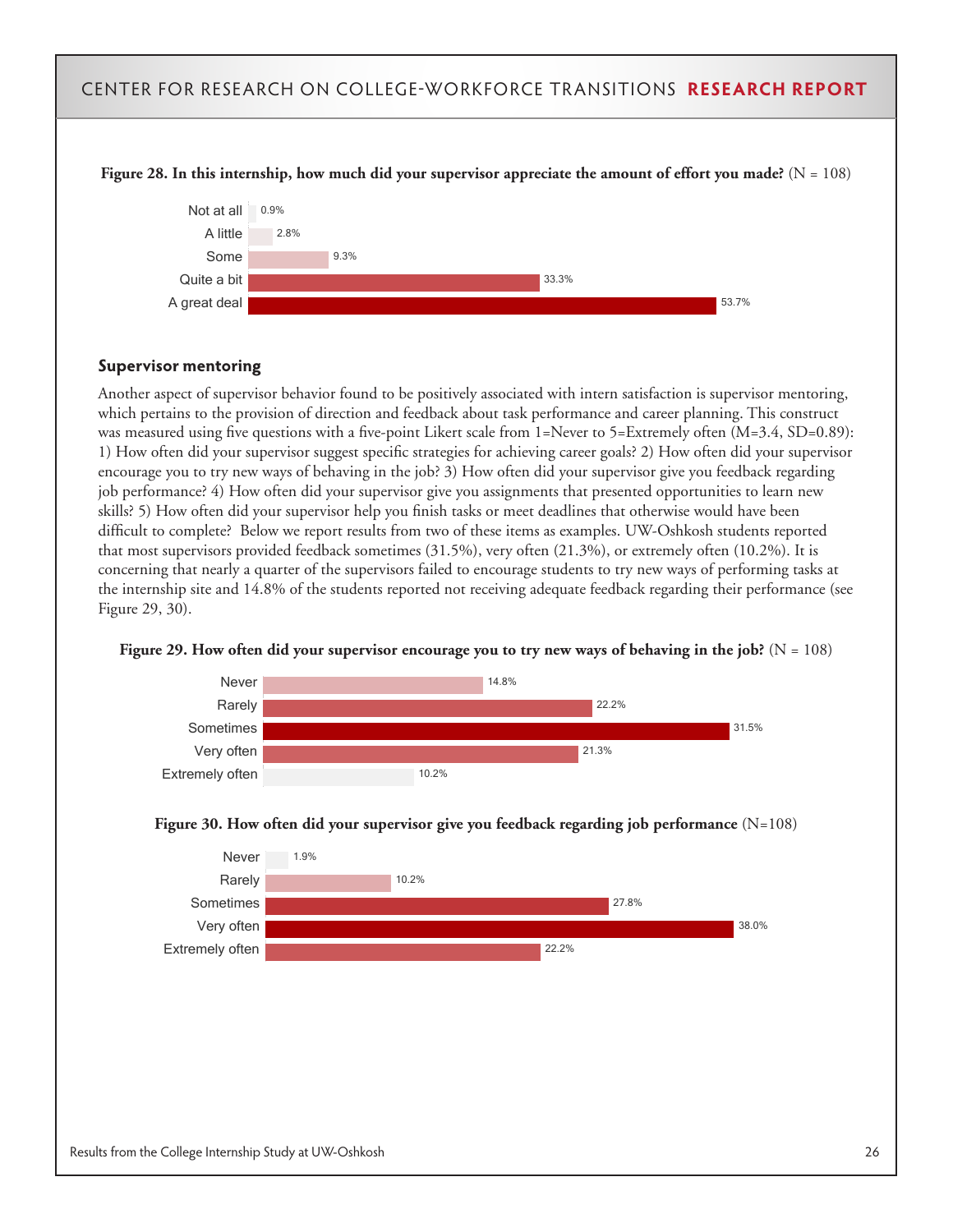**Figure 28. In this internship, how much did your supervisor appreciate the amount of effort you made?** (N = 108)

| Response | Percent |
|---|---|
| Not at all | 0.9% |
| A little | 2.8% |
| Some | 9.3% |
| Quite a bit | 33.3% |
| A great deal | 53.7% |

## Supervisor mentoring

Another aspect of supervisor behavior found to be positively associated with intern satisfaction is supervisor mentoring, which pertains to the provision of direction and feedback about task performance and career planning. This construct was measured using five questions with a five-point Likert scale from 1=Never to 5=Extremely often (M=3.4, SD=0.89): 1) How often did your supervisor suggest specific strategies for achieving career goals? 2) How often did your supervisor encourage you to try new ways of behaving in the job? 3) How often did your supervisor give you feedback regarding job performance? 4) How often did your supervisor give you assignments that presented opportunities to learn new skills? 5) How often did your supervisor help you finish tasks or meet deadlines that otherwise would have been difficult to complete? Below we report results from two of these items as examples. UW-Oshkosh students reported that most supervisors provided feedback sometimes (31.5%), very often (21.3%), or extremely often (10.2%). It is concerning that nearly a quarter of the supervisors failed to encourage students to try new ways of performing tasks at the internship site and 14.8% of the students reported not receiving adequate feedback regarding their performance (see Figure 29, 30).

**Figure 29. How often did your supervisor encourage you to try new ways of behaving in the job?** (N = 108)

| Response | Percent |
|---|---|
| Never | 14.8% |
| Rarely | 22.2% |
| Sometimes | 31.5% |
| Very often | 21.3% |
| Extremely often | 10.2% |

**Figure 30. How often did your supervisor give you feedback regarding job performance** (N=108)

| Response | Percent |
|---|---|
| Never | 1.9% |
| Rarely | 10.2% |
| Sometimes | 27.8% |
| Very often | 38.0% |
| Extremely often | 22.2% |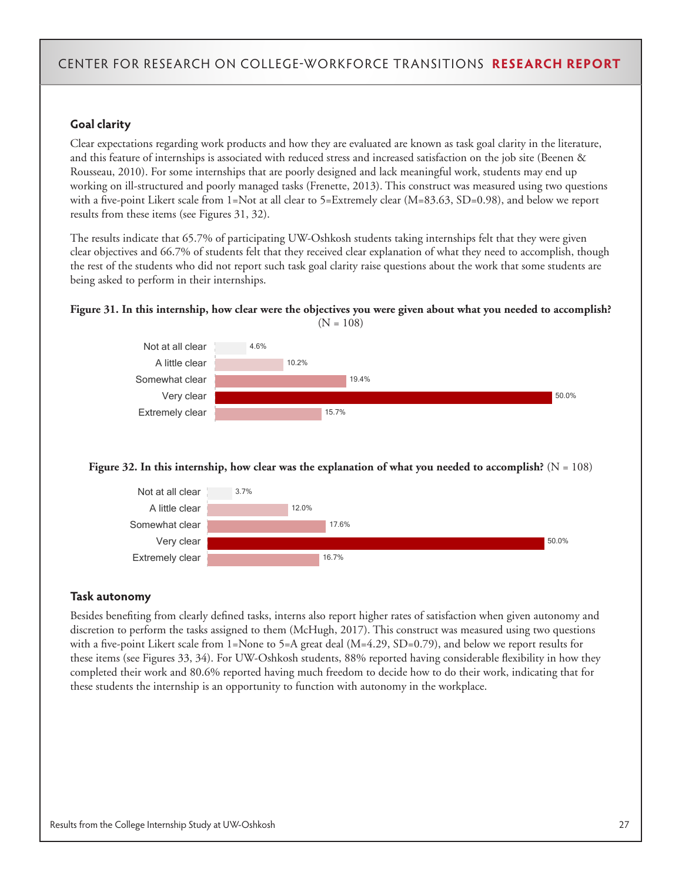## Goal clarity

Clear expectations regarding work products and how they are evaluated are known as task goal clarity in the literature, and this feature of internships is associated with reduced stress and increased satisfaction on the job site (Beenen & Rousseau, 2010). For some internships that are poorly designed and lack meaningful work, students may end up working on ill-structured and poorly managed tasks (Frenette, 2013). This construct was measured using two questions with a five-point Likert scale from 1=Not at all clear to 5=Extremely clear (M=83.63, SD=0.98), and below we report results from these items (see Figures 31, 32).

The results indicate that 65.7% of participating UW-Oshkosh students taking internships felt that they were given clear objectives and 66.7% of students felt that they received clear explanation of what they need to accomplish, though the rest of the students who did not report such task goal clarity raise questions about the work that some students are being asked to perform in their internships.

**Figure 31. In this internship, how clear were the objectives you were given about what you needed to accomplish?** (N = 108)

| Response | Percent |
|---|---|
| Not at all clear | 4.6% |
| A little clear | 10.2% |
| Somewhat clear | 19.4% |
| Very clear | 50.0% |
| Extremely clear | 15.7% |

**Figure 32. In this internship, how clear was the explanation of what you needed to accomplish?** (N = 108)

| Response | Percent |
|---|---|
| Not at all clear | 3.7% |
| A little clear | 12.0% |
| Somewhat clear | 17.6% |
| Very clear | 50.0% |
| Extremely clear | 16.7% |

## Task autonomy

Besides benefiting from clearly defined tasks, interns also report higher rates of satisfaction when given autonomy and discretion to perform the tasks assigned to them (McHugh, 2017). This construct was measured using two questions with a five-point Likert scale from 1=None to 5=A great deal (M=4.29, SD=0.79), and below we report results for these items (see Figures 33, 34). For UW-Oshkosh students, 88% reported having considerable flexibility in how they completed their work and 80.6% reported having much freedom to decide how to do their work, indicating that for these students the internship is an opportunity to function with autonomy in the workplace.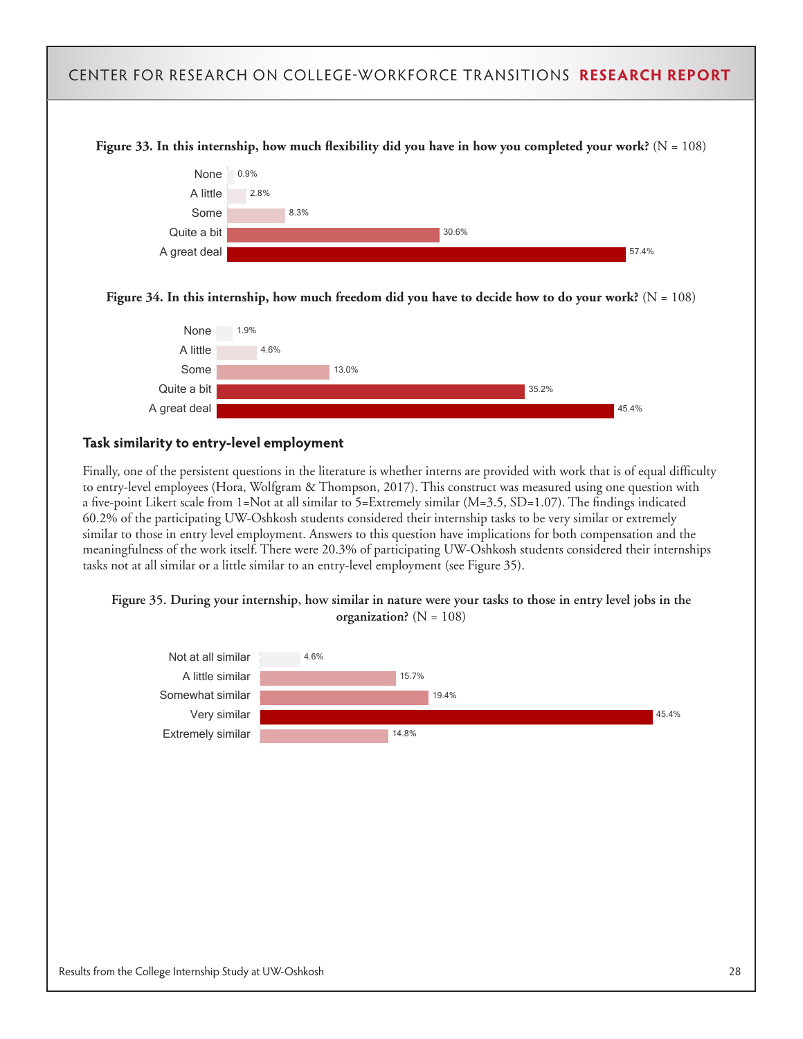**Figure 33. In this internship, how much flexibility did you have in how you completed your work?** (N = 108)

| Response | Percent |
| --- | --- |
| None | 0.9% |
| A little | 2.8% |
| Some | 8.3% |
| Quite a bit | 30.6% |
| A great deal | 57.4% |

**Figure 34. In this internship, how much freedom did you have to decide how to do your work?** (N = 108)

| Response | Percent |
| --- | --- |
| None | 1.9% |
| A little | 4.6% |
| Some | 13.0% |
| Quite a bit | 35.2% |
| A great deal | 45.4% |

### Task similarity to entry-level employment

Finally, one of the persistent questions in the literature is whether interns are provided with work that is of equal difficulty to entry-level employees (Hora, Wolfgram & Thompson, 2017). This construct was measured using one question with a five-point Likert scale from 1=Not at all similar to 5=Extremely similar (M=3.5, SD=1.07). The findings indicated 60.2% of the participating UW-Oshkosh students considered their internship tasks to be very similar or extremely similar to those in entry level employment. Answers to this question have implications for both compensation and the meaningfulness of the work itself. There were 20.3% of participating UW-Oshkosh students considered their internships tasks not at all similar or a little similar to an entry-level employment (see Figure 35).

**Figure 35. During your internship, how similar in nature were your tasks to those in entry level jobs in the organization?** (N = 108)

| Response | Percent |
| --- | --- |
| Not at all similar | 4.6% |
| A little similar | 15.7% |
| Somewhat similar | 19.4% |
| Very similar | 45.4% |
| Extremely similar | 14.8% |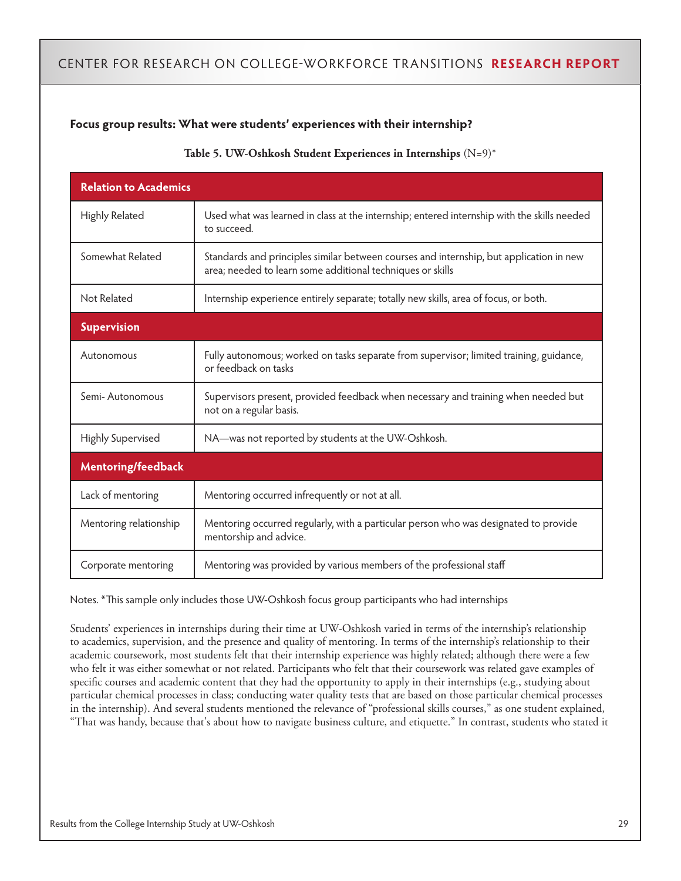**Focus group results: What were students' experiences with their internship?**

**Table 5. UW-Oshkosh Student Experiences in Internships** (N=9)*

| **Relation to Academics** | |
|---|---|
| Highly Related | Used what was learned in class at the internship; entered internship with the skills needed to succeed. |
| Somewhat Related | Standards and principles similar between courses and internship, but application in new area; needed to learn some additional techniques or skills |
| Not Related | Internship experience entirely separate; totally new skills, area of focus, or both. |
| **Supervision** | |
| Autonomous | Fully autonomous; worked on tasks separate from supervisor; limited training, guidance, or feedback on tasks |
| Semi- Autonomous | Supervisors present, provided feedback when necessary and training when needed but not on a regular basis. |
| Highly Supervised | NA—was not reported by students at the UW-Oshkosh. |
| **Mentoring/feedback** | |
| Lack of mentoring | Mentoring occurred infrequently or not at all. |
| Mentoring relationship | Mentoring occurred regularly, with a particular person who was designated to provide mentorship and advice. |
| Corporate mentoring | Mentoring was provided by various members of the professional staff |

Notes. *This sample only includes those UW-Oshkosh focus group participants who had internships

Students' experiences in internships during their time at UW-Oshkosh varied in terms of the internship's relationship to academics, supervision, and the presence and quality of mentoring. In terms of the internship's relationship to their academic coursework, most students felt that their internship experience was highly related; although there were a few who felt it was either somewhat or not related. Participants who felt that their coursework was related gave examples of specific courses and academic content that they had the opportunity to apply in their internships (e.g., studying about particular chemical processes in class; conducting water quality tests that are based on those particular chemical processes in the internship). And several students mentioned the relevance of "professional skills courses," as one student explained, "That was handy, because that's about how to navigate business culture, and etiquette." In contrast, students who stated it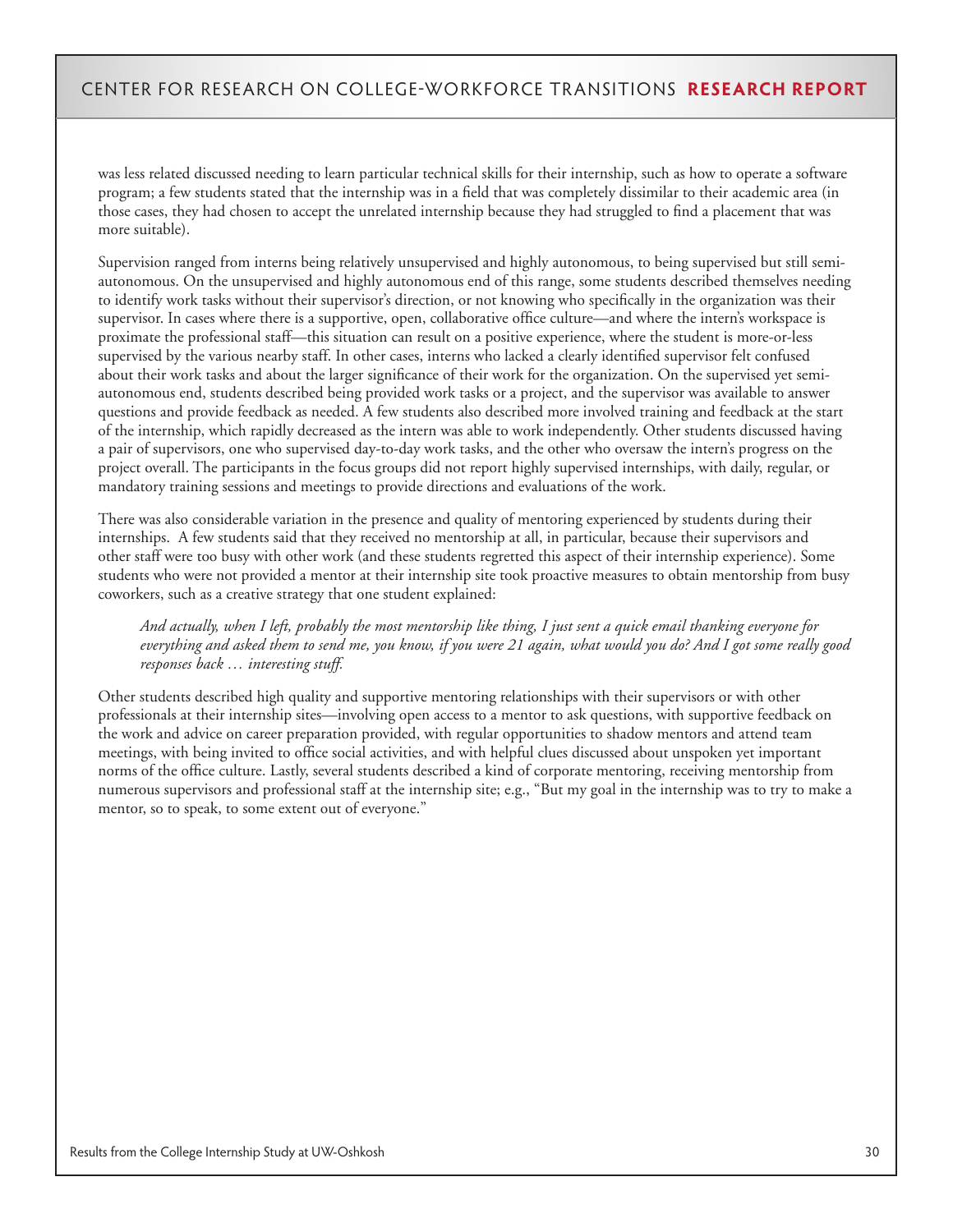was less related discussed needing to learn particular technical skills for their internship, such as how to operate a software program; a few students stated that the internship was in a field that was completely dissimilar to their academic area (in those cases, they had chosen to accept the unrelated internship because they had struggled to find a placement that was more suitable).

Supervision ranged from interns being relatively unsupervised and highly autonomous, to being supervised but still semi-autonomous. On the unsupervised and highly autonomous end of this range, some students described themselves needing to identify work tasks without their supervisor's direction, or not knowing who specifically in the organization was their supervisor. In cases where there is a supportive, open, collaborative office culture—and where the intern's workspace is proximate the professional staff—this situation can result on a positive experience, where the student is more-or-less supervised by the various nearby staff. In other cases, interns who lacked a clearly identified supervisor felt confused about their work tasks and about the larger significance of their work for the organization. On the supervised yet semi-autonomous end, students described being provided work tasks or a project, and the supervisor was available to answer questions and provide feedback as needed. A few students also described more involved training and feedback at the start of the internship, which rapidly decreased as the intern was able to work independently. Other students discussed having a pair of supervisors, one who supervised day-to-day work tasks, and the other who oversaw the intern's progress on the project overall. The participants in the focus groups did not report highly supervised internships, with daily, regular, or mandatory training sessions and meetings to provide directions and evaluations of the work.

There was also considerable variation in the presence and quality of mentoring experienced by students during their internships. A few students said that they received no mentorship at all, in particular, because their supervisors and other staff were too busy with other work (and these students regretted this aspect of their internship experience). Some students who were not provided a mentor at their internship site took proactive measures to obtain mentorship from busy coworkers, such as a creative strategy that one student explained:

> *And actually, when I left, probably the most mentorship like thing, I just sent a quick email thanking everyone for everything and asked them to send me, you know, if you were 21 again, what would you do? And I got some really good responses back … interesting stuff.*

Other students described high quality and supportive mentoring relationships with their supervisors or with other professionals at their internship sites—involving open access to a mentor to ask questions, with supportive feedback on the work and advice on career preparation provided, with regular opportunities to shadow mentors and attend team meetings, with being invited to office social activities, and with helpful clues discussed about unspoken yet important norms of the office culture. Lastly, several students described a kind of corporate mentoring, receiving mentorship from numerous supervisors and professional staff at the internship site; e.g., "But my goal in the internship was to try to make a mentor, so to speak, to some extent out of everyone."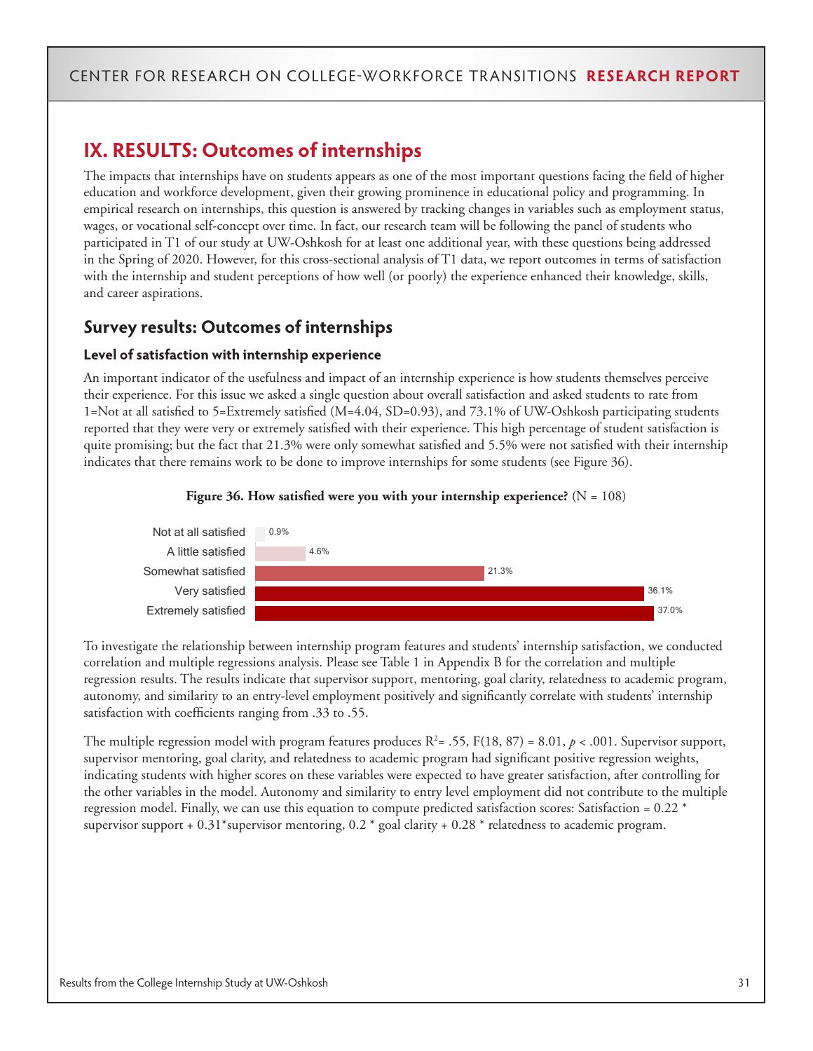# IX. RESULTS: Outcomes of internships

The impacts that internships have on students appears as one of the most important questions facing the field of higher education and workforce development, given their growing prominence in educational policy and programming. In empirical research on internships, this question is answered by tracking changes in variables such as employment status, wages, or vocational self-concept over time. In fact, our research team will be following the panel of students who participated in T1 of our study at UW-Oshkosh for at least one additional year, with these questions being addressed in the Spring of 2020. However, for this cross-sectional analysis of T1 data, we report outcomes in terms of satisfaction with the internship and student perceptions of how well (or poorly) the experience enhanced their knowledge, skills, and career aspirations.

## Survey results: Outcomes of internships

### Level of satisfaction with internship experience

An important indicator of the usefulness and impact of an internship experience is how students themselves perceive their experience. For this issue we asked a single question about overall satisfaction and asked students to rate from 1=Not at all satisfied to 5=Extremely satisfied (M=4.04, SD=0.93), and 73.1% of UW-Oshkosh participating students reported that they were very or extremely satisfied with their experience. This high percentage of student satisfaction is quite promising; but the fact that 21.3% were only somewhat satisfied and 5.5% were not satisfied with their internship indicates that there remains work to be done to improve internships for some students (see Figure 36).

**Figure 36. How satisfied were you with your internship experience?** (N = 108)

| Response | Percent |
|---|---|
| Not at all satisfied | 0.9% |
| A little satisfied | 4.6% |
| Somewhat satisfied | 21.3% |
| Very satisfied | 36.1% |
| Extremely satisfied | 37.0% |

To investigate the relationship between internship program features and students' internship satisfaction, we conducted correlation and multiple regressions analysis. Please see Table 1 in Appendix B for the correlation and multiple regression results. The results indicate that supervisor support, mentoring, goal clarity, relatedness to academic program, autonomy, and similarity to an entry-level employment positively and significantly correlate with students' internship satisfaction with coefficients ranging from .33 to .55.

The multiple regression model with program features produces $R^2$= .55, $F(18, 87) = 8.01$, $p < .001$. Supervisor support, supervisor mentoring, goal clarity, and relatedness to academic program had significant positive regression weights, indicating students with higher scores on these variables were expected to have greater satisfaction, after controlling for the other variables in the model. Autonomy and similarity to entry level employment did not contribute to the multiple regression model. Finally, we can use this equation to compute predicted satisfaction scores: Satisfaction = 0.22 * supervisor support + 0.31*supervisor mentoring, 0.2 * goal clarity + 0.28 * relatedness to academic program.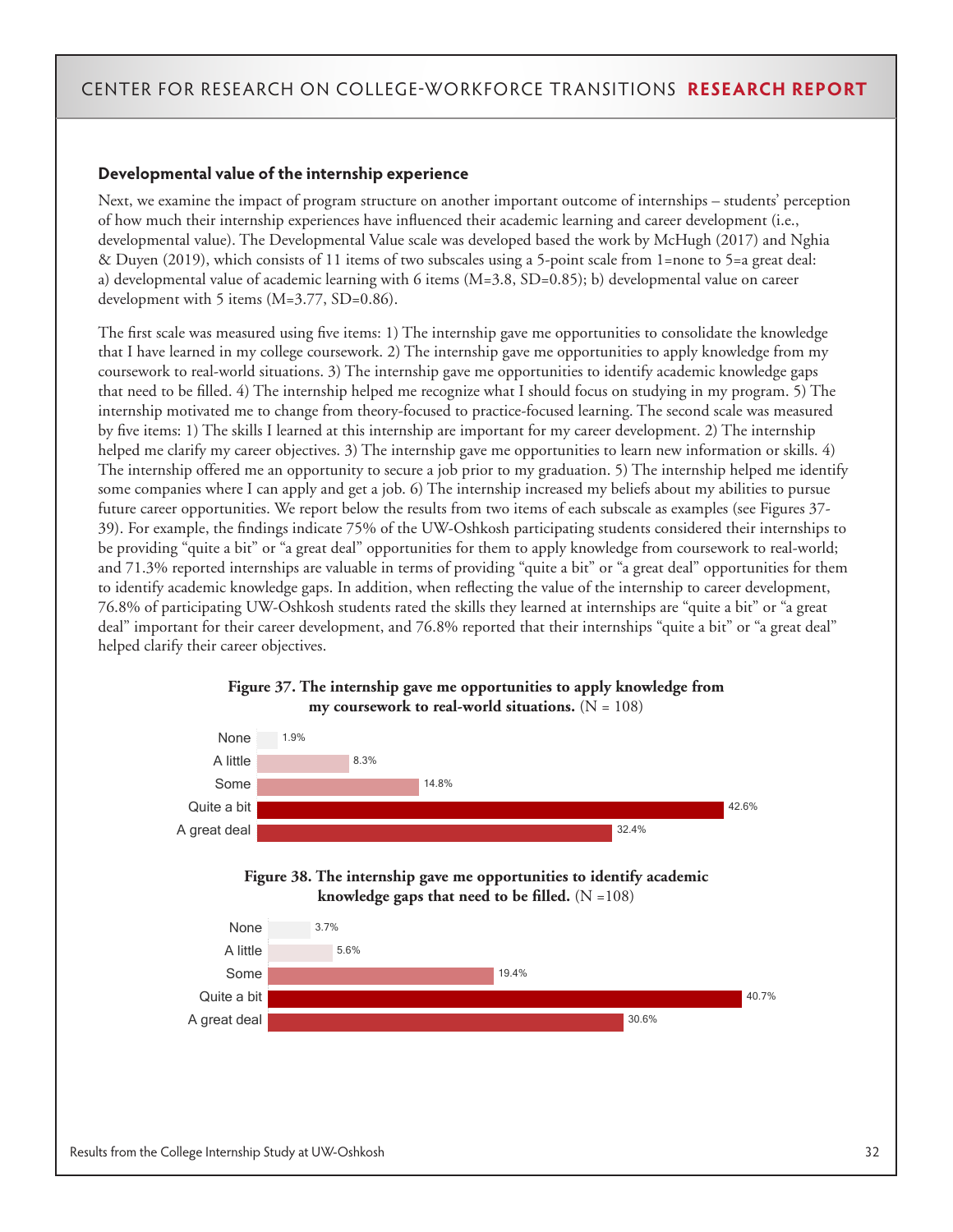### Developmental value of the internship experience

Next, we examine the impact of program structure on another important outcome of internships – students' perception of how much their internship experiences have influenced their academic learning and career development (i.e., developmental value). The Developmental Value scale was developed based the work by McHugh (2017) and Nghia & Duyen (2019), which consists of 11 items of two subscales using a 5-point scale from 1=none to 5=a great deal: a) developmental value of academic learning with 6 items (M=3.8, SD=0.85); b) developmental value on career development with 5 items (M=3.77, SD=0.86).

The first scale was measured using five items: 1) The internship gave me opportunities to consolidate the knowledge that I have learned in my college coursework. 2) The internship gave me opportunities to apply knowledge from my coursework to real-world situations. 3) The internship gave me opportunities to identify academic knowledge gaps that need to be filled. 4) The internship helped me recognize what I should focus on studying in my program. 5) The internship motivated me to change from theory-focused to practice-focused learning. The second scale was measured by five items: 1) The skills I learned at this internship are important for my career development. 2) The internship helped me clarify my career objectives. 3) The internship gave me opportunities to learn new information or skills. 4) The internship offered me an opportunity to secure a job prior to my graduation. 5) The internship helped me identify some companies where I can apply and get a job. 6) The internship increased my beliefs about my abilities to pursue future career opportunities. We report below the results from two items of each subscale as examples (see Figures 37-39). For example, the findings indicate 75% of the UW-Oshkosh participating students considered their internships to be providing "quite a bit" or "a great deal" opportunities for them to apply knowledge from coursework to real-world; and 71.3% reported internships are valuable in terms of providing "quite a bit" or "a great deal" opportunities for them to identify academic knowledge gaps. In addition, when reflecting the value of the internship to career development, 76.8% of participating UW-Oshkosh students rated the skills they learned at internships are "quite a bit" or "a great deal" important for their career development, and 76.8% reported that their internships "quite a bit" or "a great deal" helped clarify their career objectives.

**Figure 37. The internship gave me opportunities to apply knowledge from my coursework to real-world situations.** (N = 108)

| Response | Percent |
|---|---|
| None | 1.9% |
| A little | 8.3% |
| Some | 14.8% |
| Quite a bit | 42.6% |
| A great deal | 32.4% |

**Figure 38. The internship gave me opportunities to identify academic knowledge gaps that need to be filled.** (N =108)

| Response | Percent |
|---|---|
| None | 3.7% |
| A little | 5.6% |
| Some | 19.4% |
| Quite a bit | 40.7% |
| A great deal | 30.6% |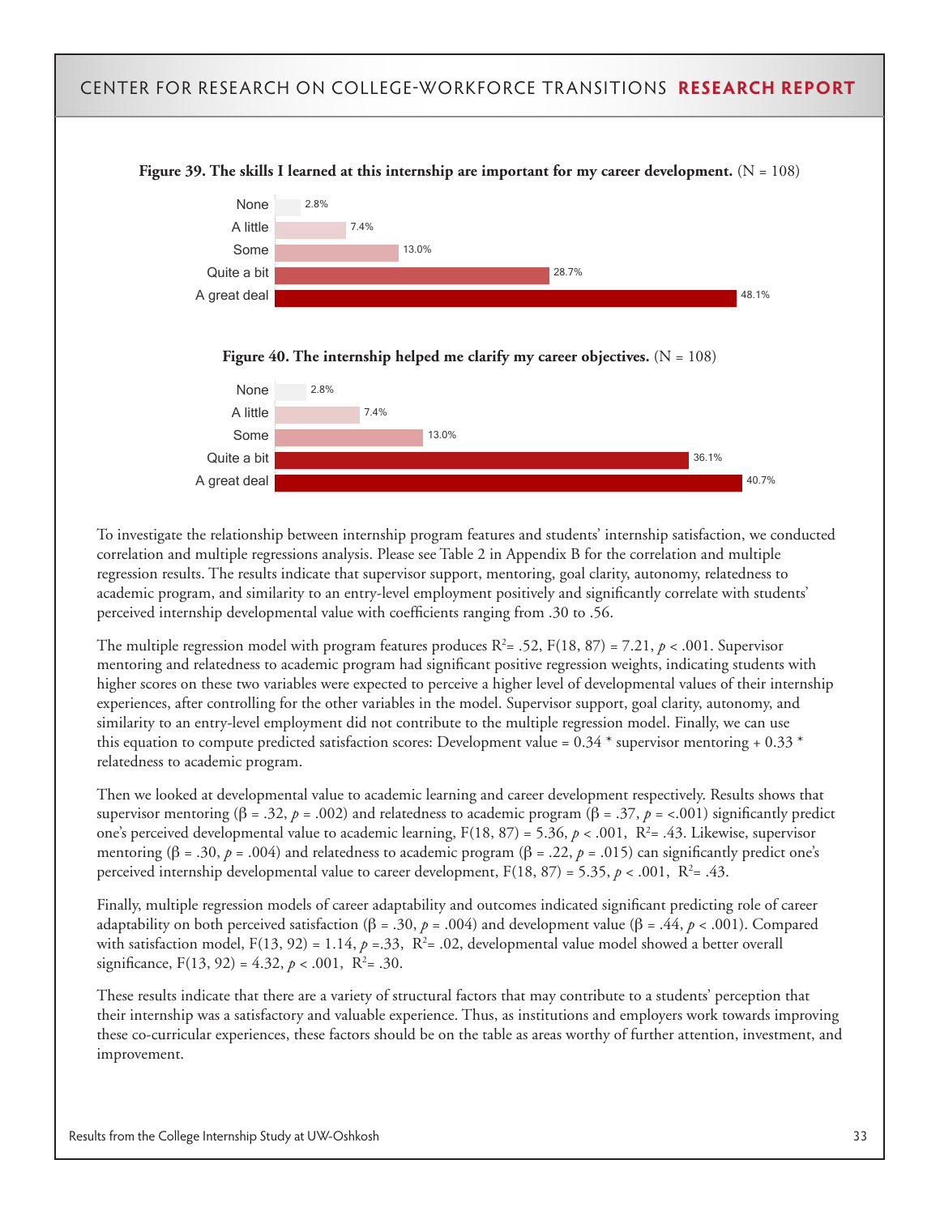**Figure 39. The skills I learned at this internship are important for my career development.** (N = 108)

| Response | Percent |
|---|---|
| None | 2.8% |
| A little | 7.4% |
| Some | 13.0% |
| Quite a bit | 28.7% |
| A great deal | 48.1% |

**Figure 40. The internship helped me clarify my career objectives.** (N = 108)

| Response | Percent |
|---|---|
| None | 2.8% |
| A little | 7.4% |
| Some | 13.0% |
| Quite a bit | 36.1% |
| A great deal | 40.7% |

To investigate the relationship between internship program features and students' internship satisfaction, we conducted correlation and multiple regressions analysis. Please see Table 2 in Appendix B for the correlation and multiple regression results. The results indicate that supervisor support, mentoring, goal clarity, autonomy, relatedness to academic program, and similarity to an entry-level employment positively and significantly correlate with students' perceived internship developmental value with coefficients ranging from .30 to .56.

The multiple regression model with program features produces $R^2$= .52, F(18, 87) = 7.21, $p$ < .001. Supervisor mentoring and relatedness to academic program had significant positive regression weights, indicating students with higher scores on these two variables were expected to perceive a higher level of developmental values of their internship experiences, after controlling for the other variables in the model. Supervisor support, goal clarity, autonomy, and similarity to an entry-level employment did not contribute to the multiple regression model. Finally, we can use this equation to compute predicted satisfaction scores: Development value = 0.34 * supervisor mentoring + 0.33 * relatedness to academic program.

Then we looked at developmental value to academic learning and career development respectively. Results shows that supervisor mentoring (β = .32, $p$ = .002) and relatedness to academic program (β = .37, $p$ = <.001) significantly predict one's perceived developmental value to academic learning, F(18, 87) = 5.36, $p$ < .001, $R^2$= .43. Likewise, supervisor mentoring (β = .30, $p$ = .004) and relatedness to academic program (β = .22, $p$ = .015) can significantly predict one's perceived internship developmental value to career development, F(18, 87) = 5.35, $p$ < .001, $R^2$= .43.

Finally, multiple regression models of career adaptability and outcomes indicated significant predicting role of career adaptability on both perceived satisfaction (β = .30, $p$ = .004) and development value (β = .44, $p$ < .001). Compared with satisfaction model, F(13, 92) = 1.14, $p$ =.33, $R^2$= .02, developmental value model showed a better overall significance, F(13, 92) = 4.32, $p$ < .001, $R^2$= .30.

These results indicate that there are a variety of structural factors that may contribute to a students' perception that their internship was a satisfactory and valuable experience. Thus, as institutions and employers work towards improving these co-curricular experiences, these factors should be on the table as areas worthy of further attention, investment, and improvement.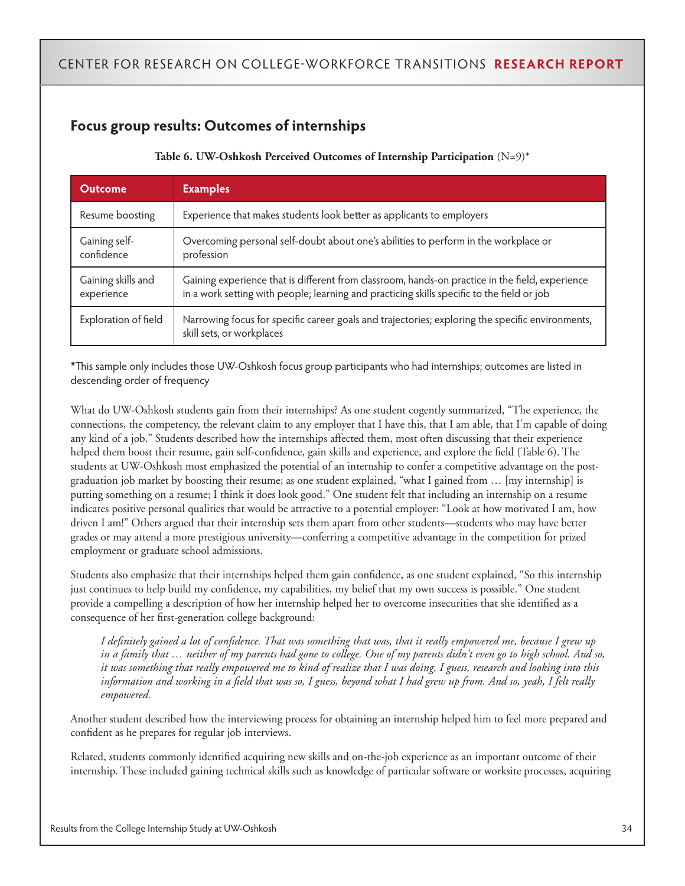## Focus group results: Outcomes of internships

**Table 6. UW-Oshkosh Perceived Outcomes of Internship Participation** (N=9)*

| Outcome | Examples |
|---|---|
| Resume boosting | Experience that makes students look better as applicants to employers |
| Gaining self-confidence | Overcoming personal self-doubt about one's abilities to perform in the workplace or profession |
| Gaining skills and experience | Gaining experience that is different from classroom, hands-on practice in the field, experience in a work setting with people; learning and practicing skills specific to the field or job |
| Exploration of field | Narrowing focus for specific career goals and trajectories; exploring the specific environments, skill sets, or workplaces |

*This sample only includes those UW-Oshkosh focus group participants who had internships; outcomes are listed in descending order of frequency

What do UW-Oshkosh students gain from their internships? As one student cogently summarized, "The experience, the connections, the competency, the relevant claim to any employer that I have this, that I am able, that I'm capable of doing any kind of a job." Students described how the internships affected them, most often discussing that their experience helped them boost their resume, gain self-confidence, gain skills and experience, and explore the field (Table 6). The students at UW-Oshkosh most emphasized the potential of an internship to confer a competitive advantage on the post-graduation job market by boosting their resume; as one student explained, "what I gained from … [my internship] is putting something on a resume; I think it does look good." One student felt that including an internship on a resume indicates positive personal qualities that would be attractive to a potential employer: "Look at how motivated I am, how driven I am!" Others argued that their internship sets them apart from other students—students who may have better grades or may attend a more prestigious university—conferring a competitive advantage in the competition for prized employment or graduate school admissions.

Students also emphasize that their internships helped them gain confidence, as one student explained, "So this internship just continues to help build my confidence, my capabilities, my belief that my own success is possible." One student provide a compelling a description of how her internship helped her to overcome insecurities that she identified as a consequence of her first-generation college background:

> *I definitely gained a lot of confidence. That was something that was, that it really empowered me, because I grew up in a family that … neither of my parents had gone to college. One of my parents didn't even go to high school. And so, it was something that really empowered me to kind of realize that I was doing, I guess, research and looking into this information and working in a field that was so, I guess, beyond what I had grew up from. And so, yeah, I felt really empowered.*

Another student described how the interviewing process for obtaining an internship helped him to feel more prepared and confident as he prepares for regular job interviews.

Related, students commonly identified acquiring new skills and on-the-job experience as an important outcome of their internship. These included gaining technical skills such as knowledge of particular software or worksite processes, acquiring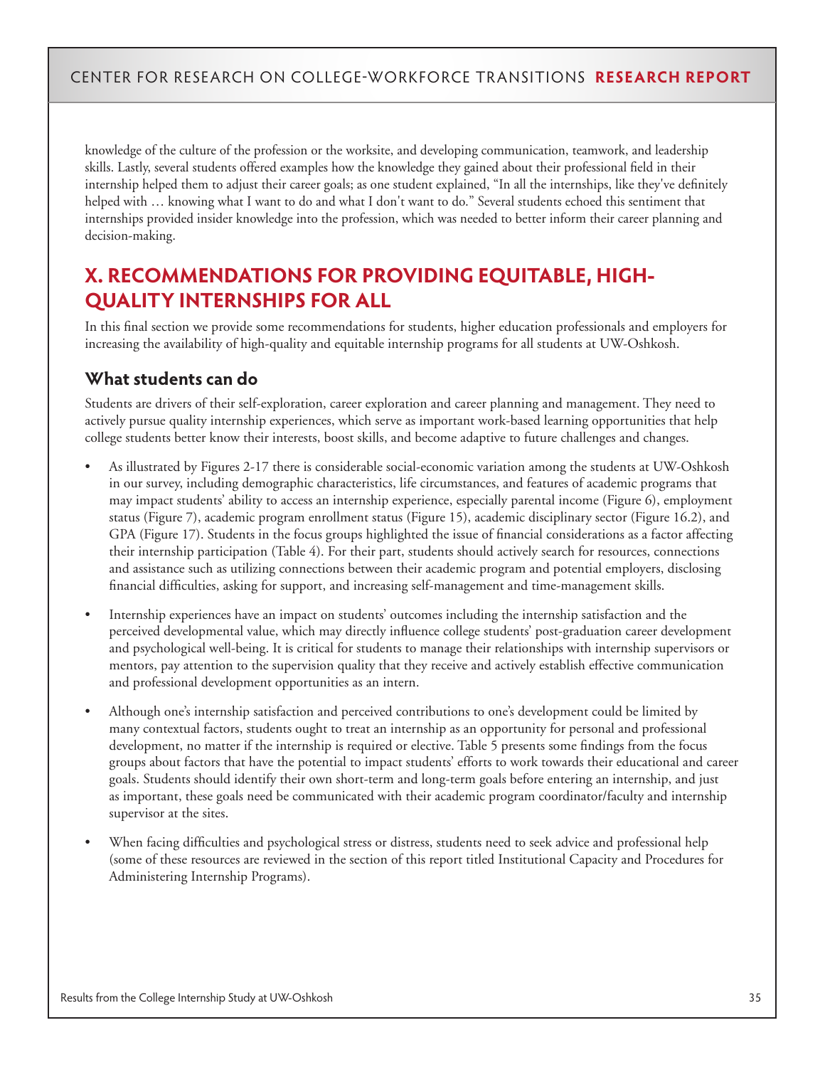knowledge of the culture of the profession or the worksite, and developing communication, teamwork, and leadership skills. Lastly, several students offered examples how the knowledge they gained about their professional field in their internship helped them to adjust their career goals; as one student explained, "In all the internships, like they've definitely helped with … knowing what I want to do and what I don't want to do." Several students echoed this sentiment that internships provided insider knowledge into the profession, which was needed to better inform their career planning and decision-making.

## X. RECOMMENDATIONS FOR PROVIDING EQUITABLE, HIGH-QUALITY INTERNSHIPS FOR ALL

In this final section we provide some recommendations for students, higher education professionals and employers for increasing the availability of high-quality and equitable internship programs for all students at UW-Oshkosh.

### What students can do

Students are drivers of their self-exploration, career exploration and career planning and management. They need to actively pursue quality internship experiences, which serve as important work-based learning opportunities that help college students better know their interests, boost skills, and become adaptive to future challenges and changes.

- As illustrated by Figures 2-17 there is considerable social-economic variation among the students at UW-Oshkosh in our survey, including demographic characteristics, life circumstances, and features of academic programs that may impact students' ability to access an internship experience, especially parental income (Figure 6), employment status (Figure 7), academic program enrollment status (Figure 15), academic disciplinary sector (Figure 16.2), and GPA (Figure 17). Students in the focus groups highlighted the issue of financial considerations as a factor affecting their internship participation (Table 4). For their part, students should actively search for resources, connections and assistance such as utilizing connections between their academic program and potential employers, disclosing financial difficulties, asking for support, and increasing self-management and time-management skills.
- Internship experiences have an impact on students' outcomes including the internship satisfaction and the perceived developmental value, which may directly influence college students' post-graduation career development and psychological well-being. It is critical for students to manage their relationships with internship supervisors or mentors, pay attention to the supervision quality that they receive and actively establish effective communication and professional development opportunities as an intern.
- Although one's internship satisfaction and perceived contributions to one's development could be limited by many contextual factors, students ought to treat an internship as an opportunity for personal and professional development, no matter if the internship is required or elective. Table 5 presents some findings from the focus groups about factors that have the potential to impact students' efforts to work towards their educational and career goals. Students should identify their own short-term and long-term goals before entering an internship, and just as important, these goals need be communicated with their academic program coordinator/faculty and internship supervisor at the sites.
- When facing difficulties and psychological stress or distress, students need to seek advice and professional help (some of these resources are reviewed in the section of this report titled Institutional Capacity and Procedures for Administering Internship Programs).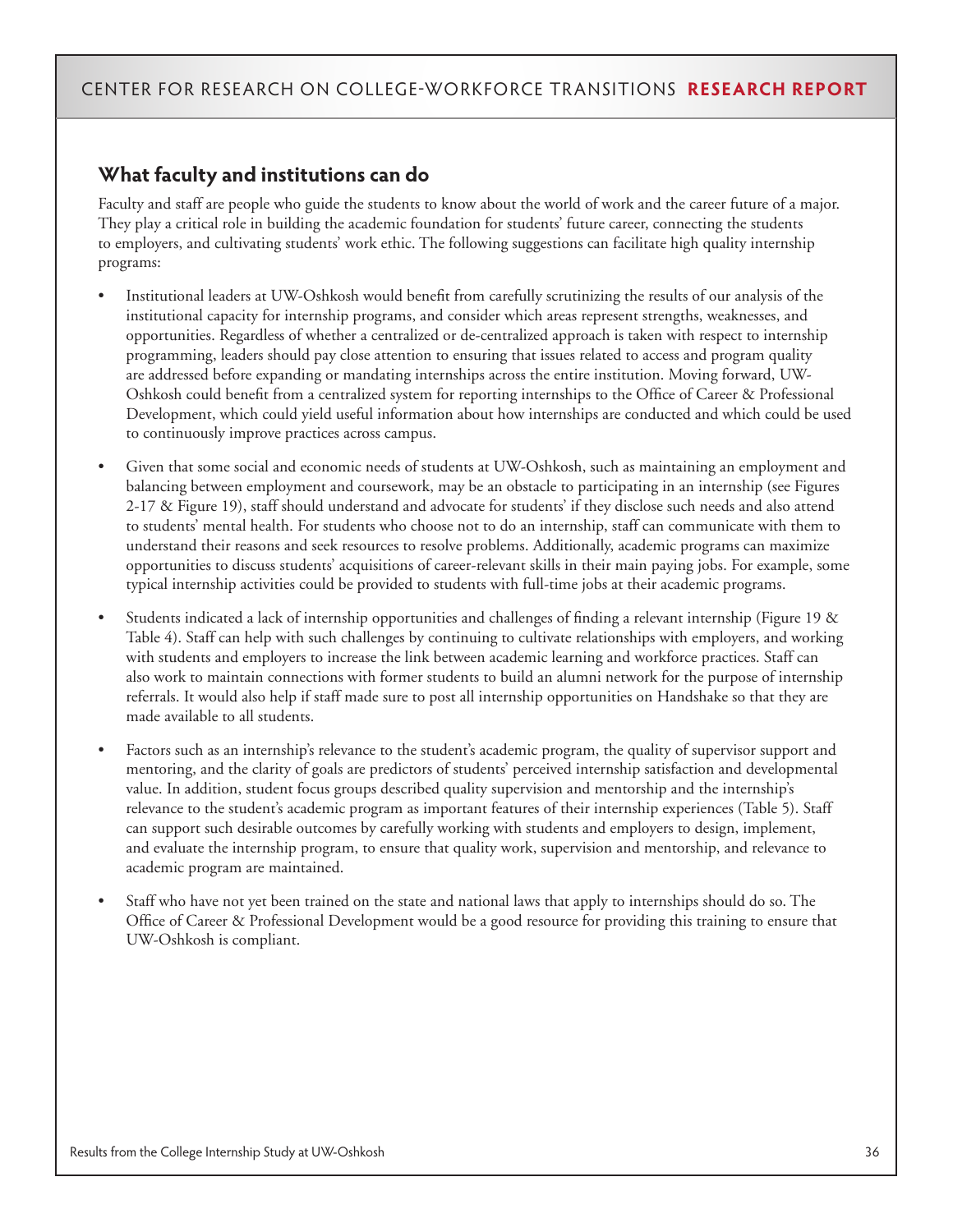## What faculty and institutions can do

Faculty and staff are people who guide the students to know about the world of work and the career future of a major. They play a critical role in building the academic foundation for students' future career, connecting the students to employers, and cultivating students' work ethic. The following suggestions can facilitate high quality internship programs:

- Institutional leaders at UW-Oshkosh would benefit from carefully scrutinizing the results of our analysis of the institutional capacity for internship programs, and consider which areas represent strengths, weaknesses, and opportunities. Regardless of whether a centralized or de-centralized approach is taken with respect to internship programming, leaders should pay close attention to ensuring that issues related to access and program quality are addressed before expanding or mandating internships across the entire institution. Moving forward, UW-Oshkosh could benefit from a centralized system for reporting internships to the Office of Career & Professional Development, which could yield useful information about how internships are conducted and which could be used to continuously improve practices across campus.

- Given that some social and economic needs of students at UW-Oshkosh, such as maintaining an employment and balancing between employment and coursework, may be an obstacle to participating in an internship (see Figures 2-17 & Figure 19), staff should understand and advocate for students' if they disclose such needs and also attend to students' mental health. For students who choose not to do an internship, staff can communicate with them to understand their reasons and seek resources to resolve problems. Additionally, academic programs can maximize opportunities to discuss students' acquisitions of career-relevant skills in their main paying jobs. For example, some typical internship activities could be provided to students with full-time jobs at their academic programs.

- Students indicated a lack of internship opportunities and challenges of finding a relevant internship (Figure 19 & Table 4). Staff can help with such challenges by continuing to cultivate relationships with employers, and working with students and employers to increase the link between academic learning and workforce practices. Staff can also work to maintain connections with former students to build an alumni network for the purpose of internship referrals. It would also help if staff made sure to post all internship opportunities on Handshake so that they are made available to all students.

- Factors such as an internship's relevance to the student's academic program, the quality of supervisor support and mentoring, and the clarity of goals are predictors of students' perceived internship satisfaction and developmental value. In addition, student focus groups described quality supervision and mentorship and the internship's relevance to the student's academic program as important features of their internship experiences (Table 5). Staff can support such desirable outcomes by carefully working with students and employers to design, implement, and evaluate the internship program, to ensure that quality work, supervision and mentorship, and relevance to academic program are maintained.

- Staff who have not yet been trained on the state and national laws that apply to internships should do so. The Office of Career & Professional Development would be a good resource for providing this training to ensure that UW-Oshkosh is compliant.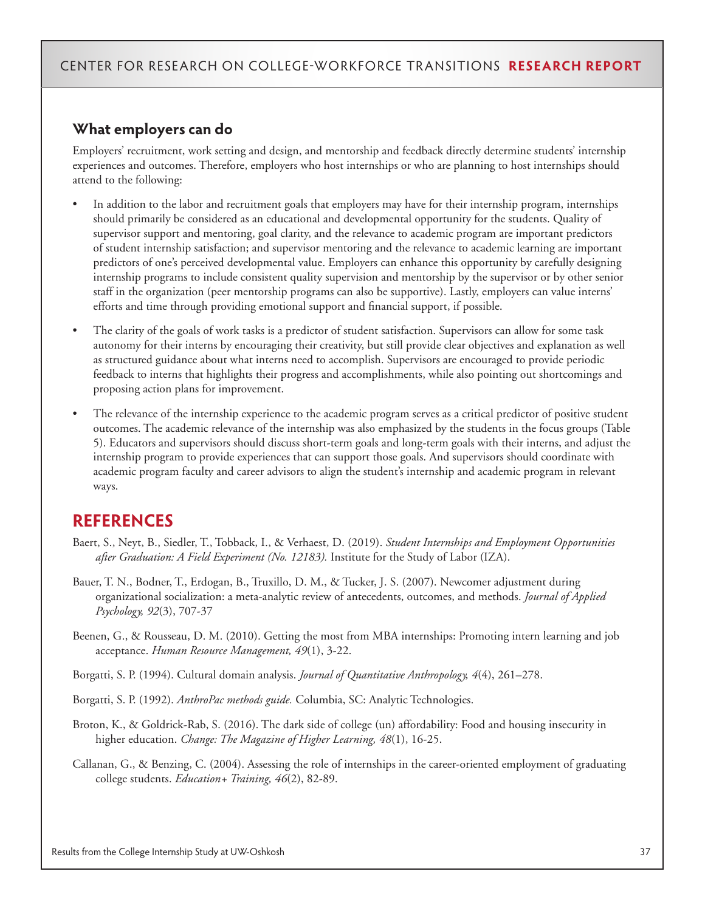## What employers can do

Employers' recruitment, work setting and design, and mentorship and feedback directly determine students' internship experiences and outcomes. Therefore, employers who host internships or who are planning to host internships should attend to the following:

- In addition to the labor and recruitment goals that employers may have for their internship program, internships should primarily be considered as an educational and developmental opportunity for the students. Quality of supervisor support and mentoring, goal clarity, and the relevance to academic program are important predictors of student internship satisfaction; and supervisor mentoring and the relevance to academic learning are important predictors of one's perceived developmental value. Employers can enhance this opportunity by carefully designing internship programs to include consistent quality supervision and mentorship by the supervisor or by other senior staff in the organization (peer mentorship programs can also be supportive). Lastly, employers can value interns' efforts and time through providing emotional support and financial support, if possible.
- The clarity of the goals of work tasks is a predictor of student satisfaction. Supervisors can allow for some task autonomy for their interns by encouraging their creativity, but still provide clear objectives and explanation as well as structured guidance about what interns need to accomplish. Supervisors are encouraged to provide periodic feedback to interns that highlights their progress and accomplishments, while also pointing out shortcomings and proposing action plans for improvement.
- The relevance of the internship experience to the academic program serves as a critical predictor of positive student outcomes. The academic relevance of the internship was also emphasized by the students in the focus groups (Table 5). Educators and supervisors should discuss short-term goals and long-term goals with their interns, and adjust the internship program to provide experiences that can support those goals. And supervisors should coordinate with academic program faculty and career advisors to align the student's internship and academic program in relevant ways.

# REFERENCES

Baert, S., Neyt, B., Siedler, T., Tobback, I., & Verhaest, D. (2019). *Student Internships and Employment Opportunities after Graduation: A Field Experiment (No. 12183).* Institute for the Study of Labor (IZA).

Bauer, T. N., Bodner, T., Erdogan, B., Truxillo, D. M., & Tucker, J. S. (2007). Newcomer adjustment during organizational socialization: a meta-analytic review of antecedents, outcomes, and methods. *Journal of Applied Psychology, 92*(3), 707-37

Beenen, G., & Rousseau, D. M. (2010). Getting the most from MBA internships: Promoting intern learning and job acceptance. *Human Resource Management, 49*(1), 3-22.

Borgatti, S. P. (1994). Cultural domain analysis. *Journal of Quantitative Anthropology, 4*(4), 261–278.

Borgatti, S. P. (1992). *AnthroPac methods guide.* Columbia, SC: Analytic Technologies.

Broton, K., & Goldrick-Rab, S. (2016). The dark side of college (un) affordability: Food and housing insecurity in higher education. *Change: The Magazine of Higher Learning, 48*(1), 16-25.

Callanan, G., & Benzing, C. (2004). Assessing the role of internships in the career-oriented employment of graduating college students. *Education+ Training, 46*(2), 82-89.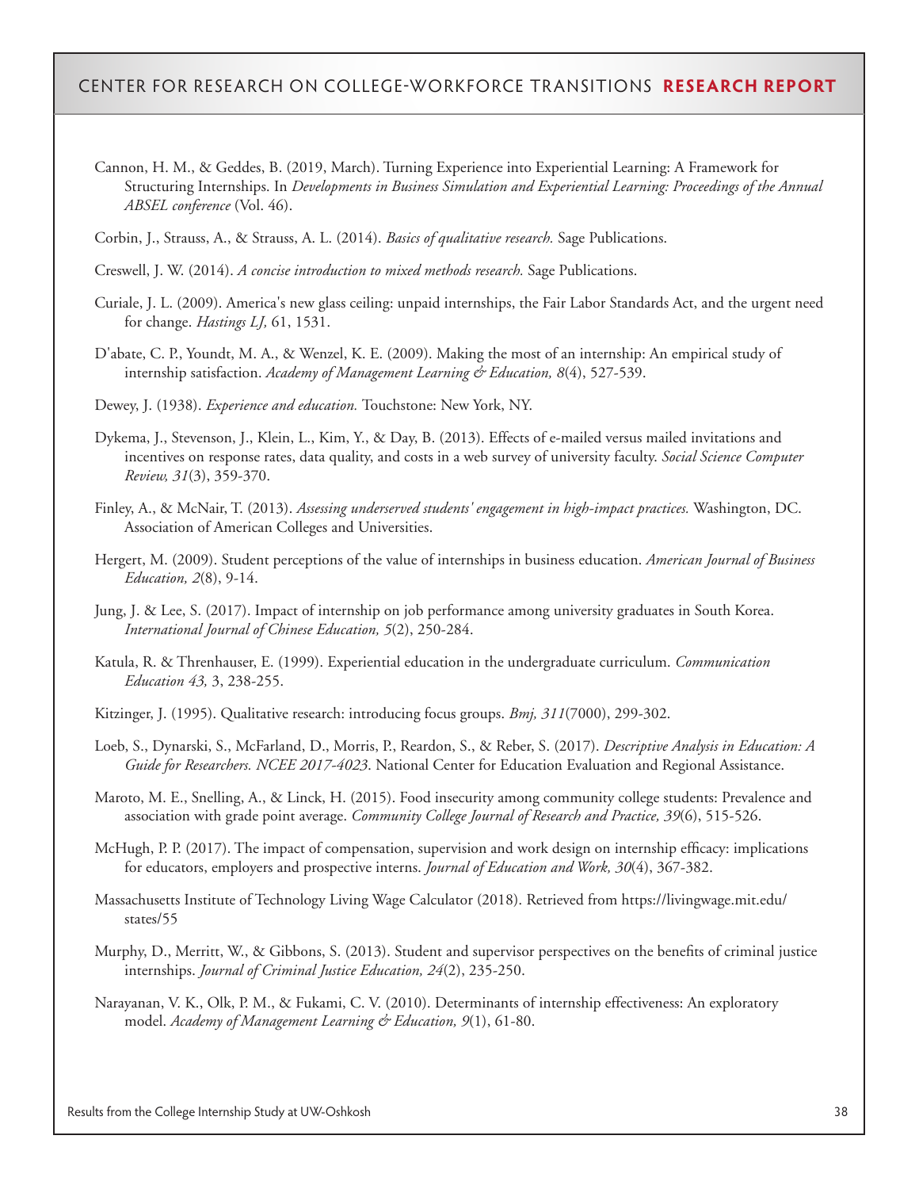Cannon, H. M., & Geddes, B. (2019, March). Turning Experience into Experiential Learning: A Framework for Structuring Internships. In *Developments in Business Simulation and Experiential Learning: Proceedings of the Annual ABSEL conference* (Vol. 46).

Corbin, J., Strauss, A., & Strauss, A. L. (2014). *Basics of qualitative research.* Sage Publications.

Creswell, J. W. (2014). *A concise introduction to mixed methods research.* Sage Publications.

Curiale, J. L. (2009). America's new glass ceiling: unpaid internships, the Fair Labor Standards Act, and the urgent need for change. *Hastings LJ,* 61, 1531.

D'abate, C. P., Youndt, M. A., & Wenzel, K. E. (2009). Making the most of an internship: An empirical study of internship satisfaction. *Academy of Management Learning & Education, 8*(4), 527-539.

Dewey, J. (1938). *Experience and education.* Touchstone: New York, NY.

Dykema, J., Stevenson, J., Klein, L., Kim, Y., & Day, B. (2013). Effects of e-mailed versus mailed invitations and incentives on response rates, data quality, and costs in a web survey of university faculty. *Social Science Computer Review, 31*(3), 359-370.

Finley, A., & McNair, T. (2013). *Assessing underserved students' engagement in high-impact practices.* Washington, DC. Association of American Colleges and Universities.

Hergert, M. (2009). Student perceptions of the value of internships in business education. *American Journal of Business Education, 2*(8), 9-14.

Jung, J. & Lee, S. (2017). Impact of internship on job performance among university graduates in South Korea. *International Journal of Chinese Education, 5*(2), 250-284.

Katula, R. & Threnhauser, E. (1999). Experiential education in the undergraduate curriculum. *Communication Education 43,* 3, 238-255.

Kitzinger, J. (1995). Qualitative research: introducing focus groups. *Bmj, 311*(7000), 299-302.

Loeb, S., Dynarski, S., McFarland, D., Morris, P., Reardon, S., & Reber, S. (2017). *Descriptive Analysis in Education: A Guide for Researchers. NCEE 2017-4023*. National Center for Education Evaluation and Regional Assistance.

Maroto, M. E., Snelling, A., & Linck, H. (2015). Food insecurity among community college students: Prevalence and association with grade point average. *Community College Journal of Research and Practice, 39*(6), 515-526.

McHugh, P. P. (2017). The impact of compensation, supervision and work design on internship efficacy: implications for educators, employers and prospective interns. *Journal of Education and Work, 30*(4), 367-382.

Massachusetts Institute of Technology Living Wage Calculator (2018). Retrieved from https://livingwage.mit.edu/states/55

Murphy, D., Merritt, W., & Gibbons, S. (2013). Student and supervisor perspectives on the benefits of criminal justice internships. *Journal of Criminal Justice Education, 24*(2), 235-250.

Narayanan, V. K., Olk, P. M., & Fukami, C. V. (2010). Determinants of internship effectiveness: An exploratory model. *Academy of Management Learning & Education, 9*(1), 61-80.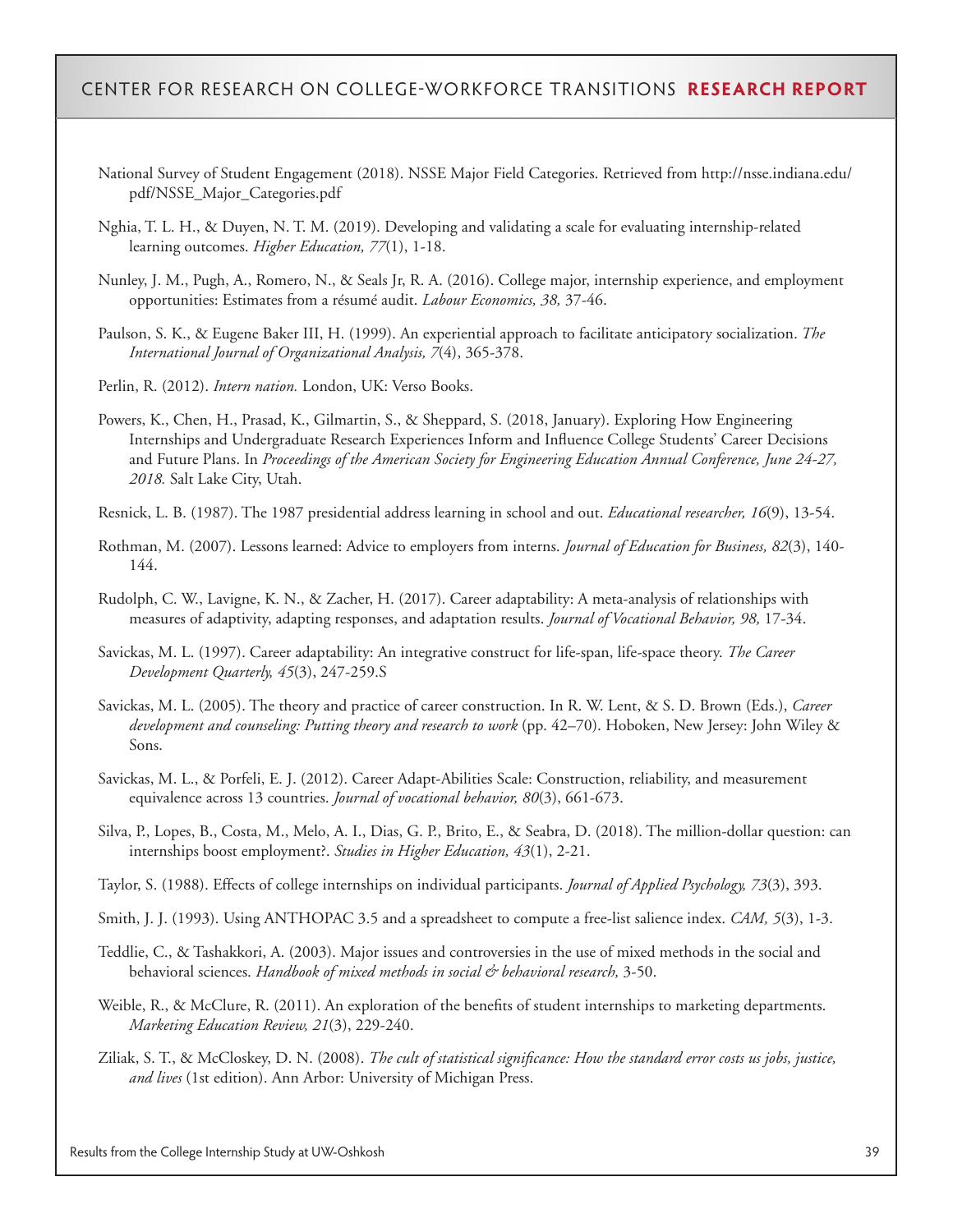National Survey of Student Engagement (2018). NSSE Major Field Categories. Retrieved from http://nsse.indiana.edu/pdf/NSSE_Major_Categories.pdf

Nghia, T. L. H., & Duyen, N. T. M. (2019). Developing and validating a scale for evaluating internship-related learning outcomes. *Higher Education, 77*(1), 1-18.

Nunley, J. M., Pugh, A., Romero, N., & Seals Jr, R. A. (2016). College major, internship experience, and employment opportunities: Estimates from a résumé audit. *Labour Economics, 38,* 37-46.

Paulson, S. K., & Eugene Baker III, H. (1999). An experiential approach to facilitate anticipatory socialization. *The International Journal of Organizational Analysis, 7*(4), 365-378.

Perlin, R. (2012). *Intern nation.* London, UK: Verso Books.

Powers, K., Chen, H., Prasad, K., Gilmartin, S., & Sheppard, S. (2018, January). Exploring How Engineering Internships and Undergraduate Research Experiences Inform and Influence College Students' Career Decisions and Future Plans. In *Proceedings of the American Society for Engineering Education Annual Conference, June 24-27, 2018.* Salt Lake City, Utah.

Resnick, L. B. (1987). The 1987 presidential address learning in school and out. *Educational researcher, 16*(9), 13-54.

Rothman, M. (2007). Lessons learned: Advice to employers from interns. *Journal of Education for Business, 82*(3), 140-144.

Rudolph, C. W., Lavigne, K. N., & Zacher, H. (2017). Career adaptability: A meta-analysis of relationships with measures of adaptivity, adapting responses, and adaptation results. *Journal of Vocational Behavior, 98,* 17-34.

Savickas, M. L. (1997). Career adaptability: An integrative construct for life-span, life-space theory. *The Career Development Quarterly, 45*(3), 247-259.S

Savickas, M. L. (2005). The theory and practice of career construction. In R. W. Lent, & S. D. Brown (Eds.), *Career development and counseling: Putting theory and research to work* (pp. 42–70). Hoboken, New Jersey: John Wiley & Sons.

Savickas, M. L., & Porfeli, E. J. (2012). Career Adapt-Abilities Scale: Construction, reliability, and measurement equivalence across 13 countries. *Journal of vocational behavior, 80*(3), 661-673.

Silva, P., Lopes, B., Costa, M., Melo, A. I., Dias, G. P., Brito, E., & Seabra, D. (2018). The million-dollar question: can internships boost employment?. *Studies in Higher Education, 43*(1), 2-21.

Taylor, S. (1988). Effects of college internships on individual participants. *Journal of Applied Psychology, 73*(3), 393.

Smith, J. J. (1993). Using ANTHOPAC 3.5 and a spreadsheet to compute a free-list salience index. *CAM, 5*(3), 1-3.

Teddlie, C., & Tashakkori, A. (2003). Major issues and controversies in the use of mixed methods in the social and behavioral sciences. *Handbook of mixed methods in social & behavioral research,* 3-50.

Weible, R., & McClure, R. (2011). An exploration of the benefits of student internships to marketing departments. *Marketing Education Review, 21*(3), 229-240.

Ziliak, S. T., & McCloskey, D. N. (2008). *The cult of statistical significance: How the standard error costs us jobs, justice, and lives* (1st edition). Ann Arbor: University of Michigan Press.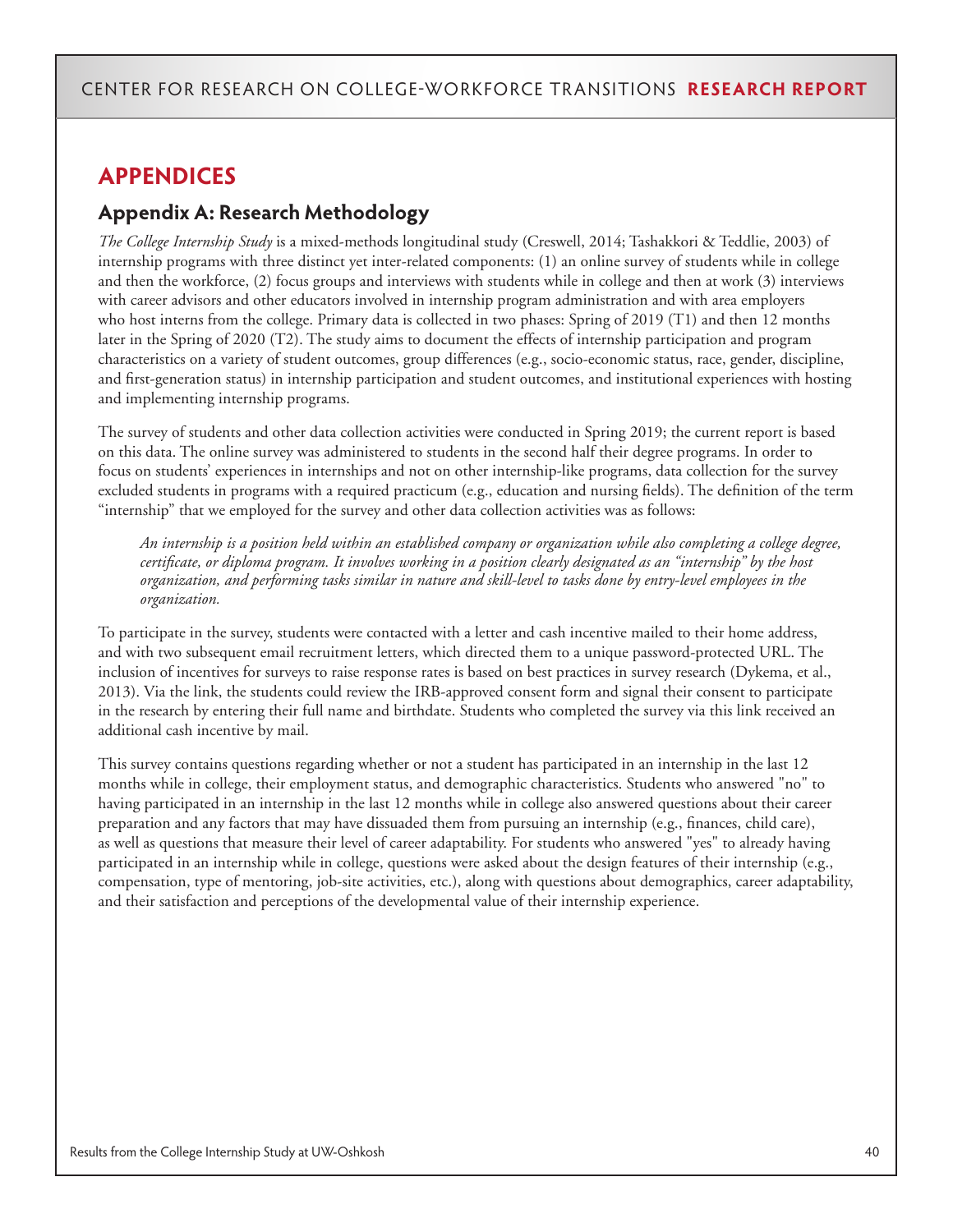# APPENDICES

## Appendix A: Research Methodology

*The College Internship Study* is a mixed-methods longitudinal study (Creswell, 2014; Tashakkori & Teddlie, 2003) of internship programs with three distinct yet inter-related components: (1) an online survey of students while in college and then the workforce, (2) focus groups and interviews with students while in college and then at work (3) interviews with career advisors and other educators involved in internship program administration and with area employers who host interns from the college. Primary data is collected in two phases: Spring of 2019 (T1) and then 12 months later in the Spring of 2020 (T2). The study aims to document the effects of internship participation and program characteristics on a variety of student outcomes, group differences (e.g., socio-economic status, race, gender, discipline, and first-generation status) in internship participation and student outcomes, and institutional experiences with hosting and implementing internship programs.

The survey of students and other data collection activities were conducted in Spring 2019; the current report is based on this data. The online survey was administered to students in the second half their degree programs. In order to focus on students' experiences in internships and not on other internship-like programs, data collection for the survey excluded students in programs with a required practicum (e.g., education and nursing fields). The definition of the term "internship" that we employed for the survey and other data collection activities was as follows:

> *An internship is a position held within an established company or organization while also completing a college degree, certificate, or diploma program. It involves working in a position clearly designated as an "internship" by the host organization, and performing tasks similar in nature and skill-level to tasks done by entry-level employees in the organization.*

To participate in the survey, students were contacted with a letter and cash incentive mailed to their home address, and with two subsequent email recruitment letters, which directed them to a unique password-protected URL. The inclusion of incentives for surveys to raise response rates is based on best practices in survey research (Dykema, et al., 2013). Via the link, the students could review the IRB-approved consent form and signal their consent to participate in the research by entering their full name and birthdate. Students who completed the survey via this link received an additional cash incentive by mail.

This survey contains questions regarding whether or not a student has participated in an internship in the last 12 months while in college, their employment status, and demographic characteristics. Students who answered "no" to having participated in an internship in the last 12 months while in college also answered questions about their career preparation and any factors that may have dissuaded them from pursuing an internship (e.g., finances, child care), as well as questions that measure their level of career adaptability. For students who answered "yes" to already having participated in an internship while in college, questions were asked about the design features of their internship (e.g., compensation, type of mentoring, job-site activities, etc.), along with questions about demographics, career adaptability, and their satisfaction and perceptions of the developmental value of their internship experience.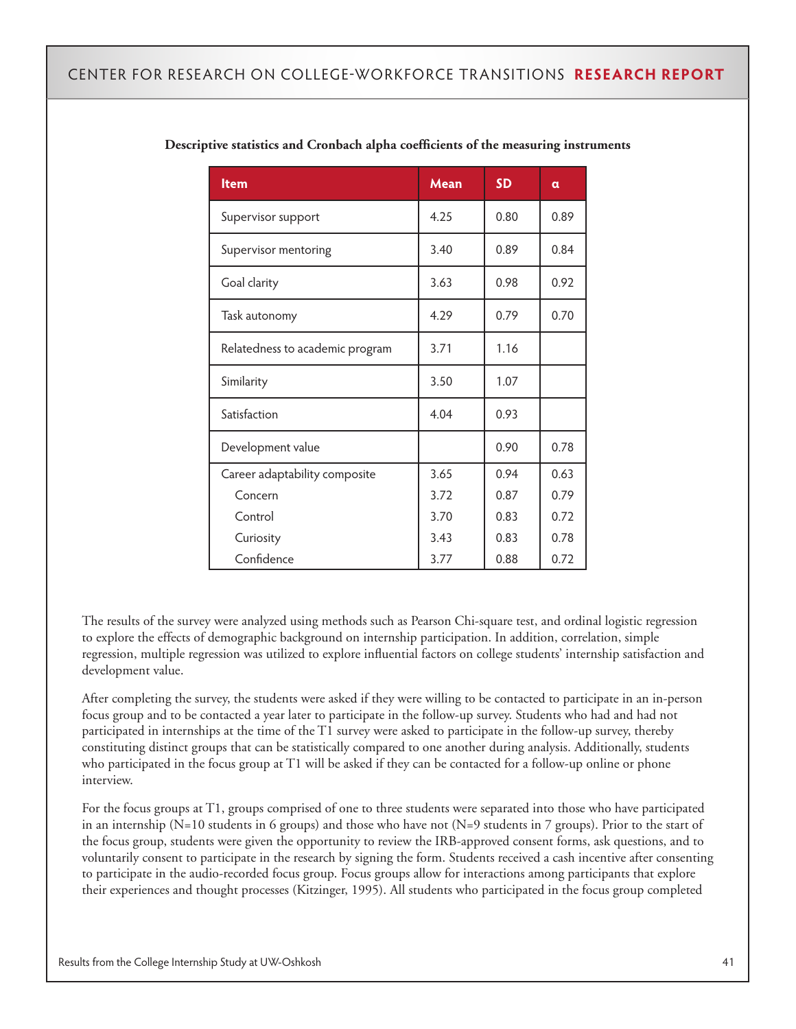**Descriptive statistics and Cronbach alpha coefficients of the measuring instruments**

| Item | Mean | SD | α |
|---|---|---|---|
| Supervisor support | 4.25 | 0.80 | 0.89 |
| Supervisor mentoring | 3.40 | 0.89 | 0.84 |
| Goal clarity | 3.63 | 0.98 | 0.92 |
| Task autonomy | 4.29 | 0.79 | 0.70 |
| Relatedness to academic program | 3.71 | 1.16 | |
| Similarity | 3.50 | 1.07 | |
| Satisfaction | 4.04 | 0.93 | |
| Development value | | 0.90 | 0.78 |
| Career adaptability composite | 3.65 | 0.94 | 0.63 |
| Concern | 3.72 | 0.87 | 0.79 |
| Control | 3.70 | 0.83 | 0.72 |
| Curiosity | 3.43 | 0.83 | 0.78 |
| Confidence | 3.77 | 0.88 | 0.72 |

The results of the survey were analyzed using methods such as Pearson Chi-square test, and ordinal logistic regression to explore the effects of demographic background on internship participation. In addition, correlation, simple regression, multiple regression was utilized to explore influential factors on college students' internship satisfaction and development value.

After completing the survey, the students were asked if they were willing to be contacted to participate in an in-person focus group and to be contacted a year later to participate in the follow-up survey. Students who had and had not participated in internships at the time of the T1 survey were asked to participate in the follow-up survey, thereby constituting distinct groups that can be statistically compared to one another during analysis. Additionally, students who participated in the focus group at T1 will be asked if they can be contacted for a follow-up online or phone interview.

For the focus groups at T1, groups comprised of one to three students were separated into those who have participated in an internship (N=10 students in 6 groups) and those who have not (N=9 students in 7 groups). Prior to the start of the focus group, students were given the opportunity to review the IRB-approved consent forms, ask questions, and to voluntarily consent to participate in the research by signing the form. Students received a cash incentive after consenting to participate in the audio-recorded focus group. Focus groups allow for interactions among participants that explore their experiences and thought processes (Kitzinger, 1995). All students who participated in the focus group completed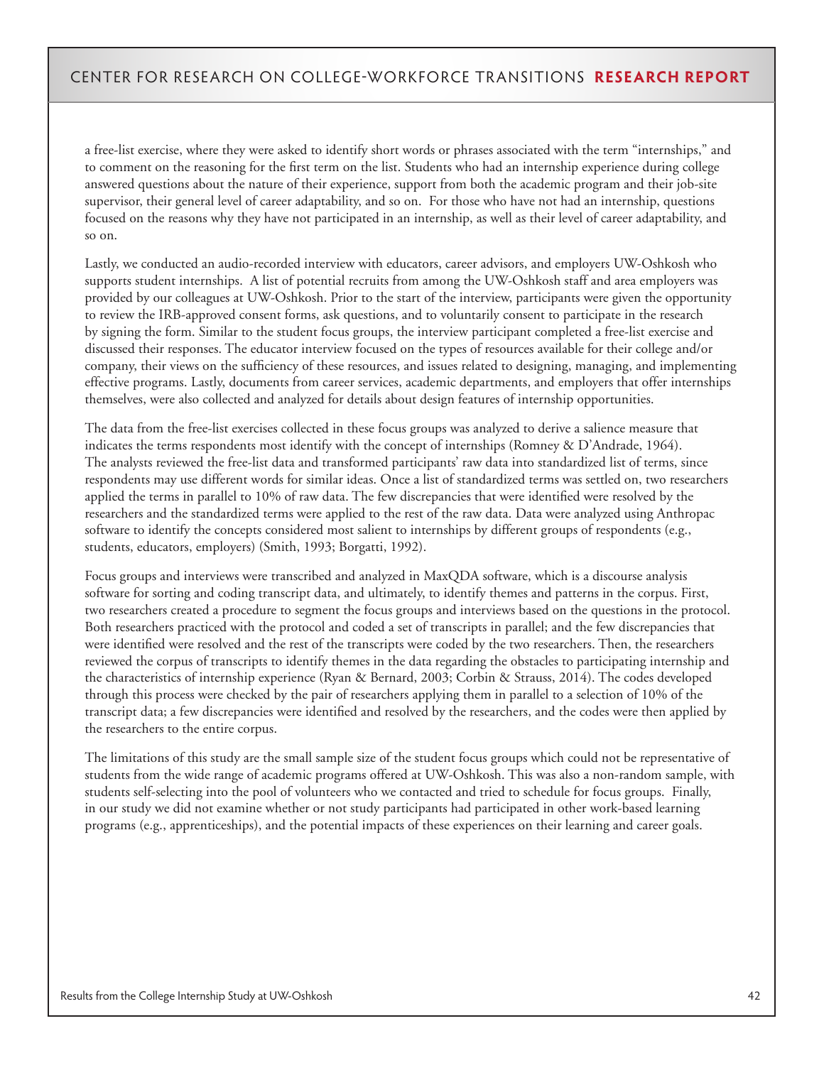a free-list exercise, where they were asked to identify short words or phrases associated with the term "internships," and to comment on the reasoning for the first term on the list. Students who had an internship experience during college answered questions about the nature of their experience, support from both the academic program and their job-site supervisor, their general level of career adaptability, and so on. For those who have not had an internship, questions focused on the reasons why they have not participated in an internship, as well as their level of career adaptability, and so on.

Lastly, we conducted an audio-recorded interview with educators, career advisors, and employers UW-Oshkosh who supports student internships. A list of potential recruits from among the UW-Oshkosh staff and area employers was provided by our colleagues at UW-Oshkosh. Prior to the start of the interview, participants were given the opportunity to review the IRB-approved consent forms, ask questions, and to voluntarily consent to participate in the research by signing the form. Similar to the student focus groups, the interview participant completed a free-list exercise and discussed their responses. The educator interview focused on the types of resources available for their college and/or company, their views on the sufficiency of these resources, and issues related to designing, managing, and implementing effective programs. Lastly, documents from career services, academic departments, and employers that offer internships themselves, were also collected and analyzed for details about design features of internship opportunities.

The data from the free-list exercises collected in these focus groups was analyzed to derive a salience measure that indicates the terms respondents most identify with the concept of internships (Romney & D'Andrade, 1964). The analysts reviewed the free-list data and transformed participants' raw data into standardized list of terms, since respondents may use different words for similar ideas. Once a list of standardized terms was settled on, two researchers applied the terms in parallel to 10% of raw data. The few discrepancies that were identified were resolved by the researchers and the standardized terms were applied to the rest of the raw data. Data were analyzed using Anthropac software to identify the concepts considered most salient to internships by different groups of respondents (e.g., students, educators, employers) (Smith, 1993; Borgatti, 1992).

Focus groups and interviews were transcribed and analyzed in MaxQDA software, which is a discourse analysis software for sorting and coding transcript data, and ultimately, to identify themes and patterns in the corpus. First, two researchers created a procedure to segment the focus groups and interviews based on the questions in the protocol. Both researchers practiced with the protocol and coded a set of transcripts in parallel; and the few discrepancies that were identified were resolved and the rest of the transcripts were coded by the two researchers. Then, the researchers reviewed the corpus of transcripts to identify themes in the data regarding the obstacles to participating internship and the characteristics of internship experience (Ryan & Bernard, 2003; Corbin & Strauss, 2014). The codes developed through this process were checked by the pair of researchers applying them in parallel to a selection of 10% of the transcript data; a few discrepancies were identified and resolved by the researchers, and the codes were then applied by the researchers to the entire corpus.

The limitations of this study are the small sample size of the student focus groups which could not be representative of students from the wide range of academic programs offered at UW-Oshkosh. This was also a non-random sample, with students self-selecting into the pool of volunteers who we contacted and tried to schedule for focus groups. Finally, in our study we did not examine whether or not study participants had participated in other work-based learning programs (e.g., apprenticeships), and the potential impacts of these experiences on their learning and career goals.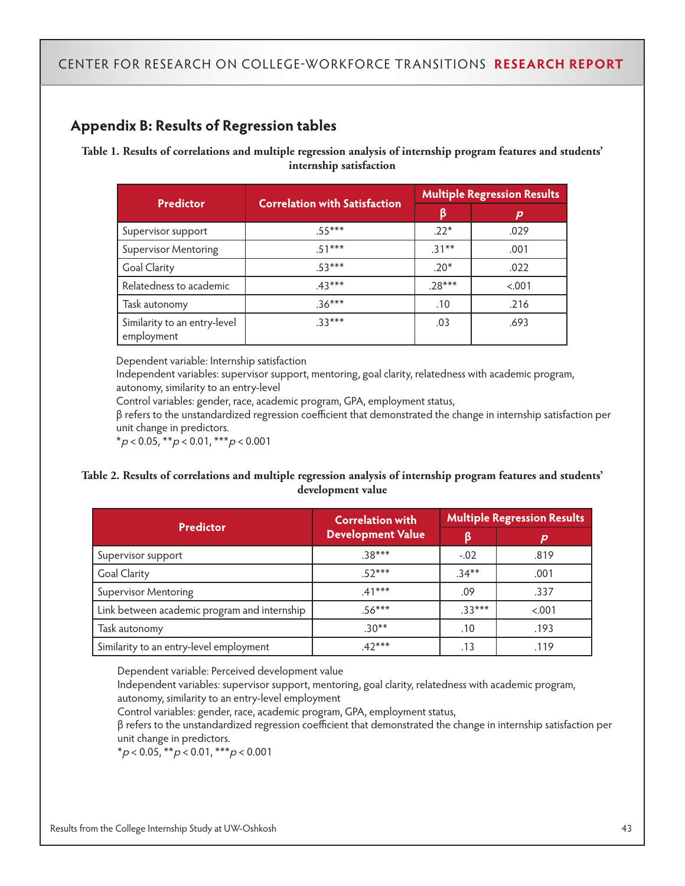## Appendix B: Results of Regression tables

**Table 1. Results of correlations and multiple regression analysis of internship program features and students' internship satisfaction**

| Predictor | Correlation with Satisfaction | Multiple Regression Results | |
|---|---|---|---|
| | | β | *p* |
| Supervisor support | .55*** | .22* | .029 |
| Supervisor Mentoring | .51*** | .31** | .001 |
| Goal Clarity | .53*** | .20* | .022 |
| Relatedness to academic | .43*** | .28*** | <.001 |
| Task autonomy | .36*** | .10 | .216 |
| Similarity to an entry-level employment | .33*** | .03 | .693 |

Dependent variable: Internship satisfaction
Independent variables: supervisor support, mentoring, goal clarity, relatedness with academic program, autonomy, similarity to an entry-level
Control variables: gender, race, academic program, GPA, employment status,
β refers to the unstandardized regression coefficient that demonstrated the change in internship satisfaction per unit change in predictors.
*$p < 0.05$, **$p < 0.01$, ***$p < 0.001$

**Table 2. Results of correlations and multiple regression analysis of internship program features and students' development value**

| Predictor | Correlation with Development Value | Multiple Regression Results | |
|---|---|---|---|
| | | β | *p* |
| Supervisor support | .38*** | -.02 | .819 |
| Goal Clarity | .52*** | .34** | .001 |
| Supervisor Mentoring | .41*** | .09 | .337 |
| Link between academic program and internship | .56*** | .33*** | <.001 |
| Task autonomy | .30** | .10 | .193 |
| Similarity to an entry-level employment | .42*** | .13 | .119 |

Dependent variable: Perceived development value
Independent variables: supervisor support, mentoring, goal clarity, relatedness with academic program, autonomy, similarity to an entry-level employment
Control variables: gender, race, academic program, GPA, employment status,
β refers to the unstandardized regression coefficient that demonstrated the change in internship satisfaction per unit change in predictors.
*$p < 0.05$, **$p < 0.01$, ***$p < 0.001$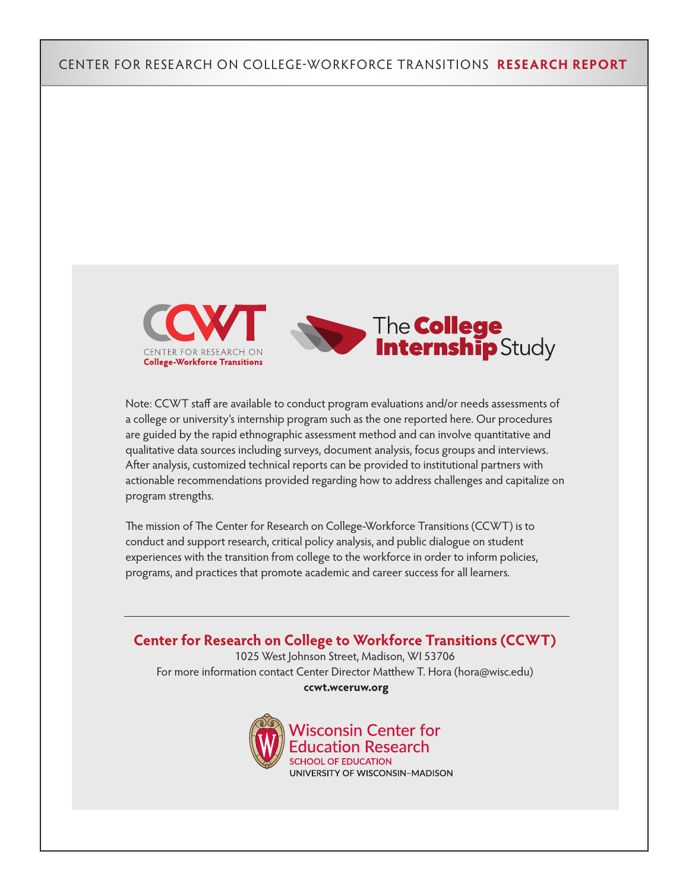CENTER FOR RESEARCH ON COLLEGE-WORKFORCE TRANSITIONS **RESEARCH REPORT**

CCWT
CENTER FOR RESEARCH ON
**College-Workforce Transitions**

The **College Internship** Study

Note: CCWT staff are available to conduct program evaluations and/or needs assessments of a college or university's internship program such as the one reported here. Our procedures are guided by the rapid ethnographic assessment method and can involve quantitative and qualitative data sources including surveys, document analysis, focus groups and interviews. After analysis, customized technical reports can be provided to institutional partners with actionable recommendations provided regarding how to address challenges and capitalize on program strengths.

The mission of The Center for Research on College-Workforce Transitions (CCWT) is to conduct and support research, critical policy analysis, and public dialogue on student experiences with the transition from college to the workforce in order to inform policies, programs, and practices that promote academic and career success for all learners.

---

**Center for Research on College to Workforce Transitions (CCWT)**

1025 West Johnson Street, Madison, WI 53706

For more information contact Center Director Matthew T. Hora (hora@wisc.edu)

**ccwt.wceruw.org**

Wisconsin Center for Education Research
SCHOOL OF EDUCATION
UNIVERSITY OF WISCONSIN–MADISON